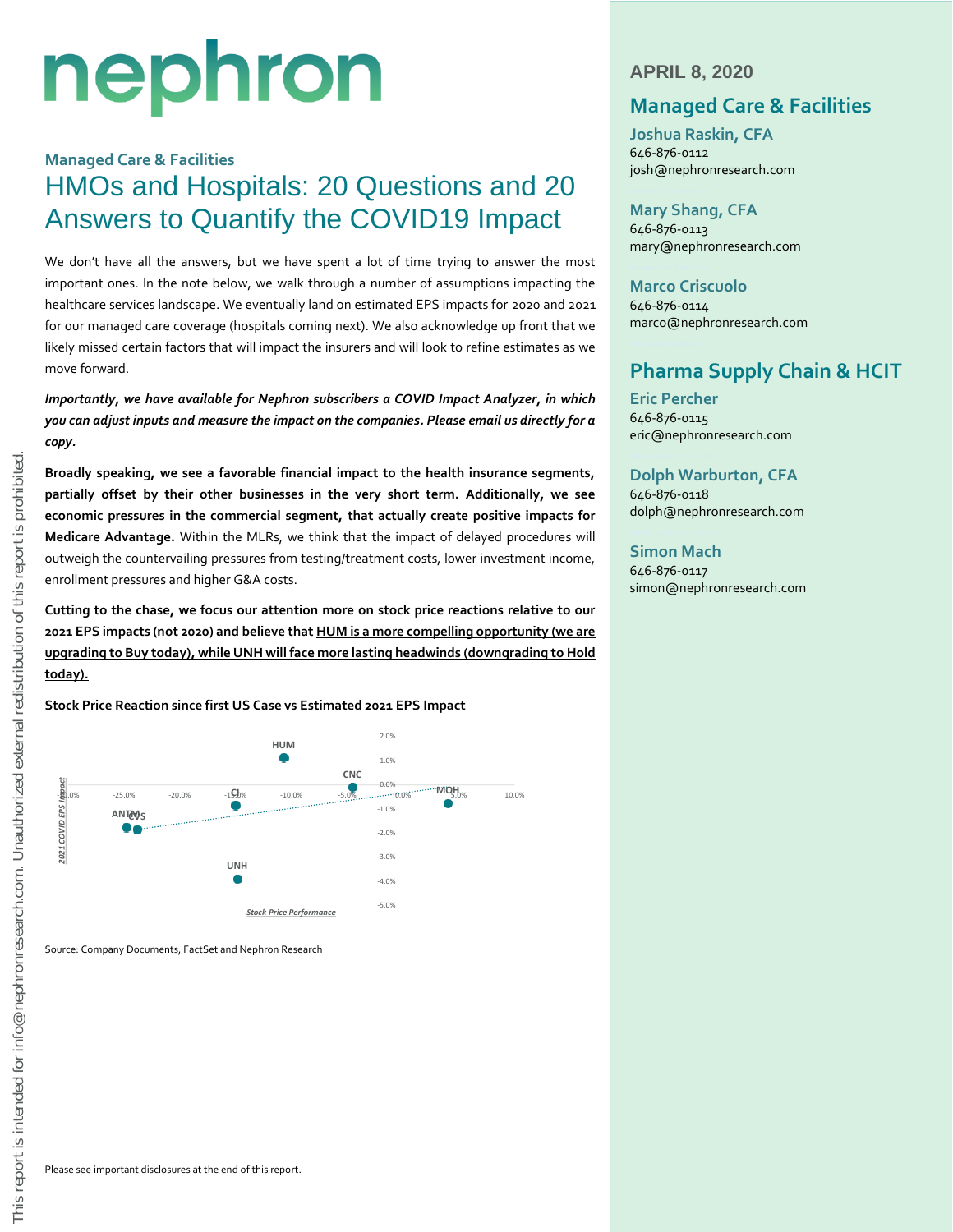# nephron

## Managed Care & Facilities

# HMOs and Hospitals: 20 Questions and 20 Answers to Quantify the COVID19 Impact

We don't have all the answers, but we have spent a lot of time trying to answer the most important ones. In the note below, we walk through a number of assumptions impacting the healthcare services landscape. We eventually land on estimated EPS impacts for 2020 and 2021 for our managed care coverage (hospitals coming next). We also acknowledge up front that we likely missed certain factors that will impact the insurers and will look to refine estimates as we move forward.

***Importantly, we have available for Nephron subscribers a COVID Impact Analyzer, in which you can adjust inputs and measure the impact on the companies. Please email us directly for a copy.***

**Broadly speaking, we see a favorable financial impact to the health insurance segments, partially offset by their other businesses in the very short term. Additionally, we see economic pressures in the commercial segment, that actually create positive impacts for Medicare Advantage.** Within the MLRs, we think that the impact of delayed procedures will outweigh the countervailing pressures from testing/treatment costs, lower investment income, enrollment pressures and higher G&A costs.

**Cutting to the chase, we focus our attention more on stock price reactions relative to our 2021 EPS impacts (not 2020) and believe that <u>HUM is a more compelling opportunity (we are upgrading to Buy today), while UNH will face more lasting headwinds (downgrading to Hold today).</u>**

**Stock Price Reaction since first US Case vs Estimated 2021 EPS Impact**

Source: Company Documents, FactSet and Nephron Research

Please see important disclosures at the end of this report.

---

**APRIL 8, 2020**

## Managed Care & Facilities

**Joshua Raskin, CFA**
646-876-0112
josh@nephronresearch.com

**Mary Shang, CFA**
646-876-0113
mary@nephronresearch.com

**Marco Criscuolo**
646-876-0114
marco@nephronresearch.com

## Pharma Supply Chain & HCIT

**Eric Percher**
646-876-0115
eric@nephronresearch.com

**Dolph Warburton, CFA**
646-876-0118
dolph@nephronresearch.com

**Simon Mach**
646-876-0117
simon@nephronresearch.com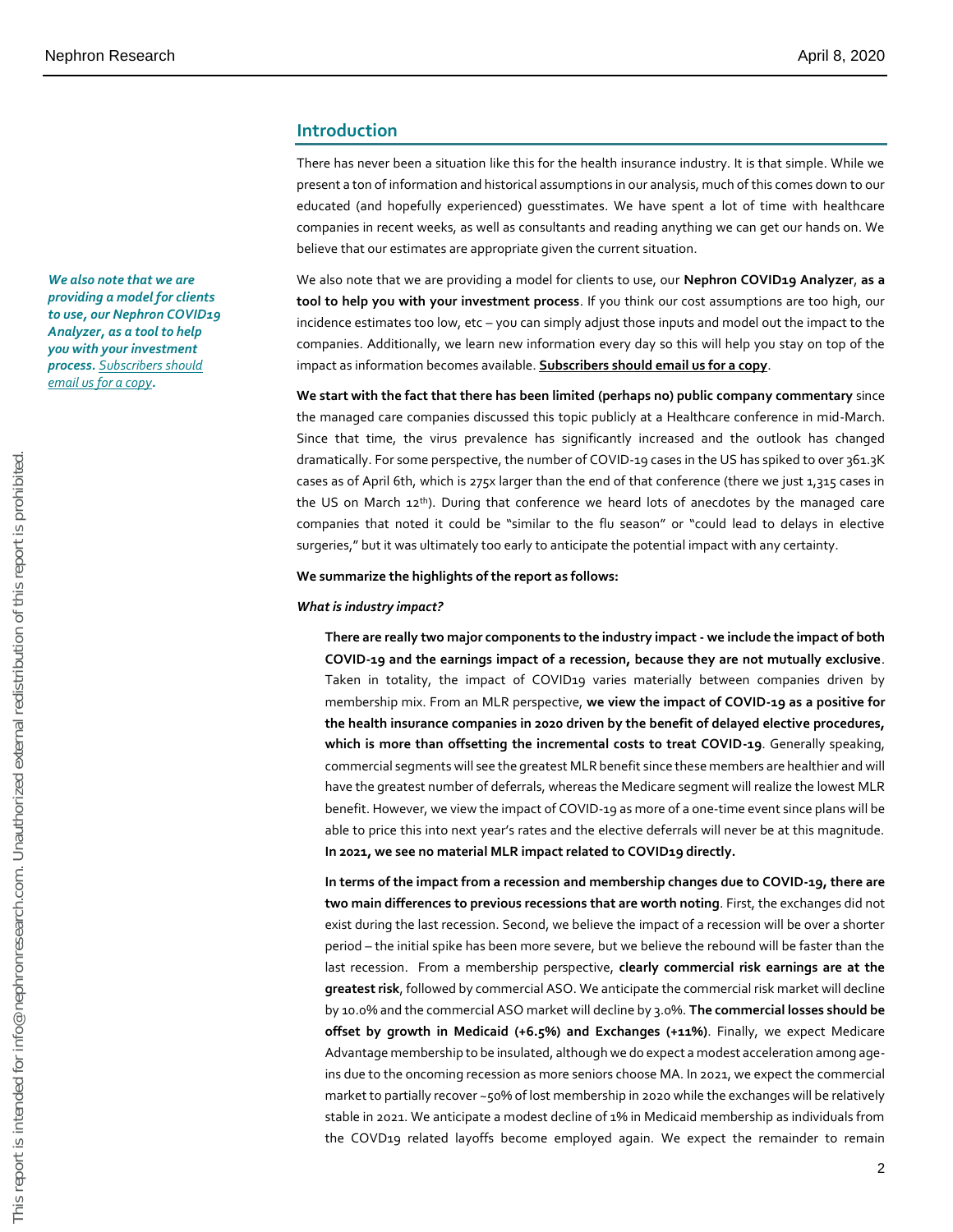## Introduction

There has never been a situation like this for the health insurance industry. It is that simple. While we present a ton of information and historical assumptions in our analysis, much of this comes down to our educated (and hopefully experienced) guesstimates. We have spent a lot of time with healthcare companies in recent weeks, as well as consultants and reading anything we can get our hands on. We believe that our estimates are appropriate given the current situation.

*We also note that we are providing a model for clients to use, our Nephron COVID19 Analyzer, as a tool to help you with your investment process. Subscribers should email us for a copy.*

We also note that we are providing a model for clients to use, our **Nephron COVID19 Analyzer**, **as a tool to help you with your investment process**. If you think our cost assumptions are too high, our incidence estimates too low, etc – you can simply adjust those inputs and model out the impact to the companies. Additionally, we learn new information every day so this will help you stay on top of the impact as information becomes available. **Subscribers should email us for a copy**.

**We start with the fact that there has been limited (perhaps no) public company commentary** since the managed care companies discussed this topic publicly at a Healthcare conference in mid-March. Since that time, the virus prevalence has significantly increased and the outlook has changed dramatically. For some perspective, the number of COVID-19 cases in the US has spiked to over 361.3K cases as of April 6th, which is 275x larger than the end of that conference (there we just 1,315 cases in the US on March 12th). During that conference we heard lots of anecdotes by the managed care companies that noted it could be "similar to the flu season" or "could lead to delays in elective surgeries," but it was ultimately too early to anticipate the potential impact with any certainty.

**We summarize the highlights of the report as follows:**

***What is industry impact?***

> **There are really two major components to the industry impact - we include the impact of both COVID-19 and the earnings impact of a recession, because they are not mutually exclusive**. Taken in totality, the impact of COVID19 varies materially between companies driven by membership mix. From an MLR perspective, **we view the impact of COVID-19 as a positive for the health insurance companies in 2020 driven by the benefit of delayed elective procedures, which is more than offsetting the incremental costs to treat COVID-19**. Generally speaking, commercial segments will see the greatest MLR benefit since these members are healthier and will have the greatest number of deferrals, whereas the Medicare segment will realize the lowest MLR benefit. However, we view the impact of COVID-19 as more of a one-time event since plans will be able to price this into next year's rates and the elective deferrals will never be at this magnitude. **In 2021, we see no material MLR impact related to COVID19 directly.**
>
> **In terms of the impact from a recession and membership changes due to COVID-19, there are two main differences to previous recessions that are worth noting**. First, the exchanges did not exist during the last recession. Second, we believe the impact of a recession will be over a shorter period – the initial spike has been more severe, but we believe the rebound will be faster than the last recession. From a membership perspective, **clearly commercial risk earnings are at the greatest risk**, followed by commercial ASO. We anticipate the commercial risk market will decline by 10.0% and the commercial ASO market will decline by 3.0%. **The commercial losses should be offset by growth in Medicaid (+6.5%) and Exchanges (+11%)**. Finally, we expect Medicare Advantage membership to be insulated, although we do expect a modest acceleration among age-ins due to the oncoming recession as more seniors choose MA. In 2021, we expect the commercial market to partially recover ~50% of lost membership in 2020 while the exchanges will be relatively stable in 2021. We anticipate a modest decline of 1% in Medicaid membership as individuals from the COVD19 related layoffs become employed again. We expect the remainder to remain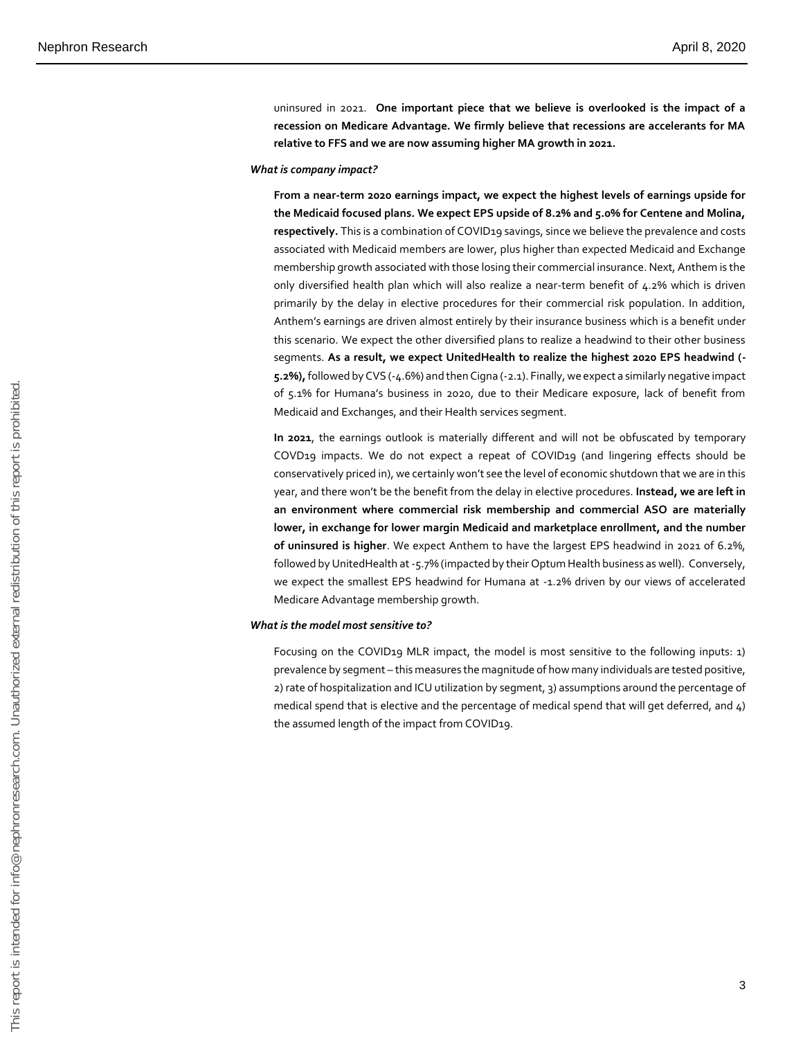uninsured in 2021. **One important piece that we believe is overlooked is the impact of a recession on Medicare Advantage. We firmly believe that recessions are accelerants for MA relative to FFS and we are now assuming higher MA growth in 2021.**

***What is company impact?***

**From a near-term 2020 earnings impact, we expect the highest levels of earnings upside for the Medicaid focused plans. We expect EPS upside of 8.2% and 5.0% for Centene and Molina, respectively.** This is a combination of COVID19 savings, since we believe the prevalence and costs associated with Medicaid members are lower, plus higher than expected Medicaid and Exchange membership growth associated with those losing their commercial insurance. Next, Anthem is the only diversified health plan which will also realize a near-term benefit of 4.2% which is driven primarily by the delay in elective procedures for their commercial risk population. In addition, Anthem's earnings are driven almost entirely by their insurance business which is a benefit under this scenario. We expect the other diversified plans to realize a headwind to their other business segments. **As a result, we expect UnitedHealth to realize the highest 2020 EPS headwind (-5.2%),** followed by CVS (-4.6%) and then Cigna (-2.1). Finally, we expect a similarly negative impact of 5.1% for Humana's business in 2020, due to their Medicare exposure, lack of benefit from Medicaid and Exchanges, and their Health services segment.

**In 2021**, the earnings outlook is materially different and will not be obfuscated by temporary COVD19 impacts. We do not expect a repeat of COVID19 (and lingering effects should be conservatively priced in), we certainly won't see the level of economic shutdown that we are in this year, and there won't be the benefit from the delay in elective procedures. **Instead, we are left in an environment where commercial risk membership and commercial ASO are materially lower, in exchange for lower margin Medicaid and marketplace enrollment, and the number of uninsured is higher**. We expect Anthem to have the largest EPS headwind in 2021 of 6.2%, followed by UnitedHealth at -5.7% (impacted by their Optum Health business as well). Conversely, we expect the smallest EPS headwind for Humana at -1.2% driven by our views of accelerated Medicare Advantage membership growth.

***What is the model most sensitive to?***

Focusing on the COVID19 MLR impact, the model is most sensitive to the following inputs: 1) prevalence by segment – this measures the magnitude of how many individuals are tested positive, 2) rate of hospitalization and ICU utilization by segment, 3) assumptions around the percentage of medical spend that is elective and the percentage of medical spend that will get deferred, and 4) the assumed length of the impact from COVID19.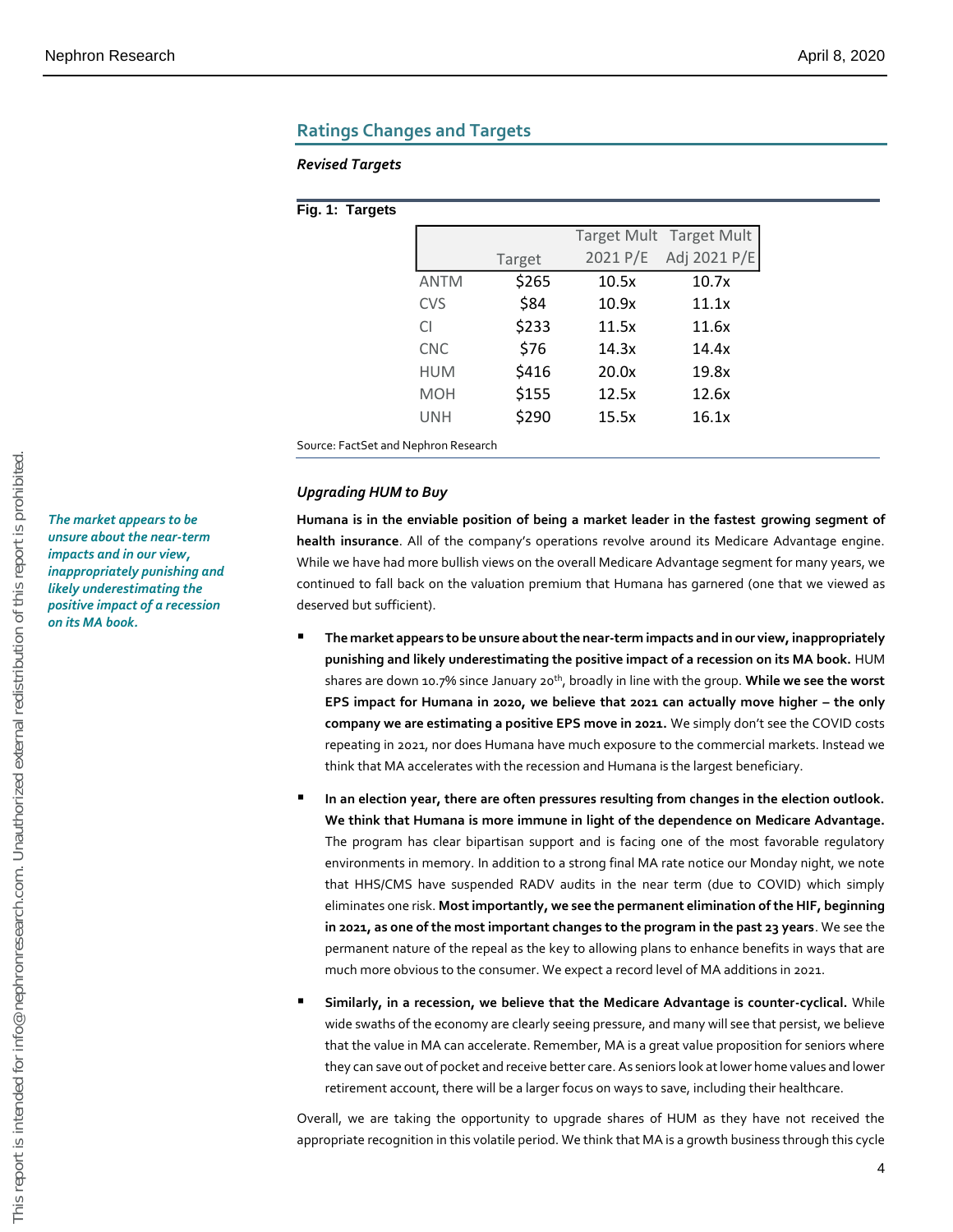## Ratings Changes and Targets

### *Revised Targets*

**Fig. 1: Targets**

| | Target | Target Mult 2021 P/E | Target Mult Adj 2021 P/E |
|---|---|---|---|
| ANTM | $265 | 10.5x | 10.7x |
| CVS | $84 | 10.9x | 11.1x |
| CI | $233 | 11.5x | 11.6x |
| CNC | $76 | 14.3x | 14.4x |
| HUM | $416 | 20.0x | 19.8x |
| MOH | $155 | 12.5x | 12.6x |
| UNH | $290 | 15.5x | 16.1x |

Source: FactSet and Nephron Research

### *Upgrading HUM to Buy*

***The market appears to be unsure about the near-term impacts and in our view, inappropriately punishing and likely underestimating the positive impact of a recession on its MA book.***

**Humana is in the enviable position of being a market leader in the fastest growing segment of health insurance**. All of the company's operations revolve around its Medicare Advantage engine. While we have had more bullish views on the overall Medicare Advantage segment for many years, we continued to fall back on the valuation premium that Humana has garnered (one that we viewed as deserved but sufficient).

- **The market appears to be unsure about the near-term impacts and in our view, inappropriately punishing and likely underestimating the positive impact of a recession on its MA book.** HUM shares are down 10.7% since January 20th, broadly in line with the group. **While we see the worst EPS impact for Humana in 2020, we believe that 2021 can actually move higher – the only company we are estimating a positive EPS move in 2021.** We simply don't see the COVID costs repeating in 2021, nor does Humana have much exposure to the commercial markets. Instead we think that MA accelerates with the recession and Humana is the largest beneficiary.
- **In an election year, there are often pressures resulting from changes in the election outlook. We think that Humana is more immune in light of the dependence on Medicare Advantage.** The program has clear bipartisan support and is facing one of the most favorable regulatory environments in memory. In addition to a strong final MA rate notice our Monday night, we note that HHS/CMS have suspended RADV audits in the near term (due to COVID) which simply eliminates one risk. **Most importantly, we see the permanent elimination of the HIF, beginning in 2021, as one of the most important changes to the program in the past 23 years**. We see the permanent nature of the repeal as the key to allowing plans to enhance benefits in ways that are much more obvious to the consumer. We expect a record level of MA additions in 2021.
- **Similarly, in a recession, we believe that the Medicare Advantage is counter-cyclical.** While wide swaths of the economy are clearly seeing pressure, and many will see that persist, we believe that the value in MA can accelerate. Remember, MA is a great value proposition for seniors where they can save out of pocket and receive better care. As seniors look at lower home values and lower retirement account, there will be a larger focus on ways to save, including their healthcare.

Overall, we are taking the opportunity to upgrade shares of HUM as they have not received the appropriate recognition in this volatile period. We think that MA is a growth business through this cycle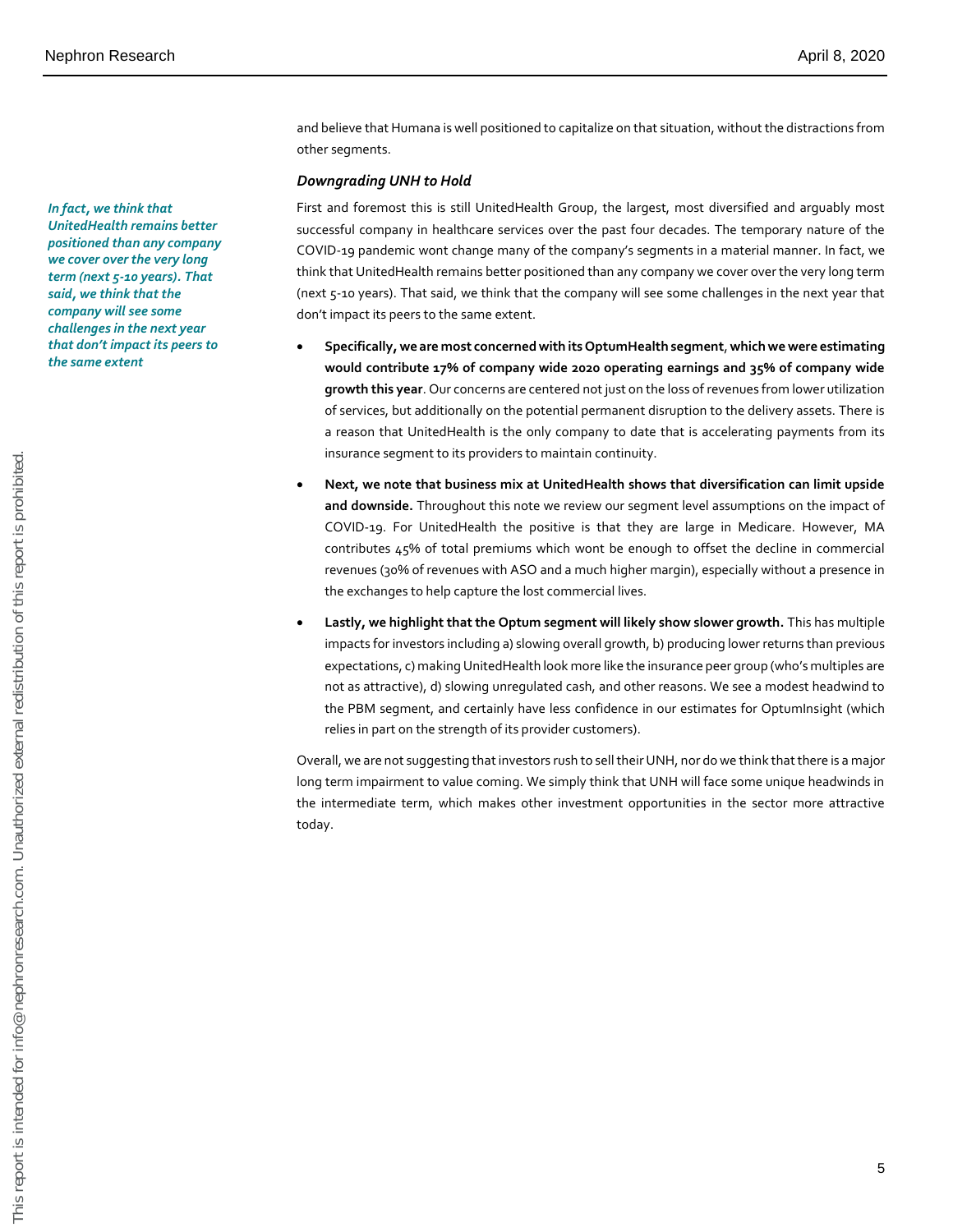and believe that Humana is well positioned to capitalize on that situation, without the distractions from other segments.

### *Downgrading UNH to Hold*

*In fact, we think that UnitedHealth remains better positioned than any company we cover over the very long term (next 5-10 years). That said, we think that the company will see some challenges in the next year that don't impact its peers to the same extent*

First and foremost this is still UnitedHealth Group, the largest, most diversified and arguably most successful company in healthcare services over the past four decades. The temporary nature of the COVID-19 pandemic wont change many of the company's segments in a material manner. In fact, we think that UnitedHealth remains better positioned than any company we cover over the very long term (next 5-10 years). That said, we think that the company will see some challenges in the next year that don't impact its peers to the same extent.

- **Specifically, we are most concerned with its OptumHealth segment, which we were estimating would contribute 17% of company wide 2020 operating earnings and 35% of company wide growth this year**. Our concerns are centered not just on the loss of revenues from lower utilization of services, but additionally on the potential permanent disruption to the delivery assets. There is a reason that UnitedHealth is the only company to date that is accelerating payments from its insurance segment to its providers to maintain continuity.
- **Next, we note that business mix at UnitedHealth shows that diversification can limit upside and downside.** Throughout this note we review our segment level assumptions on the impact of COVID-19. For UnitedHealth the positive is that they are large in Medicare. However, MA contributes 45% of total premiums which wont be enough to offset the decline in commercial revenues (30% of revenues with ASO and a much higher margin), especially without a presence in the exchanges to help capture the lost commercial lives.
- **Lastly, we highlight that the Optum segment will likely show slower growth.** This has multiple impacts for investors including a) slowing overall growth, b) producing lower returns than previous expectations, c) making UnitedHealth look more like the insurance peer group (who's multiples are not as attractive), d) slowing unregulated cash, and other reasons. We see a modest headwind to the PBM segment, and certainly have less confidence in our estimates for OptumInsight (which relies in part on the strength of its provider customers).

Overall, we are not suggesting that investors rush to sell their UNH, nor do we think that there is a major long term impairment to value coming. We simply think that UNH will face some unique headwinds in the intermediate term, which makes other investment opportunities in the sector more attractive today.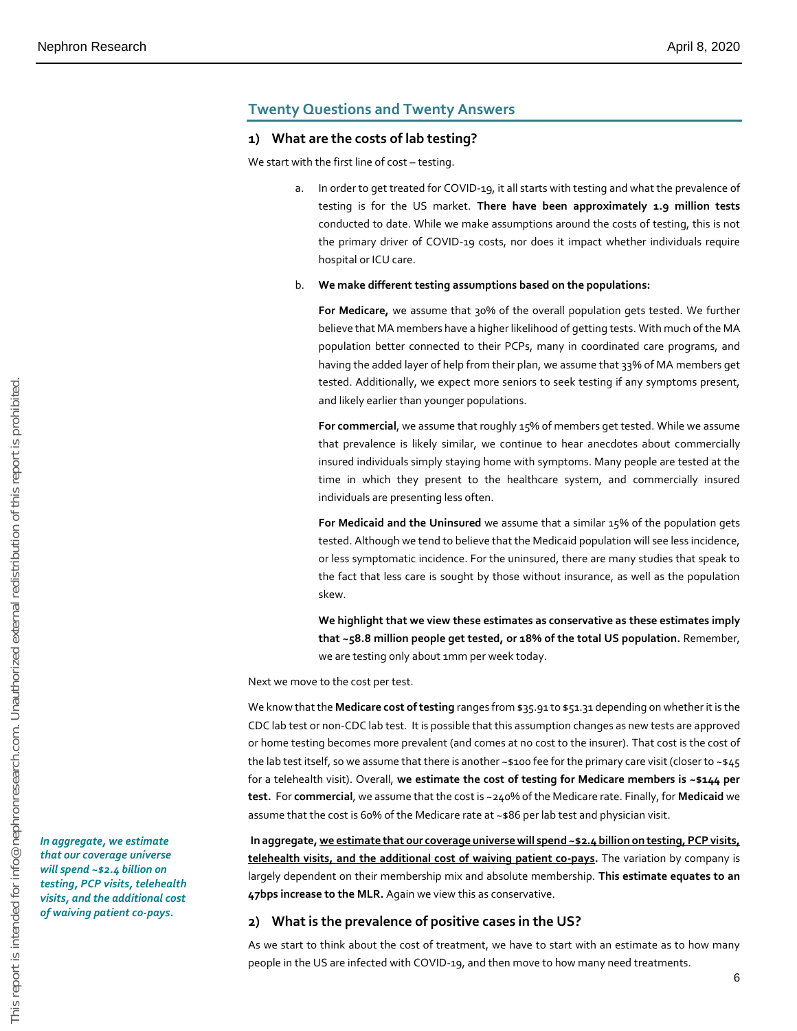## Twenty Questions and Twenty Answers

### 1) What are the costs of lab testing?

We start with the first line of cost – testing.

a. In order to get treated for COVID-19, it all starts with testing and what the prevalence of testing is for the US market. **There have been approximately 1.9 million tests** conducted to date. While we make assumptions around the costs of testing, this is not the primary driver of COVID-19 costs, nor does it impact whether individuals require hospital or ICU care.

b. **We make different testing assumptions based on the populations:**

**For Medicare,** we assume that 30% of the overall population gets tested. We further believe that MA members have a higher likelihood of getting tests. With much of the MA population better connected to their PCPs, many in coordinated care programs, and having the added layer of help from their plan, we assume that 33% of MA members get tested. Additionally, we expect more seniors to seek testing if any symptoms present, and likely earlier than younger populations.

**For commercial**, we assume that roughly 15% of members get tested. While we assume that prevalence is likely similar, we continue to hear anecdotes about commercially insured individuals simply staying home with symptoms. Many people are tested at the time in which they present to the healthcare system, and commercially insured individuals are presenting less often.

**For Medicaid and the Uninsured** we assume that a similar 15% of the population gets tested. Although we tend to believe that the Medicaid population will see less incidence, or less symptomatic incidence. For the uninsured, there are many studies that speak to the fact that less care is sought by those without insurance, as well as the population skew.

**We highlight that we view these estimates as conservative as these estimates imply that ~58.8 million people get tested, or 18% of the total US population.** Remember, we are testing only about 1mm per week today.

Next we move to the cost per test.

We know that the **Medicare cost of testing** ranges from $35.91 to $51.31 depending on whether it is the CDC lab test or non-CDC lab test. It is possible that this assumption changes as new tests are approved or home testing becomes more prevalent (and comes at no cost to the insurer). That cost is the cost of the lab test itself, so we assume that there is another ~$100 fee for the primary care visit (closer to ~$45 for a telehealth visit). Overall, **we estimate the cost of testing for Medicare members is ~$144 per test.** For **commercial**, we assume that the cost is ~240% of the Medicare rate. Finally, for **Medicaid** we assume that the cost is 60% of the Medicare rate at ~$86 per lab test and physician visit.

*In aggregate, we estimate that our coverage universe will spend ~$2.4 billion on testing, PCP visits, telehealth visits, and the additional cost of waiving patient co-pays.*

**In aggregate, <u>we estimate that our coverage universe will spend ~$2.4 billion on testing, PCP visits, telehealth visits, and the additional cost of waiving patient co-pays</u>.** The variation by company is largely dependent on their membership mix and absolute membership. **This estimate equates to an 47bps increase to the MLR.** Again we view this as conservative.

### 2) What is the prevalence of positive cases in the US?

As we start to think about the cost of treatment, we have to start with an estimate as to how many people in the US are infected with COVID-19, and then move to how many need treatments.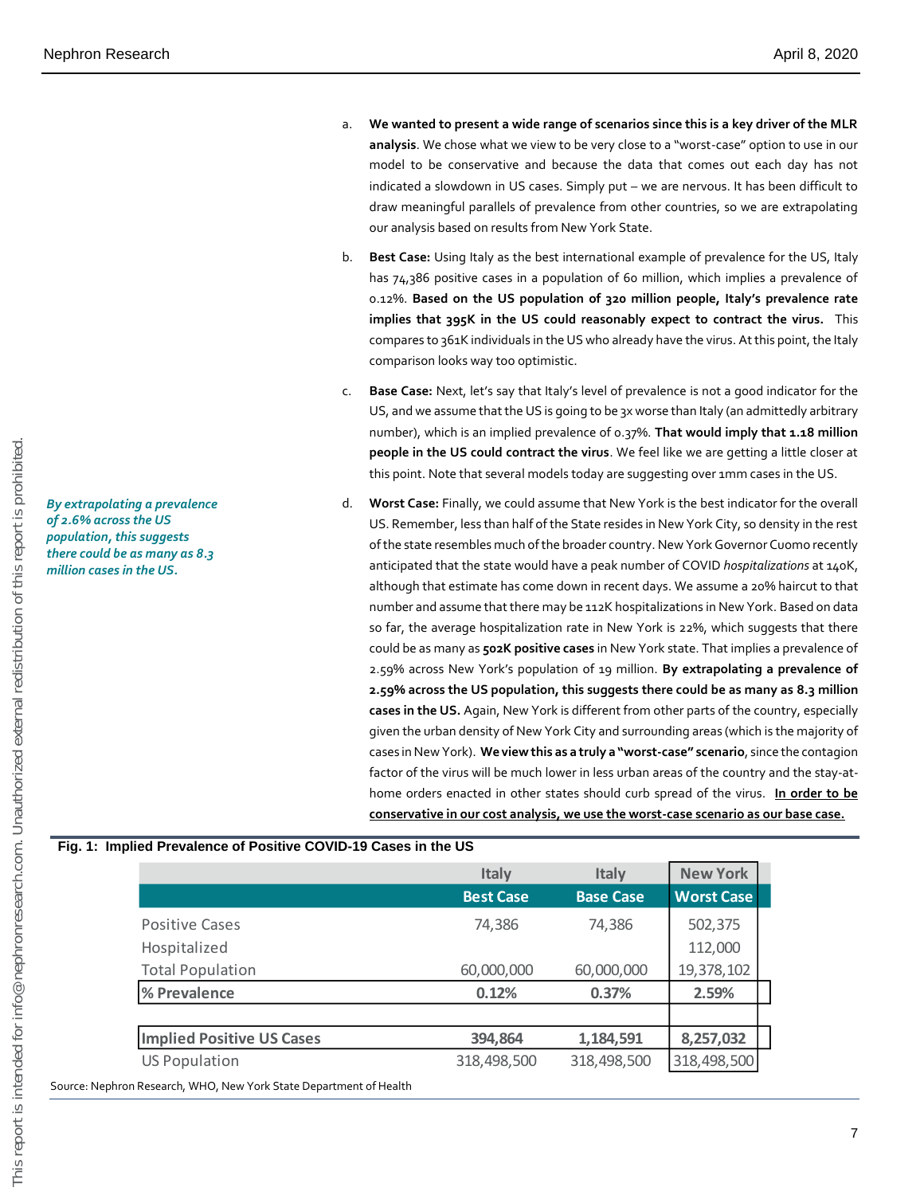a. **We wanted to present a wide range of scenarios since this is a key driver of the MLR analysis**. We chose what we view to be very close to a "worst-case" option to use in our model to be conservative and because the data that comes out each day has not indicated a slowdown in US cases. Simply put – we are nervous. It has been difficult to draw meaningful parallels of prevalence from other countries, so we are extrapolating our analysis based on results from New York State.

b. **Best Case:** Using Italy as the best international example of prevalence for the US, Italy has 74,386 positive cases in a population of 60 million, which implies a prevalence of 0.12%. **Based on the US population of 320 million people, Italy's prevalence rate implies that 395K in the US could reasonably expect to contract the virus.** This compares to 361K individuals in the US who already have the virus. At this point, the Italy comparison looks way too optimistic.

c. **Base Case:** Next, let's say that Italy's level of prevalence is not a good indicator for the US, and we assume that the US is going to be 3x worse than Italy (an admittedly arbitrary number), which is an implied prevalence of 0.37%. **That would imply that 1.18 million people in the US could contract the virus**. We feel like we are getting a little closer at this point. Note that several models today are suggesting over 1mm cases in the US.

*By extrapolating a prevalence of 2.6% across the US population, this suggests there could be as many as 8.3 million cases in the US.*

d. **Worst Case:** Finally, we could assume that New York is the best indicator for the overall US. Remember, less than half of the State resides in New York City, so density in the rest of the state resembles much of the broader country. New York Governor Cuomo recently anticipated that the state would have a peak number of COVID *hospitalizations* at 140K, although that estimate has come down in recent days. We assume a 20% haircut to that number and assume that there may be 112K hospitalizations in New York. Based on data so far, the average hospitalization rate in New York is 22%, which suggests that there could be as many as **502K positive cases** in New York state. That implies a prevalence of 2.59% across New York's population of 19 million. **By extrapolating a prevalence of 2.59% across the US population, this suggests there could be as many as 8.3 million cases in the US.** Again, New York is different from other parts of the country, especially given the urban density of New York City and surrounding areas (which is the majority of cases in New York). **We view this as a truly a "worst-case" scenario**, since the contagion factor of the virus will be much lower in less urban areas of the country and the stay-at-home orders enacted in other states should curb spread of the virus. **In order to be conservative in our cost analysis, we use the worst-case scenario as our base case.**

**Fig. 1: Implied Prevalence of Positive COVID-19 Cases in the US**

| | Italy | Italy | New York |
|---|---|---|---|
| | **Best Case** | **Base Case** | **Worst Case** |
| Positive Cases | 74,386 | 74,386 | 502,375 |
| Hospitalized | | | 112,000 |
| Total Population | 60,000,000 | 60,000,000 | 19,378,102 |
| **% Prevalence** | **0.12%** | **0.37%** | **2.59%** |
| | | | |
| **Implied Positive US Cases** | **394,864** | **1,184,591** | **8,257,032** |
| US Population | 318,498,500 | 318,498,500 | 318,498,500 |

Source: Nephron Research, WHO, New York State Department of Health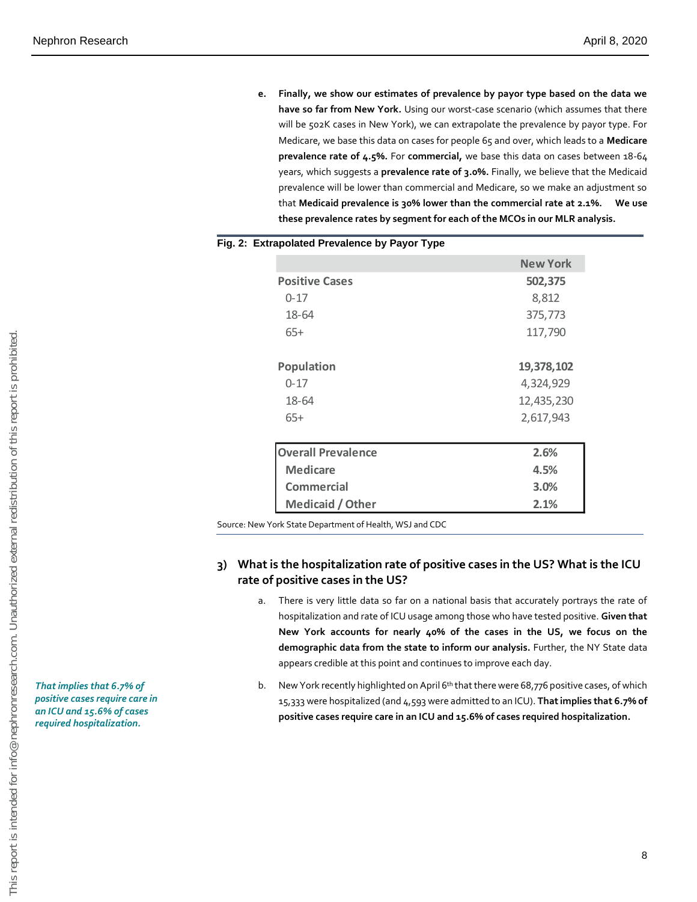e. **Finally, we show our estimates of prevalence by payor type based on the data we have so far from New York.** Using our worst-case scenario (which assumes that there will be 502K cases in New York), we can extrapolate the prevalence by payor type. For Medicare, we base this data on cases for people 65 and over, which leads to a **Medicare prevalence rate of 4.5%.** For **commercial,** we base this data on cases between 18-64 years, which suggests a **prevalence rate of 3.0%.** Finally, we believe that the Medicaid prevalence will be lower than commercial and Medicare, so we make an adjustment so that **Medicaid prevalence is 30% lower than the commercial rate at 2.1%. We use these prevalence rates by segment for each of the MCOs in our MLR analysis.**

**Fig. 2: Extrapolated Prevalence by Payor Type**

| | New York |
|---|---|
| **Positive Cases** | **502,375** |
| 0-17 | 8,812 |
| 18-64 | 375,773 |
| 65+ | 117,790 |
| | |
| **Population** | **19,378,102** |
| 0-17 | 4,324,929 |
| 18-64 | 12,435,230 |
| 65+ | 2,617,943 |
| | |
| **Overall Prevalence** | **2.6%** |
| **Medicare** | **4.5%** |
| **Commercial** | **3.0%** |
| **Medicaid / Other** | **2.1%** |

Source: New York State Department of Health, WSJ and CDC

## 3) What is the hospitalization rate of positive cases in the US? What is the ICU rate of positive cases in the US?

a. There is very little data so far on a national basis that accurately portrays the rate of hospitalization and rate of ICU usage among those who have tested positive. **Given that New York accounts for nearly 40% of the cases in the US, we focus on the demographic data from the state to inform our analysis.** Further, the NY State data appears credible at this point and continues to improve each day.

*That implies that 6.7% of positive cases require care in an ICU and 15.6% of cases required hospitalization.*

b. New York recently highlighted on April 6th that there were 68,776 positive cases, of which 15,333 were hospitalized (and 4,593 were admitted to an ICU). **That implies that 6.7% of positive cases require care in an ICU and 15.6% of cases required hospitalization.**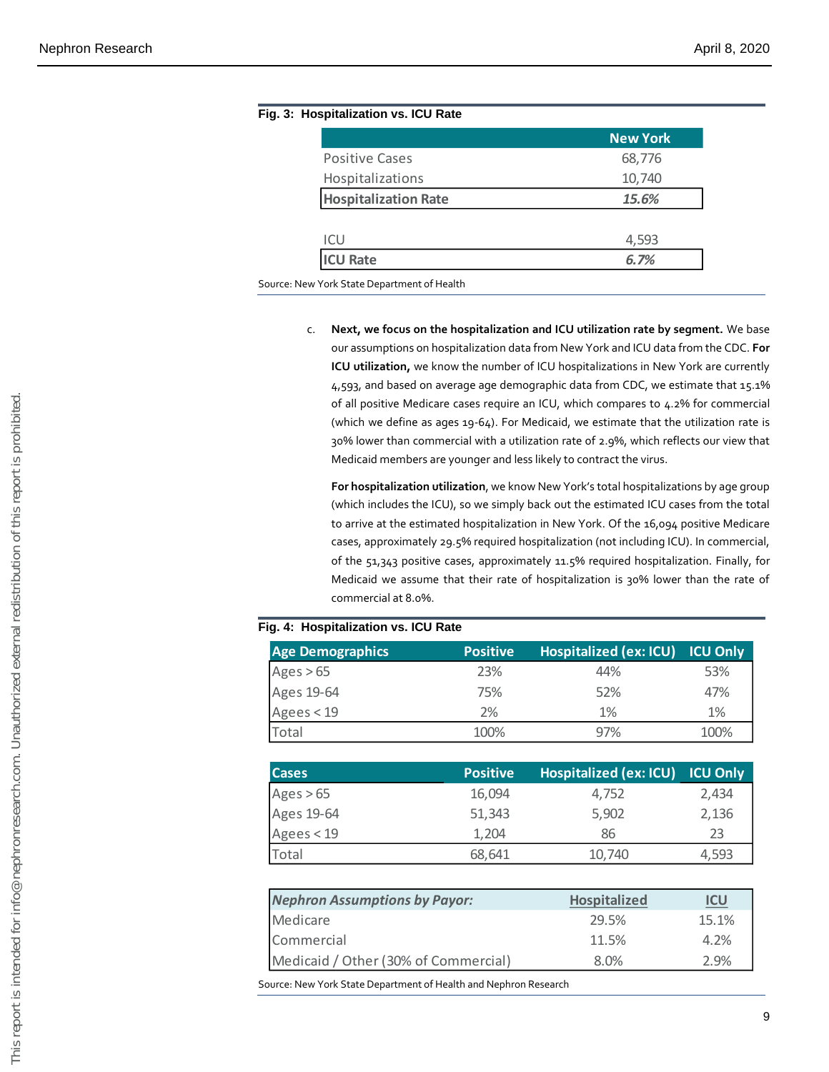**Fig. 3: Hospitalization vs. ICU Rate**

| | New York |
|---|---|
| Positive Cases | 68,776 |
| Hospitalizations | 10,740 |
| **Hospitalization Rate** | ***15.6%*** |
| | |
| ICU | 4,593 |
| **ICU Rate** | ***6.7%*** |

Source: New York State Department of Health

c. **Next, we focus on the hospitalization and ICU utilization rate by segment.** We base our assumptions on hospitalization data from New York and ICU data from the CDC. **For ICU utilization,** we know the number of ICU hospitalizations in New York are currently 4,593, and based on average age demographic data from CDC, we estimate that 15.1% of all positive Medicare cases require an ICU, which compares to 4.2% for commercial (which we define as ages 19-64). For Medicaid, we estimate that the utilization rate is 30% lower than commercial with a utilization rate of 2.9%, which reflects our view that Medicaid members are younger and less likely to contract the virus.

**For hospitalization utilization**, we know New York's total hospitalizations by age group (which includes the ICU), so we simply back out the estimated ICU cases from the total to arrive at the estimated hospitalization in New York. Of the 16,094 positive Medicare cases, approximately 29.5% required hospitalization (not including ICU). In commercial, of the 51,343 positive cases, approximately 11.5% required hospitalization. Finally, for Medicaid we assume that their rate of hospitalization is 30% lower than the rate of commercial at 8.0%.

**Fig. 4: Hospitalization vs. ICU Rate**

| Age Demographics | Positive | Hospitalized (ex: ICU) | ICU Only |
|---|---|---|---|
| Ages > 65 | 23% | 44% | 53% |
| Ages 19-64 | 75% | 52% | 47% |
| Agees < 19 | 2% | 1% | 1% |
| Total | 100% | 97% | 100% |

| Cases | Positive | Hospitalized (ex: ICU) | ICU Only |
|---|---|---|---|
| Ages > 65 | 16,094 | 4,752 | 2,434 |
| Ages 19-64 | 51,343 | 5,902 | 2,136 |
| Agees < 19 | 1,204 | 86 | 23 |
| Total | 68,641 | 10,740 | 4,593 |

| *Nephron Assumptions by Payor:* | Hospitalized | ICU |
|---|---|---|
| Medicare | 29.5% | 15.1% |
| Commercial | 11.5% | 4.2% |
| Medicaid / Other (30% of Commercial) | 8.0% | 2.9% |

Source: New York State Department of Health and Nephron Research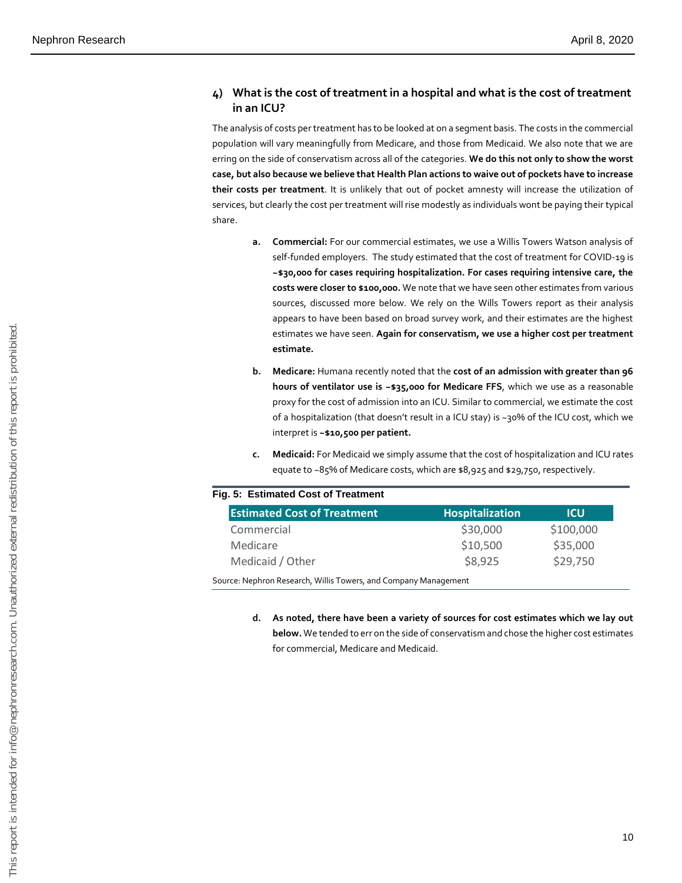## 4) What is the cost of treatment in a hospital and what is the cost of treatment in an ICU?

The analysis of costs per treatment has to be looked at on a segment basis. The costs in the commercial population will vary meaningfully from Medicare, and those from Medicaid. We also note that we are erring on the side of conservatism across all of the categories. **We do this not only to show the worst case, but also because we believe that Health Plan actions to waive out of pockets have to increase their costs per treatment**. It is unlikely that out of pocket amnesty will increase the utilization of services, but clearly the cost per treatment will rise modestly as individuals wont be paying their typical share.

a. **Commercial:** For our commercial estimates, we use a Willis Towers Watson analysis of self-funded employers. The study estimated that the cost of treatment for COVID-19 is **~$30,000 for cases requiring hospitalization. For cases requiring intensive care, the costs were closer to $100,000.** We note that we have seen other estimates from various sources, discussed more below. We rely on the Wills Towers report as their analysis appears to have been based on broad survey work, and their estimates are the highest estimates we have seen. **Again for conservatism, we use a higher cost per treatment estimate.**

b. **Medicare:** Humana recently noted that the **cost of an admission with greater than 96 hours of ventilator use is ~$35,000 for Medicare FFS**, which we use as a reasonable proxy for the cost of admission into an ICU. Similar to commercial, we estimate the cost of a hospitalization (that doesn't result in a ICU stay) is ~30% of the ICU cost, which we interpret is **~$10,500 per patient.**

c. **Medicaid:** For Medicaid we simply assume that the cost of hospitalization and ICU rates equate to ~85% of Medicare costs, which are $8,925 and $29,750, respectively.

**Fig. 5: Estimated Cost of Treatment**

| Estimated Cost of Treatment | Hospitalization | ICU |
|---|---|---|
| Commercial | $30,000 | $100,000 |
| Medicare | $10,500 | $35,000 |
| Medicaid / Other | $8,925 | $29,750 |

Source: Nephron Research, Willis Towers, and Company Management

d. **As noted, there have been a variety of sources for cost estimates which we lay out below.** We tended to err on the side of conservatism and chose the higher cost estimates for commercial, Medicare and Medicaid.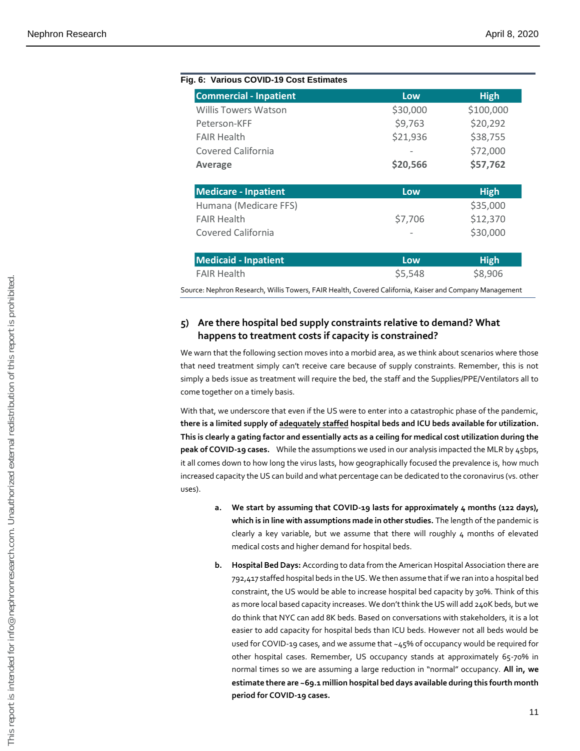**Fig. 6: Various COVID-19 Cost Estimates**

| Commercial - Inpatient | Low | High |
|---|---|---|
| Willis Towers Watson | $30,000 | $100,000 |
| Peterson-KFF | $9,763 | $20,292 |
| FAIR Health | $21,936 | $38,755 |
| Covered California | - | $72,000 |
| **Average** | **$20,566** | **$57,762** |

| Medicare - Inpatient | Low | High |
|---|---|---|
| Humana (Medicare FFS) | | $35,000 |
| FAIR Health | $7,706 | $12,370 |
| Covered California | - | $30,000 |

| Medicaid - Inpatient | Low | High |
|---|---|---|
| FAIR Health | $5,548 | $8,906 |

Source: Nephron Research, Willis Towers, FAIR Health, Covered California, Kaiser and Company Management

## 5) Are there hospital bed supply constraints relative to demand? What happens to treatment costs if capacity is constrained?

We warn that the following section moves into a morbid area, as we think about scenarios where those that need treatment simply can't receive care because of supply constraints. Remember, this is not simply a beds issue as treatment will require the bed, the staff and the Supplies/PPE/Ventilators all to come together on a timely basis.

With that, we underscore that even if the US were to enter into a catastrophic phase of the pandemic, **there is a limited supply of <u>adequately staffed</u> hospital beds and ICU beds available for utilization. This is clearly a gating factor and essentially acts as a ceiling for medical cost utilization during the peak of COVID-19 cases.** While the assumptions we used in our analysis impacted the MLR by 45bps, it all comes down to how long the virus lasts, how geographically focused the prevalence is, how much increased capacity the US can build and what percentage can be dedicated to the coronavirus (vs. other uses).

a. **We start by assuming that COVID-19 lasts for approximately 4 months (122 days), which is in line with assumptions made in other studies.** The length of the pandemic is clearly a key variable, but we assume that there will roughly 4 months of elevated medical costs and higher demand for hospital beds.

b. **Hospital Bed Days:** According to data from the American Hospital Association there are 792,417 staffed hospital beds in the US. We then assume that if we ran into a hospital bed constraint, the US would be able to increase hospital bed capacity by 30%. Think of this as more local based capacity increases. We don't think the US will add 240K beds, but we do think that NYC can add 8K beds. Based on conversations with stakeholders, it is a lot easier to add capacity for hospital beds than ICU beds. However not all beds would be used for COVID-19 cases, and we assume that ~45% of occupancy would be required for other hospital cases. Remember, US occupancy stands at approximately 65-70% in normal times so we are assuming a large reduction in "normal" occupancy. **All in, we estimate there are ~69.1 million hospital bed days available during this fourth month period for COVID-19 cases.**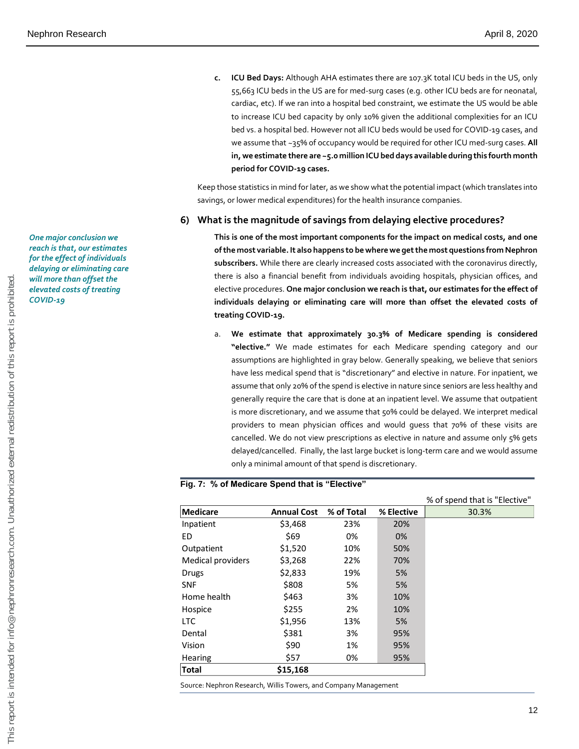c. **ICU Bed Days:** Although AHA estimates there are 107.3K total ICU beds in the US, only 55,663 ICU beds in the US are for med-surg cases (e.g. other ICU beds are for neonatal, cardiac, etc). If we ran into a hospital bed constraint, we estimate the US would be able to increase ICU bed capacity by only 10% given the additional complexities for an ICU bed vs. a hospital bed. However not all ICU beds would be used for COVID-19 cases, and we assume that ~35% of occupancy would be required for other ICU med-surg cases. **All in, we estimate there are ~5.0 million ICU bed days available during this fourth month period for COVID-19 cases.**

Keep those statistics in mind for later, as we show what the potential impact (which translates into savings, or lower medical expenditures) for the health insurance companies.

## 6) What is the magnitude of savings from delaying elective procedures?

*One major conclusion we reach is that, our estimates for the effect of individuals delaying or eliminating care will more than offset the elevated costs of treating COVID-19*

**This is one of the most important components for the impact on medical costs, and one of the most variable. It also happens to be where we get the most questions from Nephron subscribers.** While there are clearly increased costs associated with the coronavirus directly, there is also a financial benefit from individuals avoiding hospitals, physician offices, and elective procedures. **One major conclusion we reach is that, our estimates for the effect of individuals delaying or eliminating care will more than offset the elevated costs of treating COVID-19.**

a. **We estimate that approximately 30.3% of Medicare spending is considered "elective."** We made estimates for each Medicare spending category and our assumptions are highlighted in gray below. Generally speaking, we believe that seniors have less medical spend that is "discretionary" and elective in nature. For inpatient, we assume that only 20% of the spend is elective in nature since seniors are less healthy and generally require the care that is done at an inpatient level. We assume that outpatient is more discretionary, and we assume that 50% could be delayed. We interpret medical providers to mean physician offices and would guess that 70% of these visits are cancelled. We do not view prescriptions as elective in nature and assume only 5% gets delayed/cancelled. Finally, the last large bucket is long-term care and we would assume only a minimal amount of that spend is discretionary.

**Fig. 7: % of Medicare Spend that is "Elective"**

| Medicare | Annual Cost | % of Total | % Elective | % of spend that is "Elective" |
|---|---|---|---|---|
| | | | | 30.3% |
| Inpatient | $3,468 | 23% | 20% | |
| ED | $69 | 0% | 0% | |
| Outpatient | $1,520 | 10% | 50% | |
| Medical providers | $3,268 | 22% | 70% | |
| Drugs | $2,833 | 19% | 5% | |
| SNF | $808 | 5% | 5% | |
| Home health | $463 | 3% | 10% | |
| Hospice | $255 | 2% | 10% | |
| LTC | $1,956 | 13% | 5% | |
| Dental | $381 | 3% | 95% | |
| Vision | $90 | 1% | 95% | |
| Hearing | $57 | 0% | 95% | |
| **Total** | **$15,168** | | | |

Source: Nephron Research, Willis Towers, and Company Management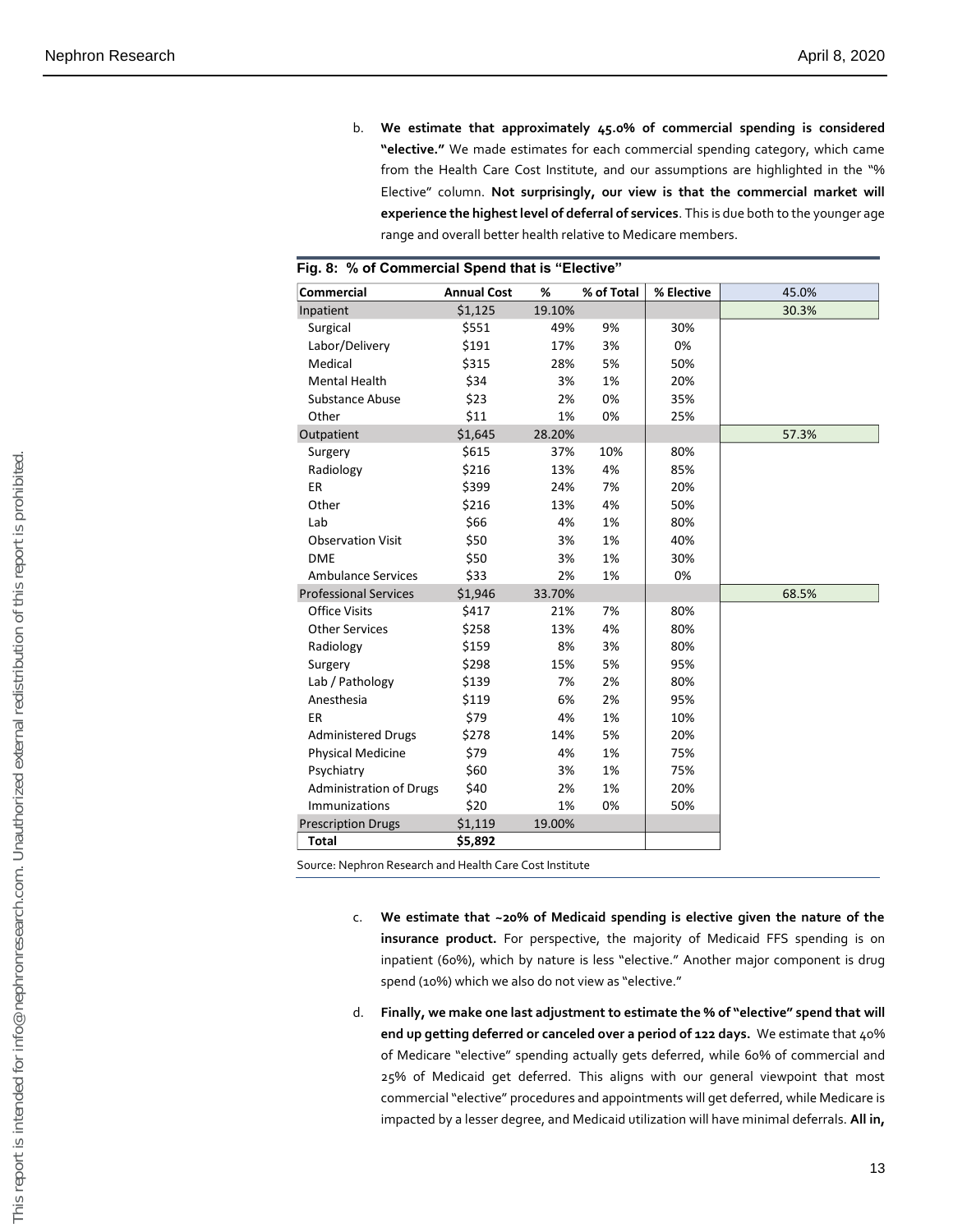b. **We estimate that approximately 45.0% of commercial spending is considered "elective."** We made estimates for each commercial spending category, which came from the Health Care Cost Institute, and our assumptions are highlighted in the "% Elective" column. **Not surprisingly, our view is that the commercial market will experience the highest level of deferral of services**. This is due both to the younger age range and overall better health relative to Medicare members.

**Fig. 8: % of Commercial Spend that is "Elective"**

| Commercial | Annual Cost | % | % of Total | % Elective | 45.0% |
|---|---|---|---|---|---|
| Inpatient | $1,125 | 19.10% | | | 30.3% |
| Surgical | $551 | 49% | 9% | 30% | |
| Labor/Delivery | $191 | 17% | 3% | 0% | |
| Medical | $315 | 28% | 5% | 50% | |
| Mental Health | $34 | 3% | 1% | 20% | |
| Substance Abuse | $23 | 2% | 0% | 35% | |
| Other | $11 | 1% | 0% | 25% | |
| Outpatient | $1,645 | 28.20% | | | 57.3% |
| Surgery | $615 | 37% | 10% | 80% | |
| Radiology | $216 | 13% | 4% | 85% | |
| ER | $399 | 24% | 7% | 20% | |
| Other | $216 | 13% | 4% | 50% | |
| Lab | $66 | 4% | 1% | 80% | |
| Observation Visit | $50 | 3% | 1% | 40% | |
| DME | $50 | 3% | 1% | 30% | |
| Ambulance Services | $33 | 2% | 1% | 0% | |
| Professional Services | $1,946 | 33.70% | | | 68.5% |
| Office Visits | $417 | 21% | 7% | 80% | |
| Other Services | $258 | 13% | 4% | 80% | |
| Radiology | $159 | 8% | 3% | 80% | |
| Surgery | $298 | 15% | 5% | 95% | |
| Lab / Pathology | $139 | 7% | 2% | 80% | |
| Anesthesia | $119 | 6% | 2% | 95% | |
| ER | $79 | 4% | 1% | 10% | |
| Administered Drugs | $278 | 14% | 5% | 20% | |
| Physical Medicine | $79 | 4% | 1% | 75% | |
| Psychiatry | $60 | 3% | 1% | 75% | |
| Administration of Drugs | $40 | 2% | 1% | 20% | |
| Immunizations | $20 | 1% | 0% | 50% | |
| Prescription Drugs | $1,119 | 19.00% | | | |
| **Total** | **$5,892** | | | | |

Source: Nephron Research and Health Care Cost Institute

c. **We estimate that ~20% of Medicaid spending is elective given the nature of the insurance product.** For perspective, the majority of Medicaid FFS spending is on inpatient (60%), which by nature is less "elective." Another major component is drug spend (10%) which we also do not view as "elective."

d. **Finally, we make one last adjustment to estimate the % of "elective" spend that will end up getting deferred or canceled over a period of 122 days.** We estimate that 40% of Medicare "elective" spending actually gets deferred, while 60% of commercial and 25% of Medicaid get deferred. This aligns with our general viewpoint that most commercial "elective" procedures and appointments will get deferred, while Medicare is impacted by a lesser degree, and Medicaid utilization will have minimal deferrals. **All in,**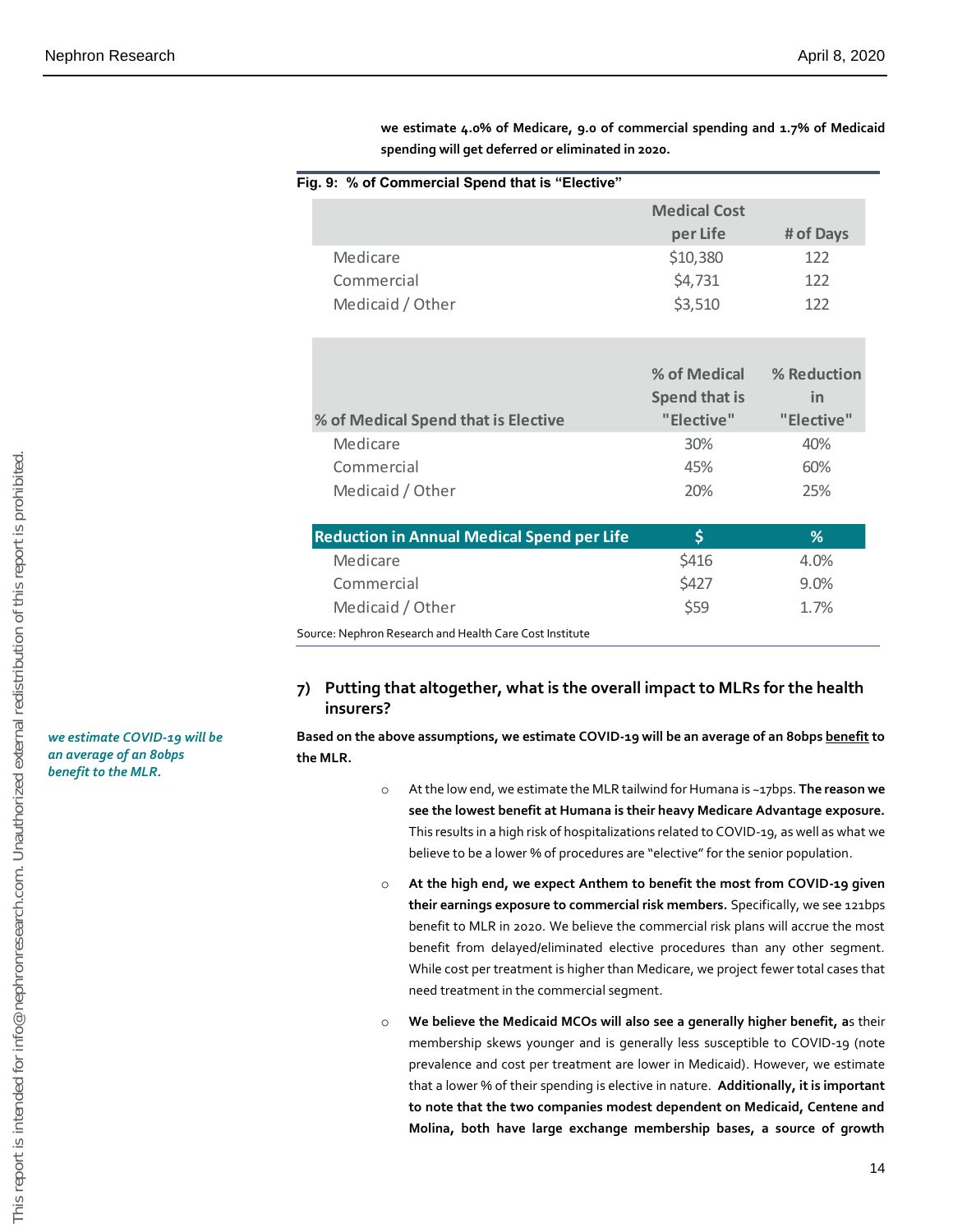**we estimate 4.0% of Medicare, 9.0 of commercial spending and 1.7% of Medicaid spending will get deferred or eliminated in 2020.**

**Fig. 9: % of Commercial Spend that is "Elective"**

| | Medical Cost per Life | # of Days |
|---|---|---|
| Medicare | $10,380 | 122 |
| Commercial | $4,731 | 122 |
| Medicaid / Other | $3,510 | 122 |

| % of Medical Spend that is Elective | % of Medical Spend that is "Elective" | % Reduction in "Elective" |
|---|---|---|
| Medicare | 30% | 40% |
| Commercial | 45% | 60% |
| Medicaid / Other | 20% | 25% |

| Reduction in Annual Medical Spend per Life | $ | % |
|---|---|---|
| Medicare | $416 | 4.0% |
| Commercial | $427 | 9.0% |
| Medicaid / Other | $59 | 1.7% |

Source: Nephron Research and Health Care Cost Institute

## 7) Putting that altogether, what is the overall impact to MLRs for the health insurers?

*we estimate COVID-19 will be an average of an 80bps benefit to the MLR.*

**Based on the above assumptions, we estimate COVID-19 will be an average of an 80bps benefit to the MLR.**

- At the low end, we estimate the MLR tailwind for Humana is ~17bps. **The reason we see the lowest benefit at Humana is their heavy Medicare Advantage exposure.** This results in a high risk of hospitalizations related to COVID-19, as well as what we believe to be a lower % of procedures are "elective" for the senior population.
- **At the high end, we expect Anthem to benefit the most from COVID-19 given their earnings exposure to commercial risk members.** Specifically, we see 121bps benefit to MLR in 2020. We believe the commercial risk plans will accrue the most benefit from delayed/eliminated elective procedures than any other segment. While cost per treatment is higher than Medicare, we project fewer total cases that need treatment in the commercial segment.
- **We believe the Medicaid MCOs will also see a generally higher benefit, a**s their membership skews younger and is generally less susceptible to COVID-19 (note prevalence and cost per treatment are lower in Medicaid). However, we estimate that a lower % of their spending is elective in nature. **Additionally, it is important to note that the two companies modest dependent on Medicaid, Centene and Molina, both have large exchange membership bases, a source of growth**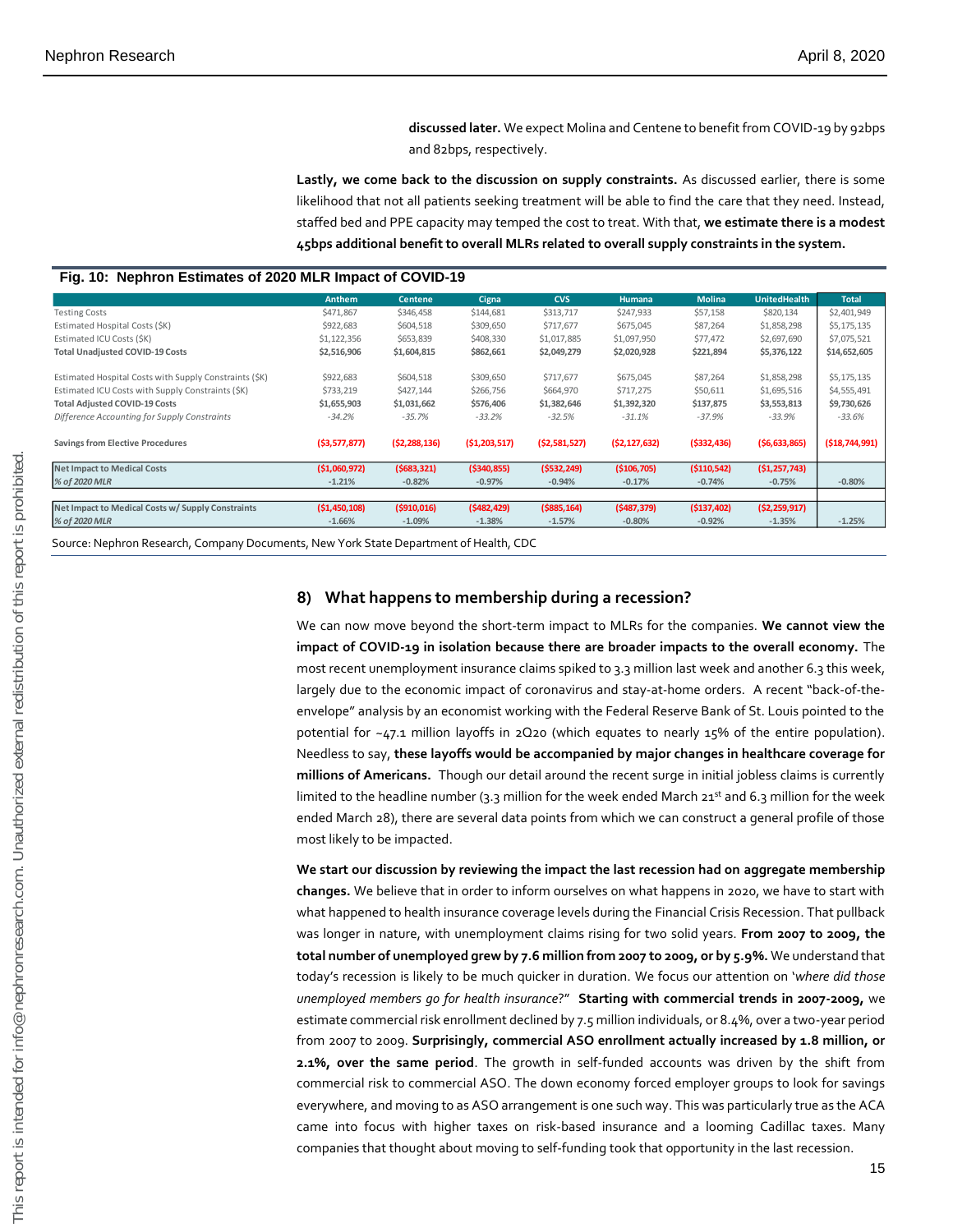**discussed later.** We expect Molina and Centene to benefit from COVID-19 by 92bps and 82bps, respectively.

**Lastly, we come back to the discussion on supply constraints.** As discussed earlier, there is some likelihood that not all patients seeking treatment will be able to find the care that they need. Instead, staffed bed and PPE capacity may temped the cost to treat. With that, **we estimate there is a modest 45bps additional benefit to overall MLRs related to overall supply constraints in the system.**

**Fig. 10: Nephron Estimates of 2020 MLR Impact of COVID-19**

| | Anthem | Centene | Cigna | CVS | Humana | Molina | UnitedHealth | Total |
|---|---|---|---|---|---|---|---|---|
| Testing Costs | $471,867 | $346,458 | $144,681 | $313,717 | $247,933 | $57,158 | $820,134 | $2,401,949 |
| Estimated Hospital Costs ($K) | $922,683 | $604,518 | $309,650 | $717,677 | $675,045 | $87,264 | $1,858,298 | $5,175,135 |
| Estimated ICU Costs ($K) | $1,122,356 | $653,839 | $408,330 | $1,017,885 | $1,097,950 | $77,472 | $2,697,690 | $7,075,521 |
| **Total Unadjusted COVID-19 Costs** | **$2,516,906** | **$1,604,815** | **$862,661** | **$2,049,279** | **$2,020,928** | **$221,894** | **$5,376,122** | **$14,652,605** |
| | | | | | | | | |
| Estimated Hospital Costs with Supply Constraints ($K) | $922,683 | $604,518 | $309,650 | $717,677 | $675,045 | $87,264 | $1,858,298 | $5,175,135 |
| Estimated ICU Costs with Supply Constraints ($K) | $733,219 | $427,144 | $266,756 | $664,970 | $717,275 | $50,611 | $1,695,516 | $4,555,491 |
| **Total Adjusted COVID-19 Costs** | **$1,655,903** | **$1,031,662** | **$576,406** | **$1,382,646** | **$1,392,320** | **$137,875** | **$3,553,813** | **$9,730,626** |
| *Difference Accounting for Supply Constraints* | *-34.2%* | *-35.7%* | *-33.2%* | *-32.5%* | *-31.1%* | *-37.9%* | *-33.9%* | *-33.6%* |
| | | | | | | | | |
| **Savings from Elective Procedures** | **($3,577,877)** | **($2,288,136)** | **($1,203,517)** | **($2,581,527)** | **($2,127,632)** | **($332,436)** | **($6,633,865)** | **($18,744,991)** |
| | | | | | | | | |
| **Net Impact to Medical Costs** | **($1,060,972)** | **($683,321)** | **($340,855)** | **($532,249)** | **($106,705)** | **($110,542)** | **($1,257,743)** | |
| ***% of 2020 MLR*** | **-1.21%** | **-0.82%** | **-0.97%** | **-0.94%** | **-0.17%** | **-0.74%** | **-0.75%** | **-0.80%** |
| | | | | | | | | |
| **Net Impact to Medical Costs w/ Supply Constraints** | **($1,450,108)** | **($910,016)** | **($482,429)** | **($885,164)** | **($487,379)** | **($137,402)** | **($2,259,917)** | |
| ***% of 2020 MLR*** | **-1.66%** | **-1.09%** | **-1.38%** | **-1.57%** | **-0.80%** | **-0.92%** | **-1.35%** | **-1.25%** |

Source: Nephron Research, Company Documents, New York State Department of Health, CDC

## 8) What happens to membership during a recession?

We can now move beyond the short-term impact to MLRs for the companies. **We cannot view the impact of COVID-19 in isolation because there are broader impacts to the overall economy.** The most recent unemployment insurance claims spiked to 3.3 million last week and another 6.3 this week, largely due to the economic impact of coronavirus and stay-at-home orders. A recent "back-of-the-envelope" analysis by an economist working with the Federal Reserve Bank of St. Louis pointed to the potential for ~47.1 million layoffs in 2Q20 (which equates to nearly 15% of the entire population). Needless to say, **these layoffs would be accompanied by major changes in healthcare coverage for millions of Americans.** Though our detail around the recent surge in initial jobless claims is currently limited to the headline number (3.3 million for the week ended March 21st and 6.3 million for the week ended March 28), there are several data points from which we can construct a general profile of those most likely to be impacted.

**We start our discussion by reviewing the impact the last recession had on aggregate membership changes.** We believe that in order to inform ourselves on what happens in 2020, we have to start with what happened to health insurance coverage levels during the Financial Crisis Recession. That pullback was longer in nature, with unemployment claims rising for two solid years. **From 2007 to 2009, the total number of unemployed grew by 7.6 million from 2007 to 2009, or by 5.9%.** We understand that today's recession is likely to be much quicker in duration. We focus our attention on '*where did those unemployed members go for health insurance*?" **Starting with commercial trends in 2007-2009,** we estimate commercial risk enrollment declined by 7.5 million individuals, or 8.4%, over a two-year period from 2007 to 2009. **Surprisingly, commercial ASO enrollment actually increased by 1.8 million, or 2.1%, over the same period**. The growth in self-funded accounts was driven by the shift from commercial risk to commercial ASO. The down economy forced employer groups to look for savings everywhere, and moving to as ASO arrangement is one such way. This was particularly true as the ACA came into focus with higher taxes on risk-based insurance and a looming Cadillac taxes. Many companies that thought about moving to self-funding took that opportunity in the last recession.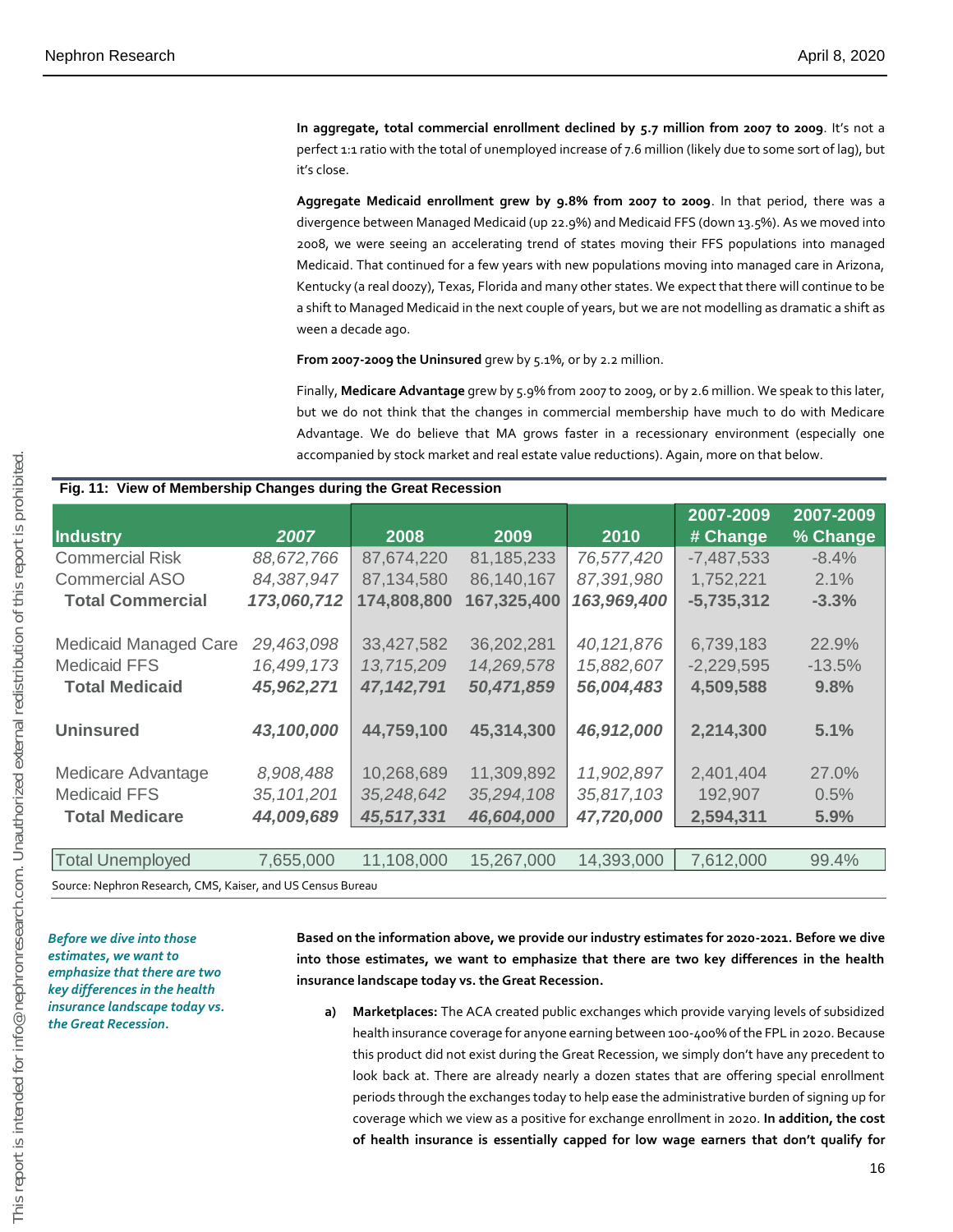**In aggregate, total commercial enrollment declined by 5.7 million from 2007 to 2009**. It's not a perfect 1:1 ratio with the total of unemployed increase of 7.6 million (likely due to some sort of lag), but it's close.

**Aggregate Medicaid enrollment grew by 9.8% from 2007 to 2009**. In that period, there was a divergence between Managed Medicaid (up 22.9%) and Medicaid FFS (down 13.5%). As we moved into 2008, we were seeing an accelerating trend of states moving their FFS populations into managed Medicaid. That continued for a few years with new populations moving into managed care in Arizona, Kentucky (a real doozy), Texas, Florida and many other states. We expect that there will continue to be a shift to Managed Medicaid in the next couple of years, but we are not modelling as dramatic a shift as ween a decade ago.

**From 2007-2009 the Uninsured** grew by 5.1%, or by 2.2 million.

Finally, **Medicare Advantage** grew by 5.9% from 2007 to 2009, or by 2.6 million. We speak to this later, but we do not think that the changes in commercial membership have much to do with Medicare Advantage. We do believe that MA grows faster in a recessionary environment (especially one accompanied by stock market and real estate value reductions). Again, more on that below.

**Fig. 11: View of Membership Changes during the Great Recession**

| Industry | 2007 | 2008 | 2009 | 2010 | 2007-2009 # Change | 2007-2009 % Change |
|---|---|---|---|---|---|---|
| Commercial Risk | *88,672,766* | 87,674,220 | 81,185,233 | *76,577,420* | -7,487,533 | -8.4% |
| Commercial ASO | *84,387,947* | 87,134,580 | 86,140,167 | *87,391,980* | 1,752,221 | 2.1% |
| **Total Commercial** | ***173,060,712*** | **174,808,800** | **167,325,400** | ***163,969,400*** | **-5,735,312** | **-3.3%** |
| | | | | | | |
| Medicaid Managed Care | *29,463,098* | 33,427,582 | 36,202,281 | *40,121,876* | 6,739,183 | 22.9% |
| Medicaid FFS | *16,499,173* | *13,715,209* | *14,269,578* | *15,882,607* | -2,229,595 | -13.5% |
| **Total Medicaid** | ***45,962,271*** | ***47,142,791*** | ***50,471,859*** | ***56,004,483*** | **4,509,588** | **9.8%** |
| | | | | | | |
| **Uninsured** | ***43,100,000*** | **44,759,100** | **45,314,300** | ***46,912,000*** | **2,214,300** | **5.1%** |
| | | | | | | |
| Medicare Advantage | *8,908,488* | 10,268,689 | 11,309,892 | *11,902,897* | 2,401,404 | 27.0% |
| Medicaid FFS | *35,101,201* | *35,248,642* | *35,294,108* | *35,817,103* | 192,907 | 0.5% |
| **Total Medicare** | ***44,009,689*** | ***45,517,331*** | ***46,604,000*** | ***47,720,000*** | **2,594,311** | **5.9%** |
| | | | | | | |
| Total Unemployed | 7,655,000 | 11,108,000 | 15,267,000 | 14,393,000 | 7,612,000 | 99.4% |

Source: Nephron Research, CMS, Kaiser, and US Census Bureau

***Before we dive into those estimates, we want to emphasize that there are two key differences in the health insurance landscape today vs. the Great Recession.***

**Based on the information above, we provide our industry estimates for 2020-2021. Before we dive into those estimates, we want to emphasize that there are two key differences in the health insurance landscape today vs. the Great Recession.**

a) **Marketplaces:** The ACA created public exchanges which provide varying levels of subsidized health insurance coverage for anyone earning between 100-400% of the FPL in 2020. Because this product did not exist during the Great Recession, we simply don't have any precedent to look back at. There are already nearly a dozen states that are offering special enrollment periods through the exchanges today to help ease the administrative burden of signing up for coverage which we view as a positive for exchange enrollment in 2020. **In addition, the cost of health insurance is essentially capped for low wage earners that don't qualify for**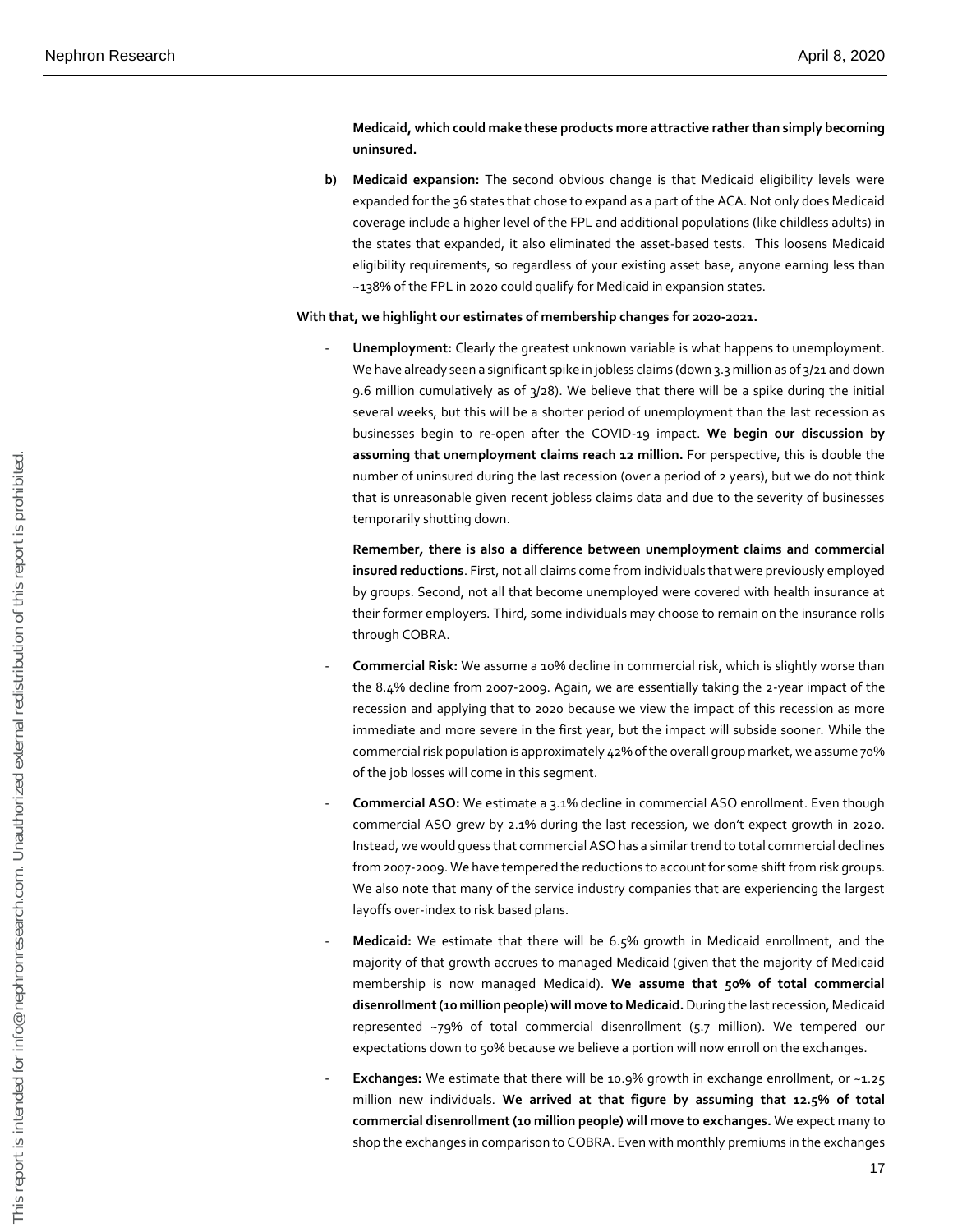**Medicaid, which could make these products more attractive rather than simply becoming uninsured.**

**b) Medicaid expansion:** The second obvious change is that Medicaid eligibility levels were expanded for the 36 states that chose to expand as a part of the ACA. Not only does Medicaid coverage include a higher level of the FPL and additional populations (like childless adults) in the states that expanded, it also eliminated the asset-based tests. This loosens Medicaid eligibility requirements, so regardless of your existing asset base, anyone earning less than ~138% of the FPL in 2020 could qualify for Medicaid in expansion states.

**With that, we highlight our estimates of membership changes for 2020-2021.**

- **Unemployment:** Clearly the greatest unknown variable is what happens to unemployment. We have already seen a significant spike in jobless claims (down 3.3 million as of 3/21 and down 9.6 million cumulatively as of 3/28). We believe that there will be a spike during the initial several weeks, but this will be a shorter period of unemployment than the last recession as businesses begin to re-open after the COVID-19 impact. **We begin our discussion by assuming that unemployment claims reach 12 million.** For perspective, this is double the number of uninsured during the last recession (over a period of 2 years), but we do not think that is unreasonable given recent jobless claims data and due to the severity of businesses temporarily shutting down.

  **Remember, there is also a difference between unemployment claims and commercial insured reductions**. First, not all claims come from individuals that were previously employed by groups. Second, not all that become unemployed were covered with health insurance at their former employers. Third, some individuals may choose to remain on the insurance rolls through COBRA.

- **Commercial Risk:** We assume a 10% decline in commercial risk, which is slightly worse than the 8.4% decline from 2007-2009. Again, we are essentially taking the 2-year impact of the recession and applying that to 2020 because we view the impact of this recession as more immediate and more severe in the first year, but the impact will subside sooner. While the commercial risk population is approximately 42% of the overall group market, we assume 70% of the job losses will come in this segment.

- **Commercial ASO:** We estimate a 3.1% decline in commercial ASO enrollment. Even though commercial ASO grew by 2.1% during the last recession, we don't expect growth in 2020. Instead, we would guess that commercial ASO has a similar trend to total commercial declines from 2007-2009. We have tempered the reductions to account for some shift from risk groups. We also note that many of the service industry companies that are experiencing the largest layoffs over-index to risk based plans.

- **Medicaid:** We estimate that there will be 6.5% growth in Medicaid enrollment, and the majority of that growth accrues to managed Medicaid (given that the majority of Medicaid membership is now managed Medicaid). **We assume that 50% of total commercial disenrollment (10 million people) will move to Medicaid.** During the last recession, Medicaid represented ~79% of total commercial disenrollment (5.7 million). We tempered our expectations down to 50% because we believe a portion will now enroll on the exchanges.

- **Exchanges:** We estimate that there will be 10.9% growth in exchange enrollment, or ~1.25 million new individuals. **We arrived at that figure by assuming that 12.5% of total commercial disenrollment (10 million people) will move to exchanges.** We expect many to shop the exchanges in comparison to COBRA. Even with monthly premiums in the exchanges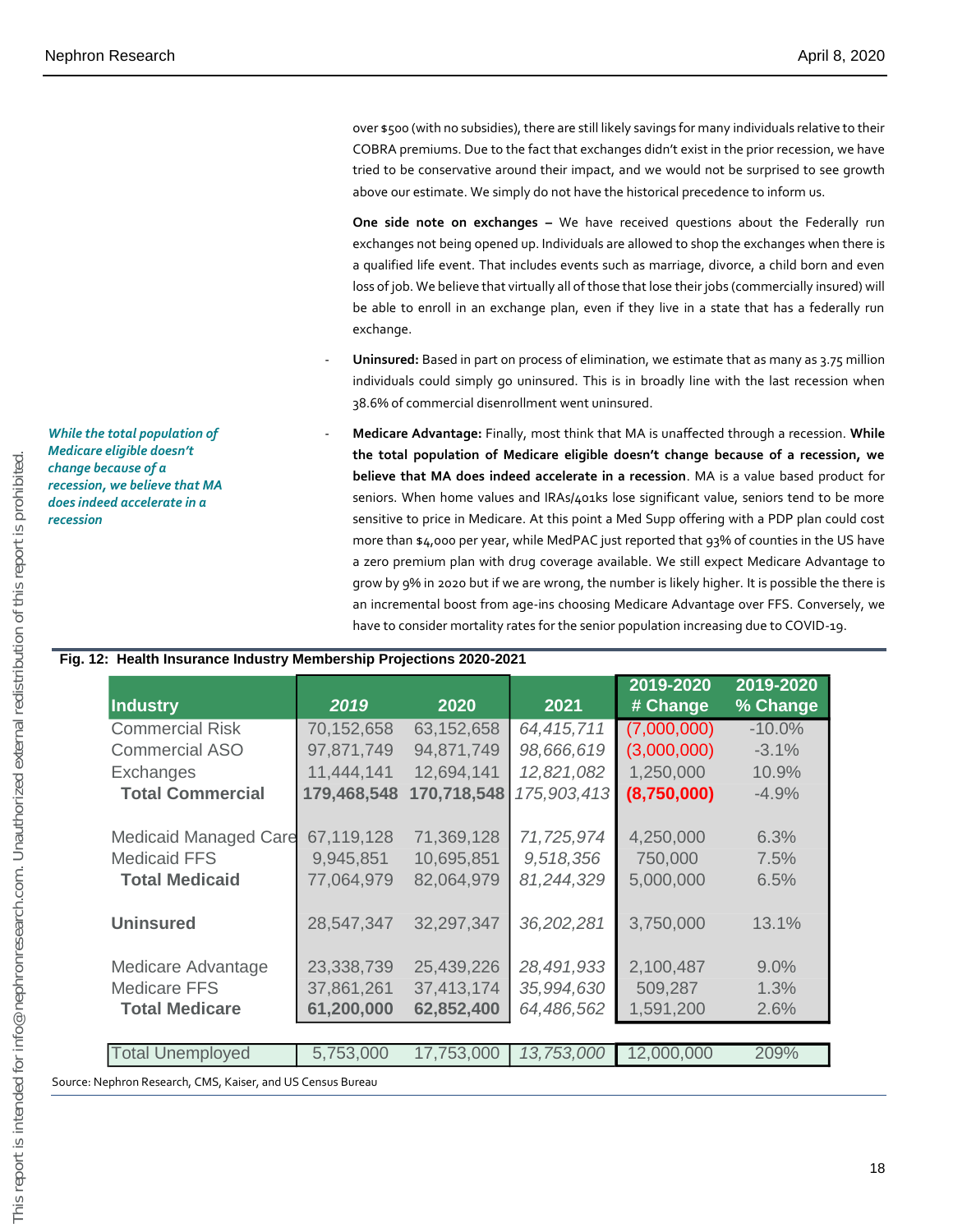over $500 (with no subsidies), there are still likely savings for many individuals relative to their COBRA premiums. Due to the fact that exchanges didn't exist in the prior recession, we have tried to be conservative around their impact, and we would not be surprised to see growth above our estimate. We simply do not have the historical precedence to inform us.

**One side note on exchanges –** We have received questions about the Federally run exchanges not being opened up. Individuals are allowed to shop the exchanges when there is a qualified life event. That includes events such as marriage, divorce, a child born and even loss of job. We believe that virtually all of those that lose their jobs (commercially insured) will be able to enroll in an exchange plan, even if they live in a state that has a federally run exchange.

- **Uninsured:** Based in part on process of elimination, we estimate that as many as 3.75 million individuals could simply go uninsured. This is in broadly line with the last recession when 38.6% of commercial disenrollment went uninsured.

*While the total population of Medicare eligible doesn't change because of a recession, we believe that MA does indeed accelerate in a recession*

- **Medicare Advantage:** Finally, most think that MA is unaffected through a recession. **While the total population of Medicare eligible doesn't change because of a recession, we believe that MA does indeed accelerate in a recession**. MA is a value based product for seniors. When home values and IRAs/401ks lose significant value, seniors tend to be more sensitive to price in Medicare. At this point a Med Supp offering with a PDP plan could cost more than $4,000 per year, while MedPAC just reported that 93% of counties in the US have a zero premium plan with drug coverage available. We still expect Medicare Advantage to grow by 9% in 2020 but if we are wrong, the number is likely higher. It is possible the there is an incremental boost from age-ins choosing Medicare Advantage over FFS. Conversely, we have to consider mortality rates for the senior population increasing due to COVID-19.

**Fig. 12: Health Insurance Industry Membership Projections 2020-2021**

| Industry | 2019 | 2020 | 2021 | 2019-2020 # Change | 2019-2020 % Change |
|---|---|---|---|---|---|
| Commercial Risk | 70,152,658 | 63,152,658 | *64,415,711* | (7,000,000) | -10.0% |
| Commercial ASO | 97,871,749 | 94,871,749 | *98,666,619* | (3,000,000) | -3.1% |
| Exchanges | 11,444,141 | 12,694,141 | *12,821,082* | 1,250,000 | 10.9% |
| **Total Commercial** | **179,468,548** | **170,718,548** | *175,903,413* | **(8,750,000)** | -4.9% |
| | | | | | |
| Medicaid Managed Care | 67,119,128 | 71,369,128 | *71,725,974* | 4,250,000 | 6.3% |
| Medicaid FFS | 9,945,851 | 10,695,851 | *9,518,356* | 750,000 | 7.5% |
| **Total Medicaid** | 77,064,979 | 82,064,979 | *81,244,329* | 5,000,000 | 6.5% |
| | | | | | |
| **Uninsured** | 28,547,347 | 32,297,347 | *36,202,281* | 3,750,000 | 13.1% |
| | | | | | |
| Medicare Advantage | 23,338,739 | 25,439,226 | *28,491,933* | 2,100,487 | 9.0% |
| Medicare FFS | 37,861,261 | 37,413,174 | *35,994,630* | 509,287 | 1.3% |
| **Total Medicare** | **61,200,000** | **62,852,400** | *64,486,562* | 1,591,200 | 2.6% |
| | | | | | |
| Total Unemployed | 5,753,000 | 17,753,000 | *13,753,000* | 12,000,000 | 209% |

Source: Nephron Research, CMS, Kaiser, and US Census Bureau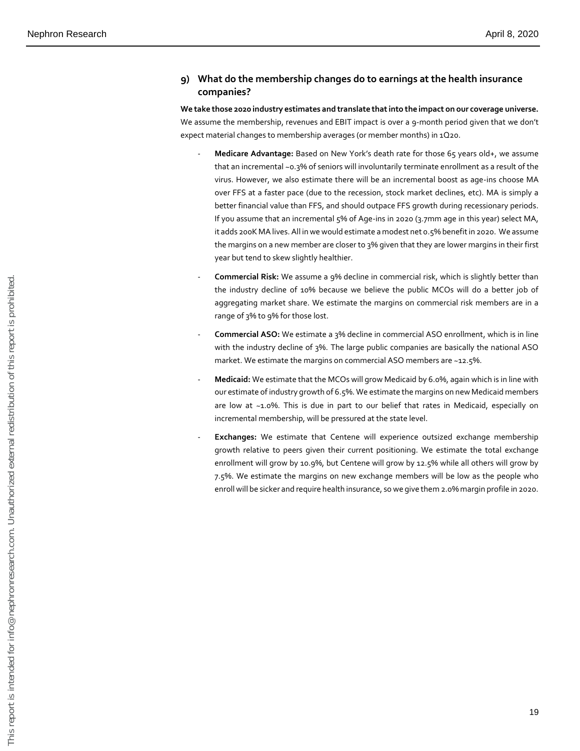## 9) What do the membership changes do to earnings at the health insurance companies?

**We take those 2020 industry estimates and translate that into the impact on our coverage universe.** We assume the membership, revenues and EBIT impact is over a 9-month period given that we don't expect material changes to membership averages (or member months) in 1Q20.

- **Medicare Advantage:** Based on New York's death rate for those 65 years old+, we assume that an incremental ~0.3% of seniors will involuntarily terminate enrollment as a result of the virus. However, we also estimate there will be an incremental boost as age-ins choose MA over FFS at a faster pace (due to the recession, stock market declines, etc). MA is simply a better financial value than FFS, and should outpace FFS growth during recessionary periods. If you assume that an incremental 5% of Age-ins in 2020 (3.7mm age in this year) select MA, it adds 200K MA lives. All in we would estimate a modest net 0.5% benefit in 2020. We assume the margins on a new member are closer to 3% given that they are lower margins in their first year but tend to skew slightly healthier.
- **Commercial Risk:** We assume a 9% decline in commercial risk, which is slightly better than the industry decline of 10% because we believe the public MCOs will do a better job of aggregating market share. We estimate the margins on commercial risk members are in a range of 3% to 9% for those lost.
- **Commercial ASO:** We estimate a 3% decline in commercial ASO enrollment, which is in line with the industry decline of 3%. The large public companies are basically the national ASO market. We estimate the margins on commercial ASO members are ~12.5%.
- **Medicaid:** We estimate that the MCOs will grow Medicaid by 6.0%, again which is in line with our estimate of industry growth of 6.5%. We estimate the margins on new Medicaid members are low at ~1.0%. This is due in part to our belief that rates in Medicaid, especially on incremental membership, will be pressured at the state level.
- **Exchanges:** We estimate that Centene will experience outsized exchange membership growth relative to peers given their current positioning. We estimate the total exchange enrollment will grow by 10.9%, but Centene will grow by 12.5% while all others will grow by 7.5%. We estimate the margins on new exchange members will be low as the people who enroll will be sicker and require health insurance, so we give them 2.0% margin profile in 2020.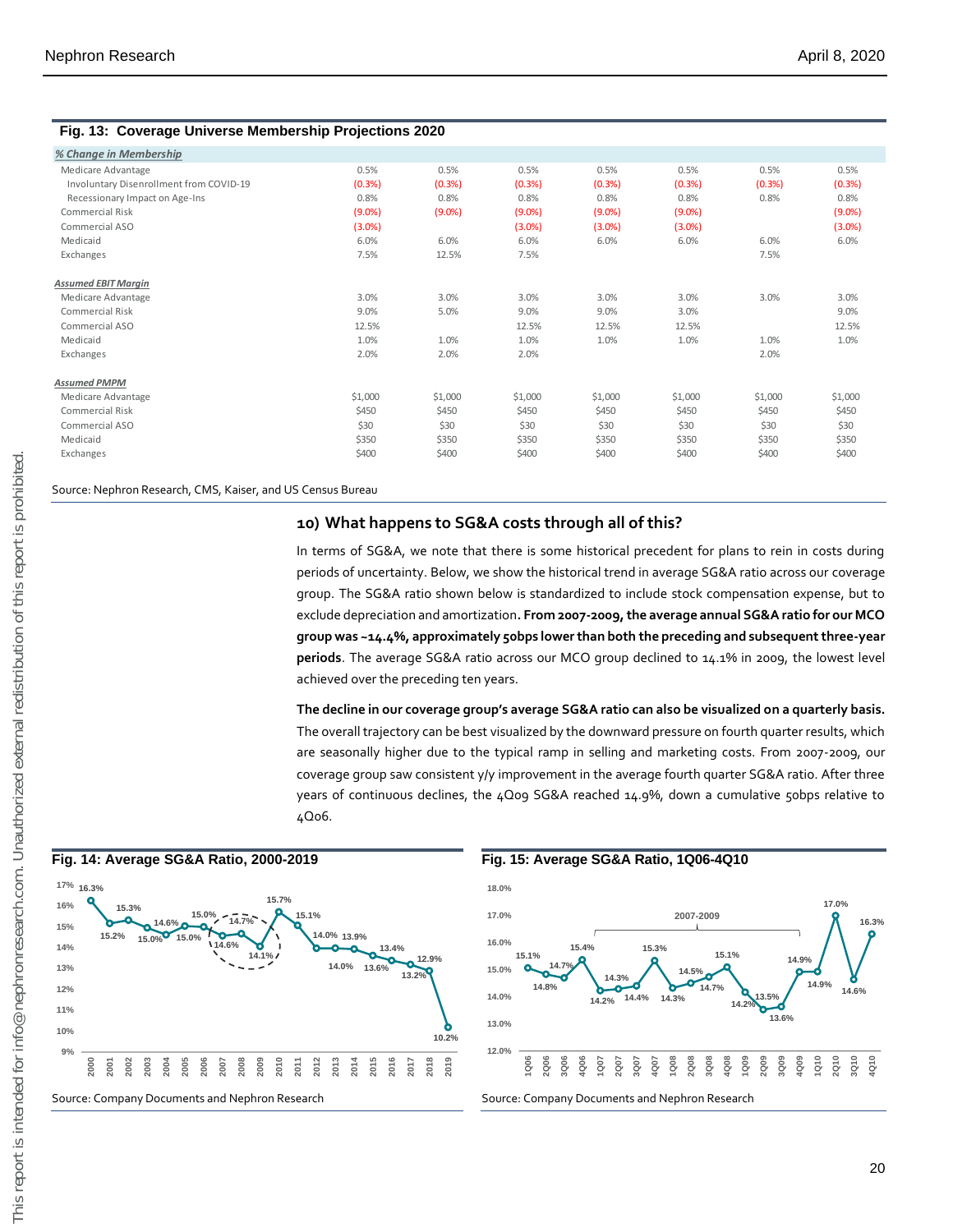**Fig. 13: Coverage Universe Membership Projections 2020**

| | | | | | | | |
|---|---|---|---|---|---|---|---|
| ***% Change in Membership*** | | | | | | | |
| Medicare Advantage | 0.5% | 0.5% | 0.5% | 0.5% | 0.5% | 0.5% | 0.5% |
| Involuntary Disenrollment from COVID-19 | (0.3%) | (0.3%) | (0.3%) | (0.3%) | (0.3%) | (0.3%) | (0.3%) |
| Recessionary Impact on Age-Ins | 0.8% | 0.8% | 0.8% | 0.8% | 0.8% | 0.8% | 0.8% |
| Commercial Risk | (9.0%) | (9.0%) | (9.0%) | (9.0%) | (9.0%) | | (9.0%) |
| Commercial ASO | (3.0%) | | (3.0%) | (3.0%) | (3.0%) | | (3.0%) |
| Medicaid | 6.0% | 6.0% | 6.0% | 6.0% | 6.0% | 6.0% | 6.0% |
| Exchanges | 7.5% | 12.5% | 7.5% | | | 7.5% | |
| ***Assumed EBIT Margin*** | | | | | | | |
| Medicare Advantage | 3.0% | 3.0% | 3.0% | 3.0% | 3.0% | 3.0% | 3.0% |
| Commercial Risk | 9.0% | 5.0% | 9.0% | 9.0% | 3.0% | | 9.0% |
| Commercial ASO | 12.5% | | 12.5% | 12.5% | 12.5% | | 12.5% |
| Medicaid | 1.0% | 1.0% | 1.0% | 1.0% | 1.0% | 1.0% | 1.0% |
| Exchanges | 2.0% | 2.0% | 2.0% | | | 2.0% | |
| ***Assumed PMPM*** | | | | | | | |
| Medicare Advantage | $1,000 | $1,000 | $1,000 | $1,000 | $1,000 | $1,000 | $1,000 |
| Commercial Risk | $450 | $450 | $450 | $450 | $450 | $450 | $450 |
| Commercial ASO | $30 | $30 | $30 | $30 | $30 | $30 | $30 |
| Medicaid | $350 | $350 | $350 | $350 | $350 | $350 | $350 |
| Exchanges | $400 | $400 | $400 | $400 | $400 | $400 | $400 |

Source: Nephron Research, CMS, Kaiser, and US Census Bureau

## 10) What happens to SG&A costs through all of this?

In terms of SG&A, we note that there is some historical precedent for plans to rein in costs during periods of uncertainty. Below, we show the historical trend in average SG&A ratio across our coverage group. The SG&A ratio shown below is standardized to include stock compensation expense, but to exclude depreciation and amortization. **From 2007-2009, the average annual SG&A ratio for our MCO group was ~14.4%, approximately 50bps lower than both the preceding and subsequent three-year periods**. The average SG&A ratio across our MCO group declined to 14.1% in 2009, the lowest level achieved over the preceding ten years.

**The decline in our coverage group's average SG&A ratio can also be visualized on a quarterly basis.** The overall trajectory can be best visualized by the downward pressure on fourth quarter results, which are seasonally higher due to the typical ramp in selling and marketing costs. From 2007-2009, our coverage group saw consistent y/y improvement in the average fourth quarter SG&A ratio. After three years of continuous declines, the 4Q09 SG&A reached 14.9%, down a cumulative 50bps relative to 4Q06.

**Fig. 14: Average SG&A Ratio, 2000-2019**

Source: Company Documents and Nephron Research

**Fig. 15: Average SG&A Ratio, 1Q06-4Q10**

Source: Company Documents and Nephron Research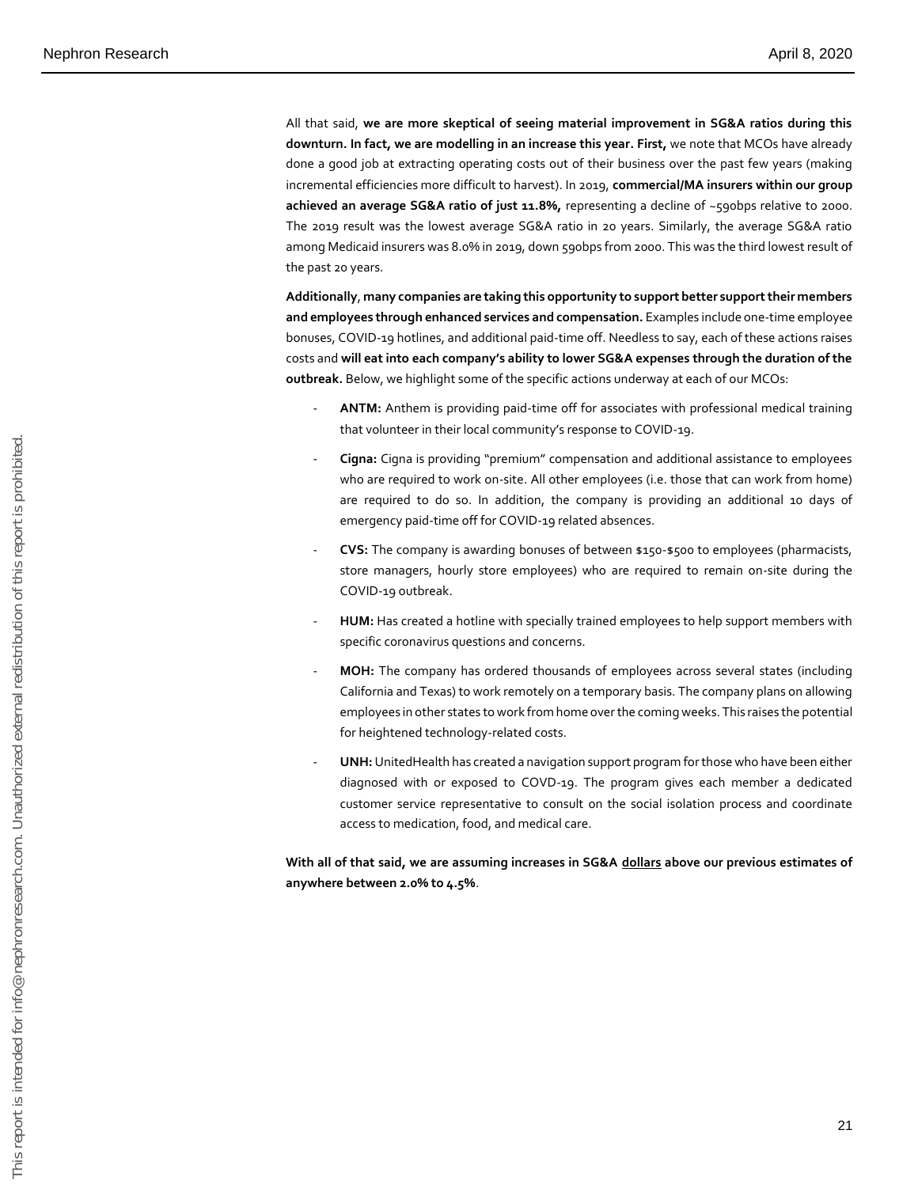All that said, **we are more skeptical of seeing material improvement in SG&A ratios during this downturn. In fact, we are modelling in an increase this year. First,** we note that MCOs have already done a good job at extracting operating costs out of their business over the past few years (making incremental efficiencies more difficult to harvest). In 2019, **commercial/MA insurers within our group achieved an average SG&A ratio of just 11.8%,** representing a decline of ~590bps relative to 2000. The 2019 result was the lowest average SG&A ratio in 20 years. Similarly, the average SG&A ratio among Medicaid insurers was 8.0% in 2019, down 590bps from 2000. This was the third lowest result of the past 20 years.

**Additionally**, **many companies are taking this opportunity to support better support their members and employees through enhanced services and compensation.** Examples include one-time employee bonuses, COVID-19 hotlines, and additional paid-time off. Needless to say, each of these actions raises costs and **will eat into each company's ability to lower SG&A expenses through the duration of the outbreak.** Below, we highlight some of the specific actions underway at each of our MCOs:

- **ANTM:** Anthem is providing paid-time off for associates with professional medical training that volunteer in their local community's response to COVID-19.
- **Cigna:** Cigna is providing "premium" compensation and additional assistance to employees who are required to work on-site. All other employees (i.e. those that can work from home) are required to do so. In addition, the company is providing an additional 10 days of emergency paid-time off for COVID-19 related absences.
- **CVS:** The company is awarding bonuses of between $150-$500 to employees (pharmacists, store managers, hourly store employees) who are required to remain on-site during the COVID-19 outbreak.
- **HUM:** Has created a hotline with specially trained employees to help support members with specific coronavirus questions and concerns.
- **MOH:** The company has ordered thousands of employees across several states (including California and Texas) to work remotely on a temporary basis. The company plans on allowing employees in other states to work from home over the coming weeks. This raises the potential for heightened technology-related costs.
- **UNH:** UnitedHealth has created a navigation support program for those who have been either diagnosed with or exposed to COVD-19. The program gives each member a dedicated customer service representative to consult on the social isolation process and coordinate access to medication, food, and medical care.

**With all of that said, we are assuming increases in SG&A <u>dollars</u> above our previous estimates of anywhere between 2.0% to 4.5%**.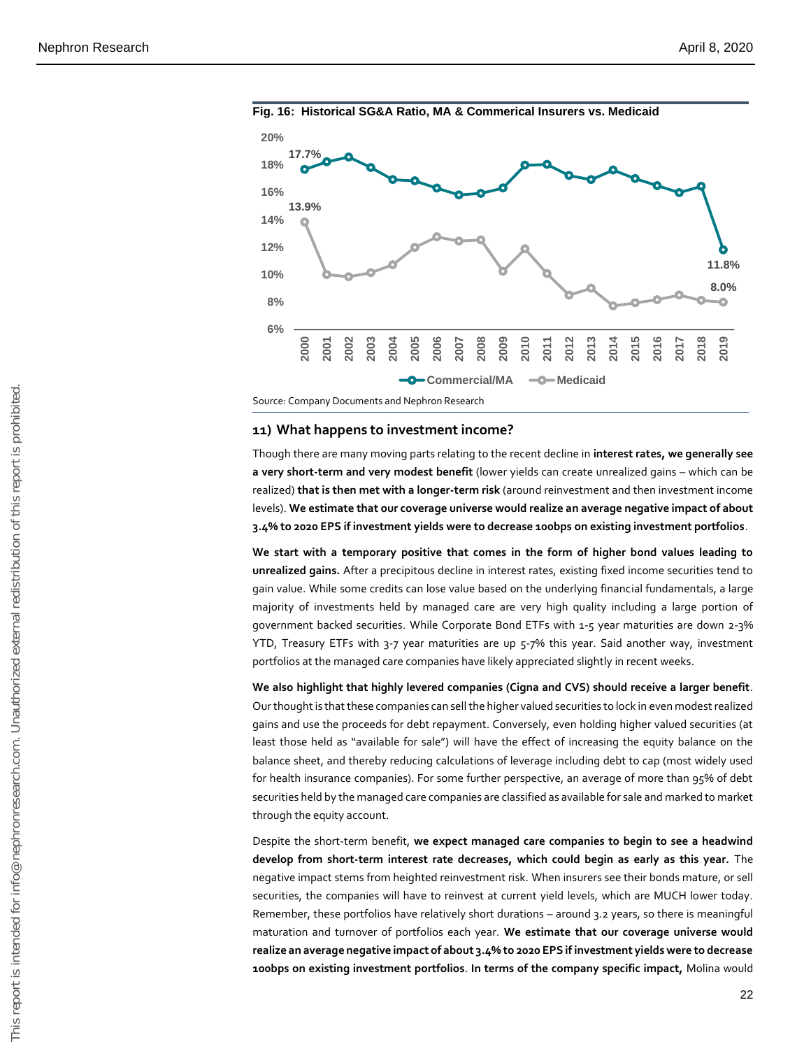**Fig. 16: Historical SG&A Ratio, MA & Commerical Insurers vs. Medicaid**

Source: Company Documents and Nephron Research

## 11) What happens to investment income?

Though there are many moving parts relating to the recent decline in **interest rates, we generally see a very short-term and very modest benefit** (lower yields can create unrealized gains – which can be realized) **that is then met with a longer-term risk** (around reinvestment and then investment income levels). **We estimate that our coverage universe would realize an average negative impact of about 3.4% to 2020 EPS if investment yields were to decrease 100bps on existing investment portfolios**.

**We start with a temporary positive that comes in the form of higher bond values leading to unrealized gains.** After a precipitous decline in interest rates, existing fixed income securities tend to gain value. While some credits can lose value based on the underlying financial fundamentals, a large majority of investments held by managed care are very high quality including a large portion of government backed securities. While Corporate Bond ETFs with 1-5 year maturities are down 2-3% YTD, Treasury ETFs with 3-7 year maturities are up 5-7% this year. Said another way, investment portfolios at the managed care companies have likely appreciated slightly in recent weeks.

**We also highlight that highly levered companies (Cigna and CVS) should receive a larger benefit**. Our thought is that these companies can sell the higher valued securities to lock in even modest realized gains and use the proceeds for debt repayment. Conversely, even holding higher valued securities (at least those held as "available for sale") will have the effect of increasing the equity balance on the balance sheet, and thereby reducing calculations of leverage including debt to cap (most widely used for health insurance companies). For some further perspective, an average of more than 95% of debt securities held by the managed care companies are classified as available for sale and marked to market through the equity account.

Despite the short-term benefit, **we expect managed care companies to begin to see a headwind develop from short-term interest rate decreases, which could begin as early as this year.** The negative impact stems from heighted reinvestment risk. When insurers see their bonds mature, or sell securities, the companies will have to reinvest at current yield levels, which are MUCH lower today. Remember, these portfolios have relatively short durations – around 3.2 years, so there is meaningful maturation and turnover of portfolios each year. **We estimate that our coverage universe would realize an average negative impact of about 3.4% to 2020 EPS if investment yields were to decrease 100bps on existing investment portfolios**. **In terms of the company specific impact,** Molina would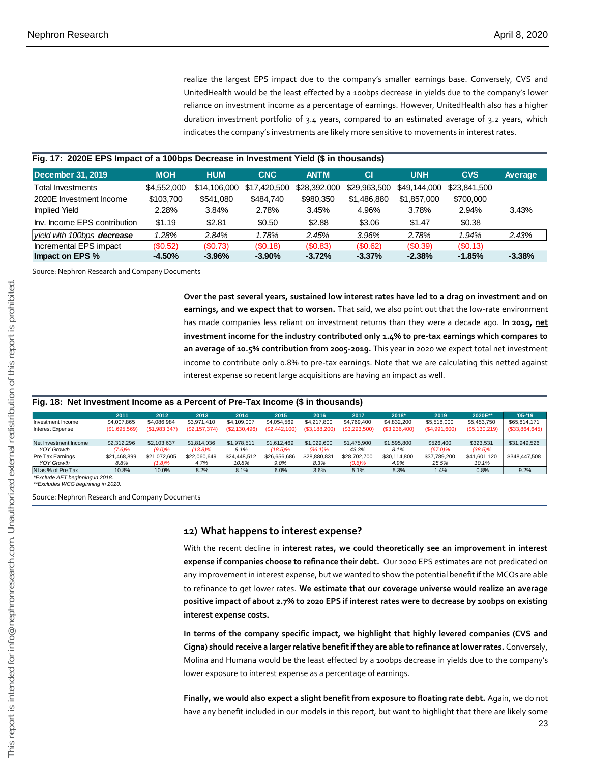realize the largest EPS impact due to the company's smaller earnings base. Conversely, CVS and UnitedHealth would be the least effected by a 100bps decrease in yields due to the company's lower reliance on investment income as a percentage of earnings. However, UnitedHealth also has a higher duration investment portfolio of 3.4 years, compared to an estimated average of 3.2 years, which indicates the company's investments are likely more sensitive to movements in interest rates.

**Fig. 17: 2020E EPS Impact of a 100bps Decrease in Investment Yield ($ in thousands)**

| December 31, 2019 | MOH | HUM | CNC | ANTM | CI | UNH | CVS | Average |
|---|---|---|---|---|---|---|---|---|
| Total Investments | $4,552,000 | $14,106,000 | $17,420,500 | $28,392,000 | $29,963,500 | $49,144,000 | $23,841,500 | |
| 2020E Investment Income | $103,700 | $541,080 | $484,740 | $980,350 | $1,486,880 | $1,857,000 | $700,000 | |
| Implied Yield | 2.28% | 3.84% | 2.78% | 3.45% | 4.96% | 3.78% | 2.94% | 3.43% |
| Inv. Income EPS contribution | $1.19 | $2.81 | $0.50 | $2.88 | $3.06 | $1.47 | $0.38 | |
| *yield with 100bps **decrease*** | *1.28%* | *2.84%* | *1.78%* | *2.45%* | *3.96%* | *2.78%* | *1.94%* | *2.43%* |
| Incremental EPS impact | ($0.52) | ($0.73) | ($0.18) | ($0.83) | ($0.62) | ($0.39) | ($0.13) | |
| **Impact on EPS %** | **-4.50%** | **-3.96%** | **-3.90%** | **-3.72%** | **-3.37%** | **-2.38%** | **-1.85%** | **-3.38%** |

Source: Nephron Research and Company Documents

**Over the past several years, sustained low interest rates have led to a drag on investment and on earnings, and we expect that to worsen.** That said, we also point out that the low-rate environment has made companies less reliant on investment returns than they were a decade ago. **In 2019, net investment income for the industry contributed only 1.4% to pre-tax earnings which compares to an average of 10.5% contribution from 2005-2019.** This year in 2020 we expect total net investment income to contribute only 0.8% to pre-tax earnings. Note that we are calculating this netted against interest expense so recent large acquisitions are having an impact as well.

**Fig. 18: Net Investment Income as a Percent of Pre-Tax Income ($ in thousands)**

| | 2011 | 2012 | 2013 | 2014 | 2015 | 2016 | 2017 | 2018* | 2019 | 2020E** | '05-'19 |
|---|---|---|---|---|---|---|---|---|---|---|---|
| Investment Income | $4,007,865 | $4,086,984 | $3,971,410 | $4,109,007 | $4,054,569 | $4,217,800 | $4,769,400 | $4,832,200 | $5,518,000 | $5,453,750 | $65,814,171 |
| Interest Expense | ($1,695,569) | ($1,983,347) | ($2,157,374) | ($2,130,496) | ($2,442,100) | ($3,188,200) | ($3,293,500) | ($3,236,400) | ($4,991,600) | ($5,130,219) | ($33,864,645) |
| Net Investment Income | $2,312,296 | $2,103,637 | $1,814,036 | $1,978,511 | $1,612,469 | $1,029,600 | $1,475,900 | $1,595,800 | $526,400 | $323,531 | $31,949,526 |
| *YOY Growth* | *(7.6)%* | *(9.0)%* | *(13.8)%* | *9.1%* | *(18.5)%* | *(36.1)%* | *43.3%* | *8.1%* | *(67.0)%* | *(38.5)%* | |
| Pre Tax Earnings | $21,468,899 | $21,072,605 | $22,060,649 | $24,448,512 | $26,656,686 | $28,880,831 | $28,702,700 | $30,114,800 | $37,789,200 | $41,601,120 | $348,447,508 |
| *YOY Growth* | *8.8%* | *(1.8)%* | *4.7%* | *10.8%* | *9.0%* | *8.3%* | *(0.6)%* | *4.9%* | *25.5%* | *10.1%* | |
| NI as % of Pre Tax | 10.8% | 10.0% | 8.2% | 8.1% | 6.0% | 3.6% | 5.1% | 5.3% | 1.4% | 0.8% | 9.2% |

*\*Exclude AET beginning in 2018.*
*\*\*Excludes WCG beginning in 2020.*

Source: Nephron Research and Company Documents

### 12) What happens to interest expense?

With the recent decline in **interest rates, we could theoretically see an improvement in interest expense if companies choose to refinance their debt.** Our 2020 EPS estimates are not predicated on any improvement in interest expense, but we wanted to show the potential benefit if the MCOs are able to refinance to get lower rates. **We estimate that our coverage universe would realize an average positive impact of about 2.7% to 2020 EPS if interest rates were to decrease by 100bps on existing interest expense costs.**

**In terms of the company specific impact, we highlight that highly levered companies (CVS and Cigna) should receive a larger relative benefit if they are able to refinance at lower rates.** Conversely, Molina and Humana would be the least effected by a 100bps decrease in yields due to the company's lower exposure to interest expense as a percentage of earnings.

**Finally, we would also expect a slight benefit from exposure to floating rate debt.** Again, we do not have any benefit included in our models in this report, but want to highlight that there are likely some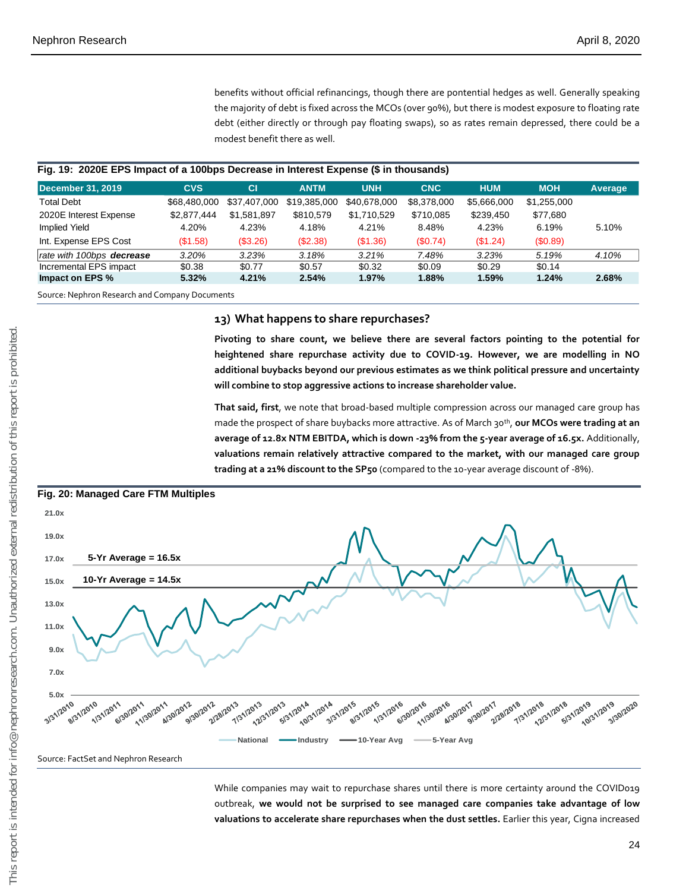benefits without official refinancings, though there are pontential hedges as well. Generally speaking the majority of debt is fixed across the MCOs (over 90%), but there is modest exposure to floating rate debt (either directly or through pay floating swaps), so as rates remain depressed, there could be a modest benefit there as well.

**Fig. 19: 2020E EPS Impact of a 100bps Decrease in Interest Expense ($ in thousands)**

| December 31, 2019 | CVS | CI | ANTM | UNH | CNC | HUM | MOH | Average |
|---|---|---|---|---|---|---|---|---|
| Total Debt | $68,480,000 | $37,407,000 | $19,385,000 | $40,678,000 | $8,378,000 | $5,666,000 | $1,255,000 | |
| 2020E Interest Expense | $2,877,444 | $1,581,897 | $810,579 | $1,710,529 | $710,085 | $239,450 | $77,680 | |
| Implied Yield | 4.20% | 4.23% | 4.18% | 4.21% | 8.48% | 4.23% | 6.19% | 5.10% |
| Int. Expense EPS Cost | ($1.58) | ($3.26) | ($2.38) | ($1.36) | ($0.74) | ($1.24) | ($0.89) | |
| *rate with 100bps* ***decrease*** | *3.20%* | *3.23%* | *3.18%* | *3.21%* | *7.48%* | *3.23%* | *5.19%* | *4.10%* |
| Incremental EPS impact | $0.38 | $0.77 | $0.57 | $0.32 | $0.09 | $0.29 | $0.14 | |
| **Impact on EPS %** | **5.32%** | **4.21%** | **2.54%** | **1.97%** | **1.88%** | **1.59%** | **1.24%** | **2.68%** |

Source: Nephron Research and Company Documents

## 13) What happens to share repurchases?

**Pivoting to share count, we believe there are several factors pointing to the potential for heightened share repurchase activity due to COVID-19. However, we are modelling in NO additional buybacks beyond our previous estimates as we think political pressure and uncertainty will combine to stop aggressive actions to increase shareholder value.**

**That said, first**, we note that broad-based multiple compression across our managed care group has made the prospect of share buybacks more attractive. As of March 30th, **our MCOs were trading at an average of 12.8x NTM EBITDA, which is down -23% from the 5-year average of 16.5x. Additionally, valuations remain relatively attractive compared to the market, with our managed care group trading at a 21% discount to the SP50** (compared to the 10-year average discount of -8%).

**Fig. 20: Managed Care FTM Multiples**

Source: FactSet and Nephron Research

While companies may wait to repurchase shares until there is more certainty around the COVID019 outbreak, **we would not be surprised to see managed care companies take advantage of low valuations to accelerate share repurchases when the dust settles.** Earlier this year, Cigna increased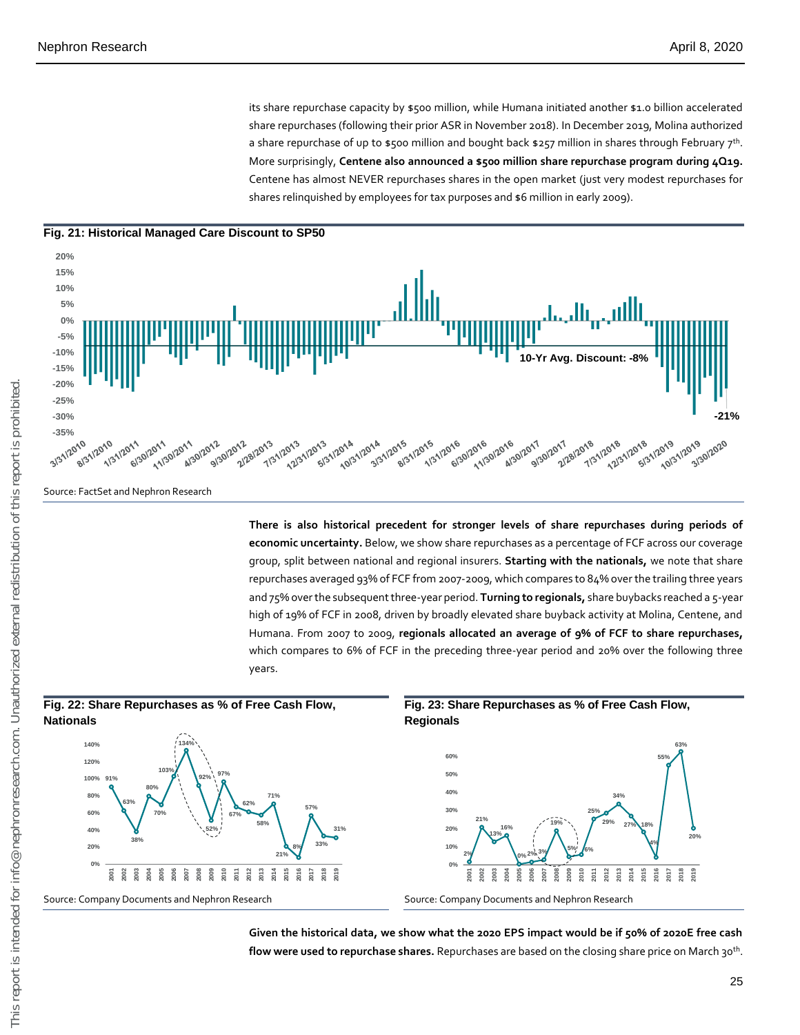its share repurchase capacity by $500 million, while Humana initiated another $1.0 billion accelerated share repurchases (following their prior ASR in November 2018). In December 2019, Molina authorized a share repurchase of up to $500 million and bought back $257 million in shares through February 7th. More surprisingly, **Centene also announced a $500 million share repurchase program during 4Q19.** Centene has almost NEVER repurchases shares in the open market (just very modest repurchases for shares relinquished by employees for tax purposes and $6 million in early 2009).

**Fig. 21: Historical Managed Care Discount to SP50**

Source: FactSet and Nephron Research

**There is also historical precedent for stronger levels of share repurchases during periods of economic uncertainty.** Below, we show share repurchases as a percentage of FCF across our coverage group, split between national and regional insurers. **Starting with the nationals,** we note that share repurchases averaged 93% of FCF from 2007-2009, which compares to 84% over the trailing three years and 75% over the subsequent three-year period. **Turning to regionals,** share buybacks reached a 5-year high of 19% of FCF in 2008, driven by broadly elevated share buyback activity at Molina, Centene, and Humana. From 2007 to 2009, **regionals allocated an average of 9% of FCF to share repurchases,** which compares to 6% of FCF in the preceding three-year period and 20% over the following three years.

**Fig. 22: Share Repurchases as % of Free Cash Flow, Nationals**

Source: Company Documents and Nephron Research

**Fig. 23: Share Repurchases as % of Free Cash Flow, Regionals**

Source: Company Documents and Nephron Research

**Given the historical data, we show what the 2020 EPS impact would be if 50% of 2020E free cash flow were used to repurchase shares.** Repurchases are based on the closing share price on March 30th.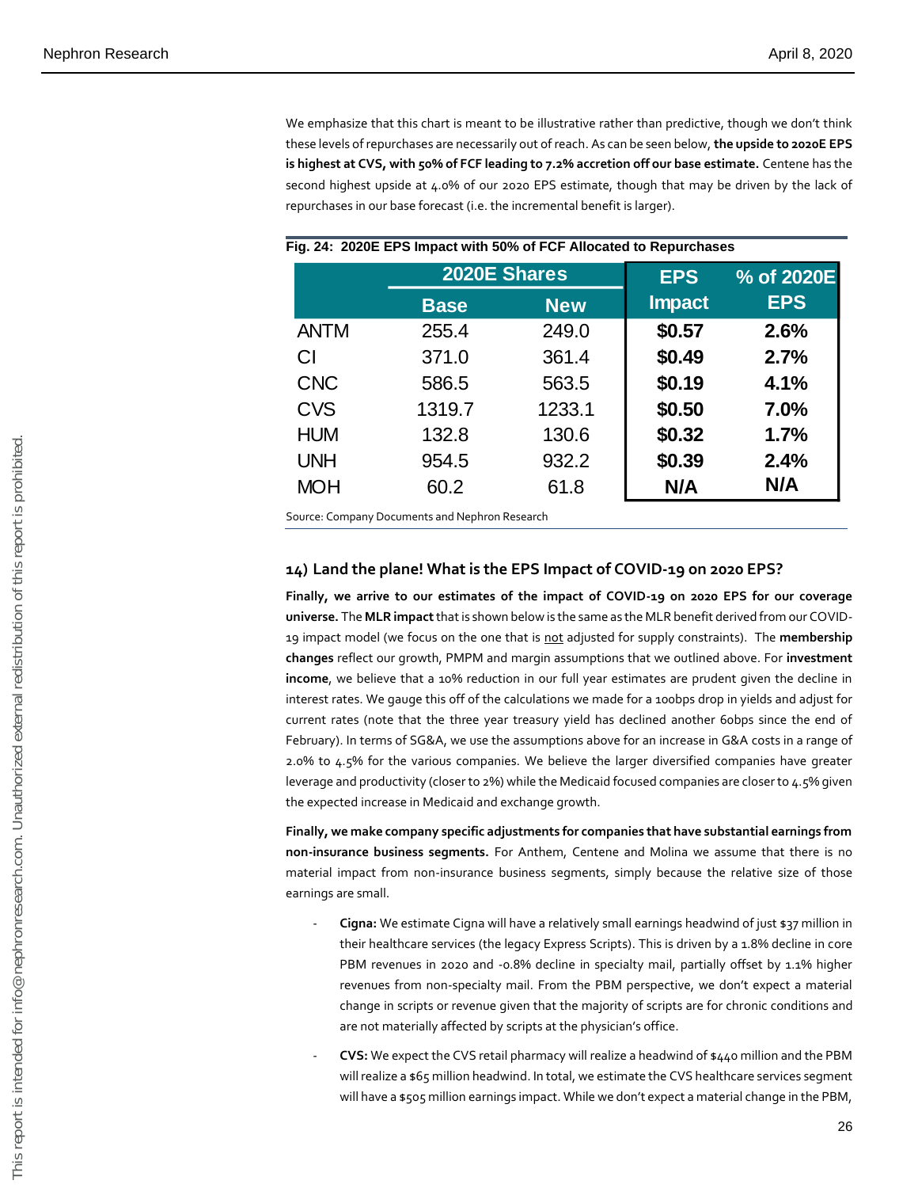We emphasize that this chart is meant to be illustrative rather than predictive, though we don't think these levels of repurchases are necessarily out of reach. As can be seen below, **the upside to 2020E EPS is highest at CVS, with 50% of FCF leading to 7.2% accretion off our base estimate.** Centene has the second highest upside at 4.0% of our 2020 EPS estimate, though that may be driven by the lack of repurchases in our base forecast (i.e. the incremental benefit is larger).

**Fig. 24: 2020E EPS Impact with 50% of FCF Allocated to Repurchases**

| | 2020E Shares | | EPS | % of 2020E |
|---|---|---|---|---|
| | Base | New | Impact | EPS |
| ANTM | 255.4 | 249.0 | **$0.57** | **2.6%** |
| CI | 371.0 | 361.4 | **$0.49** | **2.7%** |
| CNC | 586.5 | 563.5 | **$0.19** | **4.1%** |
| CVS | 1319.7 | 1233.1 | **$0.50** | **7.0%** |
| HUM | 132.8 | 130.6 | **$0.32** | **1.7%** |
| UNH | 954.5 | 932.2 | **$0.39** | **2.4%** |
| MOH | 60.2 | 61.8 | **N/A** | **N/A** |

Source: Company Documents and Nephron Research

## 14) Land the plane! What is the EPS Impact of COVID-19 on 2020 EPS?

**Finally, we arrive to our estimates of the impact of COVID-19 on 2020 EPS for our coverage universe.** The **MLR impact** that is shown below is the same as the MLR benefit derived from our COVID-19 impact model (we focus on the one that is not adjusted for supply constraints). The **membership changes** reflect our growth, PMPM and margin assumptions that we outlined above. For **investment income**, we believe that a 10% reduction in our full year estimates are prudent given the decline in interest rates. We gauge this off of the calculations we made for a 100bps drop in yields and adjust for current rates (note that the three year treasury yield has declined another 60bps since the end of February). In terms of SG&A, we use the assumptions above for an increase in G&A costs in a range of 2.0% to 4.5% for the various companies. We believe the larger diversified companies have greater leverage and productivity (closer to 2%) while the Medicaid focused companies are closer to 4.5% given the expected increase in Medicaid and exchange growth.

**Finally, we make company specific adjustments for companies that have substantial earnings from non-insurance business segments.** For Anthem, Centene and Molina we assume that there is no material impact from non-insurance business segments, simply because the relative size of those earnings are small.

- **Cigna:** We estimate Cigna will have a relatively small earnings headwind of just $37 million in their healthcare services (the legacy Express Scripts). This is driven by a 1.8% decline in core PBM revenues in 2020 and -0.8% decline in specialty mail, partially offset by 1.1% higher revenues from non-specialty mail. From the PBM perspective, we don't expect a material change in scripts or revenue given that the majority of scripts are for chronic conditions and are not materially affected by scripts at the physician's office.
- **CVS:** We expect the CVS retail pharmacy will realize a headwind of $440 million and the PBM will realize a $65 million headwind. In total, we estimate the CVS healthcare services segment will have a $505 million earnings impact. While we don't expect a material change in the PBM,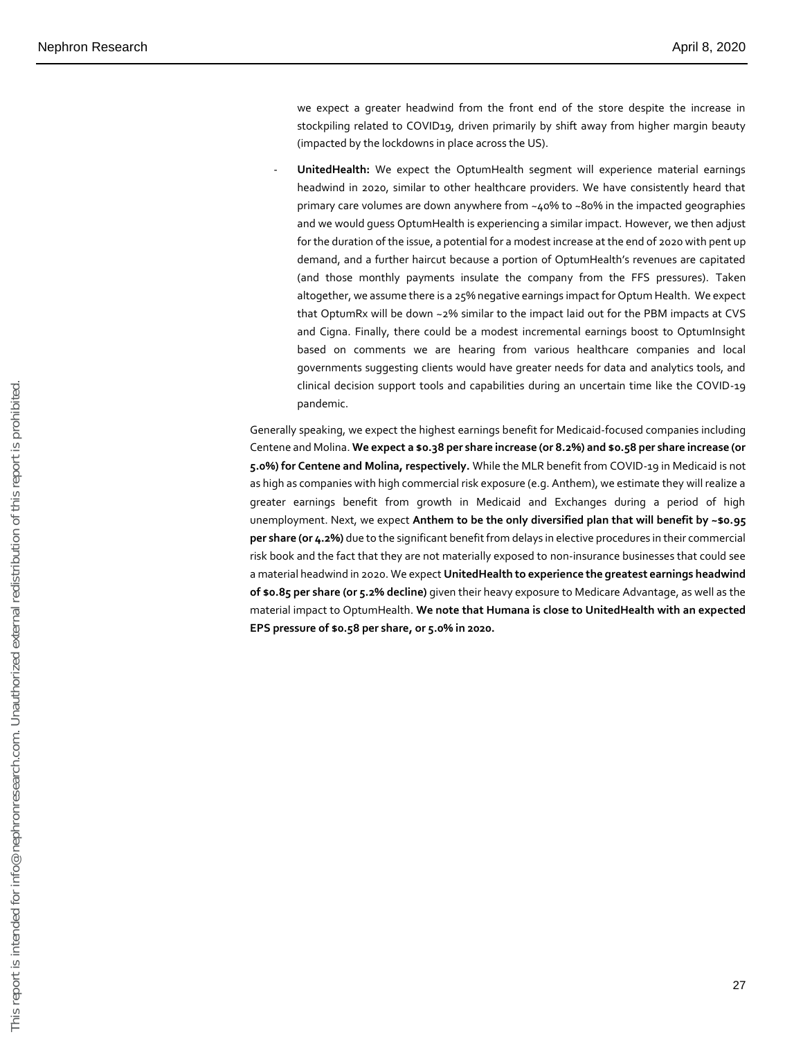we expect a greater headwind from the front end of the store despite the increase in stockpiling related to COVID19, driven primarily by shift away from higher margin beauty (impacted by the lockdowns in place across the US).

- **UnitedHealth:** We expect the OptumHealth segment will experience material earnings headwind in 2020, similar to other healthcare providers. We have consistently heard that primary care volumes are down anywhere from ~40% to ~80% in the impacted geographies and we would guess OptumHealth is experiencing a similar impact. However, we then adjust for the duration of the issue, a potential for a modest increase at the end of 2020 with pent up demand, and a further haircut because a portion of OptumHealth's revenues are capitated (and those monthly payments insulate the company from the FFS pressures). Taken altogether, we assume there is a 25% negative earnings impact for Optum Health. We expect that OptumRx will be down ~2% similar to the impact laid out for the PBM impacts at CVS and Cigna. Finally, there could be a modest incremental earnings boost to OptumInsight based on comments we are hearing from various healthcare companies and local governments suggesting clients would have greater needs for data and analytics tools, and clinical decision support tools and capabilities during an uncertain time like the COVID-19 pandemic.

Generally speaking, we expect the highest earnings benefit for Medicaid-focused companies including Centene and Molina. **We expect a $0.38 per share increase (or 8.2%) and $0.58 per share increase (or 5.0%) for Centene and Molina, respectively.** While the MLR benefit from COVID-19 in Medicaid is not as high as companies with high commercial risk exposure (e.g. Anthem), we estimate they will realize a greater earnings benefit from growth in Medicaid and Exchanges during a period of high unemployment. Next, we expect **Anthem to be the only diversified plan that will benefit by ~$0.95 per share (or 4.2%)** due to the significant benefit from delays in elective procedures in their commercial risk book and the fact that they are not materially exposed to non-insurance businesses that could see a material headwind in 2020. We expect **UnitedHealth to experience the greatest earnings headwind of $0.85 per share (or 5.2% decline)** given their heavy exposure to Medicare Advantage, as well as the material impact to OptumHealth. **We note that Humana is close to UnitedHealth with an expected EPS pressure of $0.58 per share, or 5.0% in 2020.**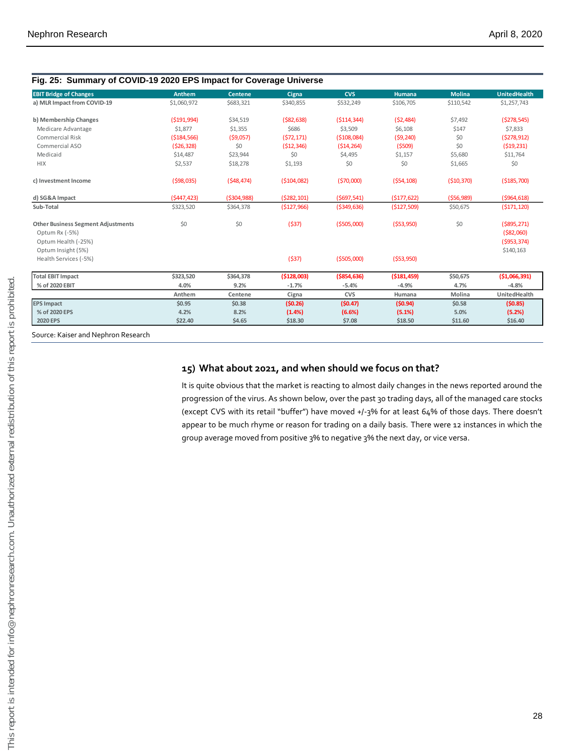**Fig. 25: Summary of COVID-19 2020 EPS Impact for Coverage Universe**

| EBIT Bridge of Changes | Anthem | Centene | Cigna | CVS | Humana | Molina | UnitedHealth |
|---|---|---|---|---|---|---|---|
| **a) MLR Impact from COVID-19** | $1,060,972 | $683,321 | $340,855 | $532,249 | $106,705 | $110,542 | $1,257,743 |
| | | | | | | | |
| **b) Membership Changes** | ($191,994) | $34,519 | ($82,638) | ($114,344) | ($2,484) | $7,492 | ($278,545) |
| Medicare Advantage | $1,877 | $1,355 | $686 | $3,509 | $6,108 | $147 | $7,833 |
| Commercial Risk | ($184,566) | ($9,057) | ($72,171) | ($108,084) | ($9,240) | $0 | ($278,912) |
| Commercial ASO | ($26,328) | $0 | ($12,346) | ($14,264) | ($509) | $0 | ($19,231) |
| Medicaid | $14,487 | $23,944 | $0 | $4,495 | $1,157 | $5,680 | $11,764 |
| HIX | $2,537 | $18,278 | $1,193 | $0 | $0 | $1,665 | $0 |
| | | | | | | | |
| **c) Investment Income** | ($98,035) | ($48,474) | ($104,082) | ($70,000) | ($54,108) | ($10,370) | ($185,700) |
| | | | | | | | |
| **d) SG&A Impact** | ($447,423) | ($304,988) | ($282,101) | ($697,541) | ($177,622) | ($56,989) | ($964,618) |
| **Sub-Total** | $323,520 | $364,378 | ($127,966) | ($349,636) | ($127,509) | $50,675 | ($171,120) |
| | | | | | | | |
| **Other Business Segment Adjustments** | $0 | $0 | ($37) | ($505,000) | ($53,950) | $0 | ($895,271) |
| Optum Rx (-5%) | | | | | | | ($82,060) |
| Optum Health (-25%) | | | | | | | ($953,374) |
| Optum Insight (5%) | | | | | | | $140,163 |
| Health Services (-5%) | | | ($37) | ($505,000) | ($53,950) | | |
| | | | | | | | |
| **Total EBIT Impact** | **$323,520** | **$364,378** | **($128,003)** | **($854,636)** | **($181,459)** | **$50,675** | **($1,066,391)** |
| **% of 2020 EBIT** | **4.0%** | **9.2%** | **-1.7%** | **-5.4%** | **-4.9%** | **4.7%** | **-4.8%** |
| | **Anthem** | **Centene** | **Cigna** | **CVS** | **Humana** | **Molina** | **UnitedHealth** |
| **EPS Impact** | **$0.95** | **$0.38** | **($0.26)** | **($0.47)** | **($0.94)** | **$0.58** | **($0.85)** |
| **% of 2020 EPS** | **4.2%** | **8.2%** | **(1.4%)** | **(6.6%)** | **(5.1%)** | **5.0%** | **(5.2%)** |
| **2020 EPS** | **$22.40** | **$4.65** | **$18.30** | **$7.08** | **$18.50** | **$11.60** | **$16.40** |

Source: Kaiser and Nephron Research

## 15) What about 2021, and when should we focus on that?

It is quite obvious that the market is reacting to almost daily changes in the news reported around the progression of the virus. As shown below, over the past 30 trading days, all of the managed care stocks (except CVS with its retail "buffer") have moved +/-3% for at least 64% of those days. There doesn't appear to be much rhyme or reason for trading on a daily basis. There were 12 instances in which the group average moved from positive 3% to negative 3% the next day, or vice versa.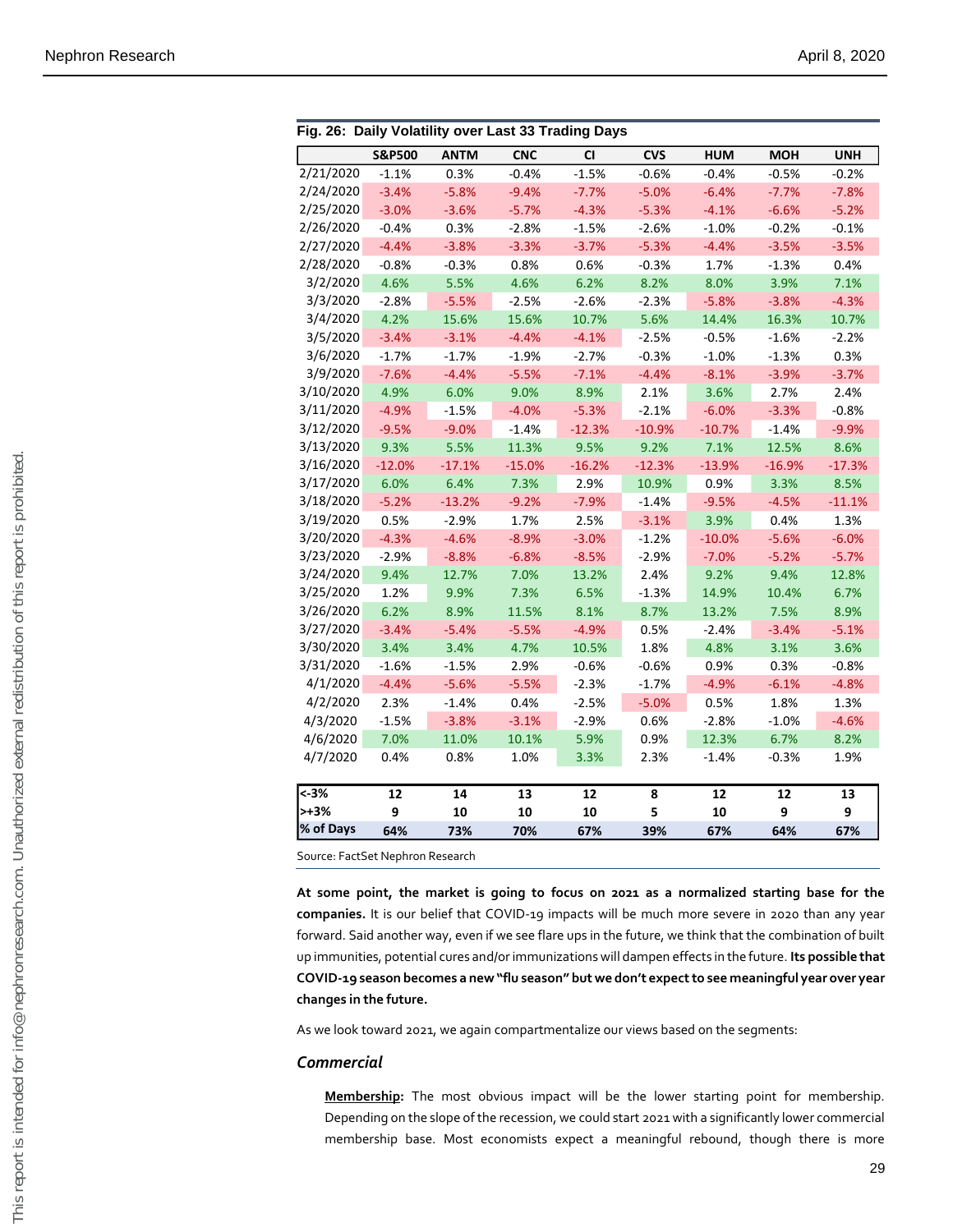**Fig. 26: Daily Volatility over Last 33 Trading Days**

| | S&P500 | ANTM | CNC | CI | CVS | HUM | MOH | UNH |
|---|---|---|---|---|---|---|---|---|
| 2/21/2020 | -1.1% | 0.3% | -0.4% | -1.5% | -0.6% | -0.4% | -0.5% | -0.2% |
| 2/24/2020 | -3.4% | -5.8% | -9.4% | -7.7% | -5.0% | -6.4% | -7.7% | -7.8% |
| 2/25/2020 | -3.0% | -3.6% | -5.7% | -4.3% | -5.3% | -4.1% | -6.6% | -5.2% |
| 2/26/2020 | -0.4% | 0.3% | -2.8% | -1.5% | -2.6% | -1.0% | -0.2% | -0.1% |
| 2/27/2020 | -4.4% | -3.8% | -3.3% | -3.7% | -5.3% | -4.4% | -3.5% | -3.5% |
| 2/28/2020 | -0.8% | -0.3% | 0.8% | 0.6% | -0.3% | 1.7% | -1.3% | 0.4% |
| 3/2/2020 | 4.6% | 5.5% | 4.6% | 6.2% | 8.2% | 8.0% | 3.9% | 7.1% |
| 3/3/2020 | -2.8% | -5.5% | -2.5% | -2.6% | -2.3% | -5.8% | -3.8% | -4.3% |
| 3/4/2020 | 4.2% | 15.6% | 15.6% | 10.7% | 5.6% | 14.4% | 16.3% | 10.7% |
| 3/5/2020 | -3.4% | -3.1% | -4.4% | -4.1% | -2.5% | -0.5% | -1.6% | -2.2% |
| 3/6/2020 | -1.7% | -1.7% | -1.9% | -2.7% | -0.3% | -1.0% | -1.3% | 0.3% |
| 3/9/2020 | -7.6% | -4.4% | -5.5% | -7.1% | -4.4% | -8.1% | -3.9% | -3.7% |
| 3/10/2020 | 4.9% | 6.0% | 9.0% | 8.9% | 2.1% | 3.6% | 2.7% | 2.4% |
| 3/11/2020 | -4.9% | -1.5% | -4.0% | -5.3% | -2.1% | -6.0% | -3.3% | -0.8% |
| 3/12/2020 | -9.5% | -9.0% | -1.4% | -12.3% | -10.9% | -10.7% | -1.4% | -9.9% |
| 3/13/2020 | 9.3% | 5.5% | 11.3% | 9.5% | 9.2% | 7.1% | 12.5% | 8.6% |
| 3/16/2020 | -12.0% | -17.1% | -15.0% | -16.2% | -12.3% | -13.9% | -16.9% | -17.3% |
| 3/17/2020 | 6.0% | 6.4% | 7.3% | 2.9% | 10.9% | 0.9% | 3.3% | 8.5% |
| 3/18/2020 | -5.2% | -13.2% | -9.2% | -7.9% | -1.4% | -9.5% | -4.5% | -11.1% |
| 3/19/2020 | 0.5% | -2.9% | 1.7% | 2.5% | -3.1% | 3.9% | 0.4% | 1.3% |
| 3/20/2020 | -4.3% | -4.6% | -8.9% | -3.0% | -1.2% | -10.0% | -5.6% | -6.0% |
| 3/23/2020 | -2.9% | -8.8% | -6.8% | -8.5% | -2.9% | -7.0% | -5.2% | -5.7% |
| 3/24/2020 | 9.4% | 12.7% | 7.0% | 13.2% | 2.4% | 9.2% | 9.4% | 12.8% |
| 3/25/2020 | 1.2% | 9.9% | 7.3% | 6.5% | -1.3% | 14.9% | 10.4% | 6.7% |
| 3/26/2020 | 6.2% | 8.9% | 11.5% | 8.1% | 8.7% | 13.2% | 7.5% | 8.9% |
| 3/27/2020 | -3.4% | -5.4% | -5.5% | -4.9% | 0.5% | -2.4% | -3.4% | -5.1% |
| 3/30/2020 | 3.4% | 3.4% | 4.7% | 10.5% | 1.8% | 4.8% | 3.1% | 3.6% |
| 3/31/2020 | -1.6% | -1.5% | 2.9% | -0.6% | -0.6% | 0.9% | 0.3% | -0.8% |
| 4/1/2020 | -4.4% | -5.6% | -5.5% | -2.3% | -1.7% | -4.9% | -6.1% | -4.8% |
| 4/2/2020 | 2.3% | -1.4% | 0.4% | -2.5% | -5.0% | 0.5% | 1.8% | 1.3% |
| 4/3/2020 | -1.5% | -3.8% | -3.1% | -2.9% | 0.6% | -2.8% | -1.0% | -4.6% |
| 4/6/2020 | 7.0% | 11.0% | 10.1% | 5.9% | 0.9% | 12.3% | 6.7% | 8.2% |
| 4/7/2020 | 0.4% | 0.8% | 1.0% | 3.3% | 2.3% | -1.4% | -0.3% | 1.9% |
| **<-3%** | **12** | **14** | **13** | **12** | **8** | **12** | **12** | **13** |
| **>+3%** | **9** | **10** | **10** | **10** | **5** | **10** | **9** | **9** |
| **% of Days** | **64%** | **73%** | **70%** | **67%** | **39%** | **67%** | **64%** | **67%** |

Source: FactSet Nephron Research

**At some point, the market is going to focus on 2021 as a normalized starting base for the companies.** It is our belief that COVID-19 impacts will be much more severe in 2020 than any year forward. Said another way, even if we see flare ups in the future, we think that the combination of built up immunities, potential cures and/or immunizations will dampen effects in the future. **Its possible that COVID-19 season becomes a new "flu season" but we don't expect to see meaningful year over year changes in the future.**

As we look toward 2021, we again compartmentalize our views based on the segments:

### *Commercial*

**Membership:** The most obvious impact will be the lower starting point for membership. Depending on the slope of the recession, we could start 2021 with a significantly lower commercial membership base. Most economists expect a meaningful rebound, though there is more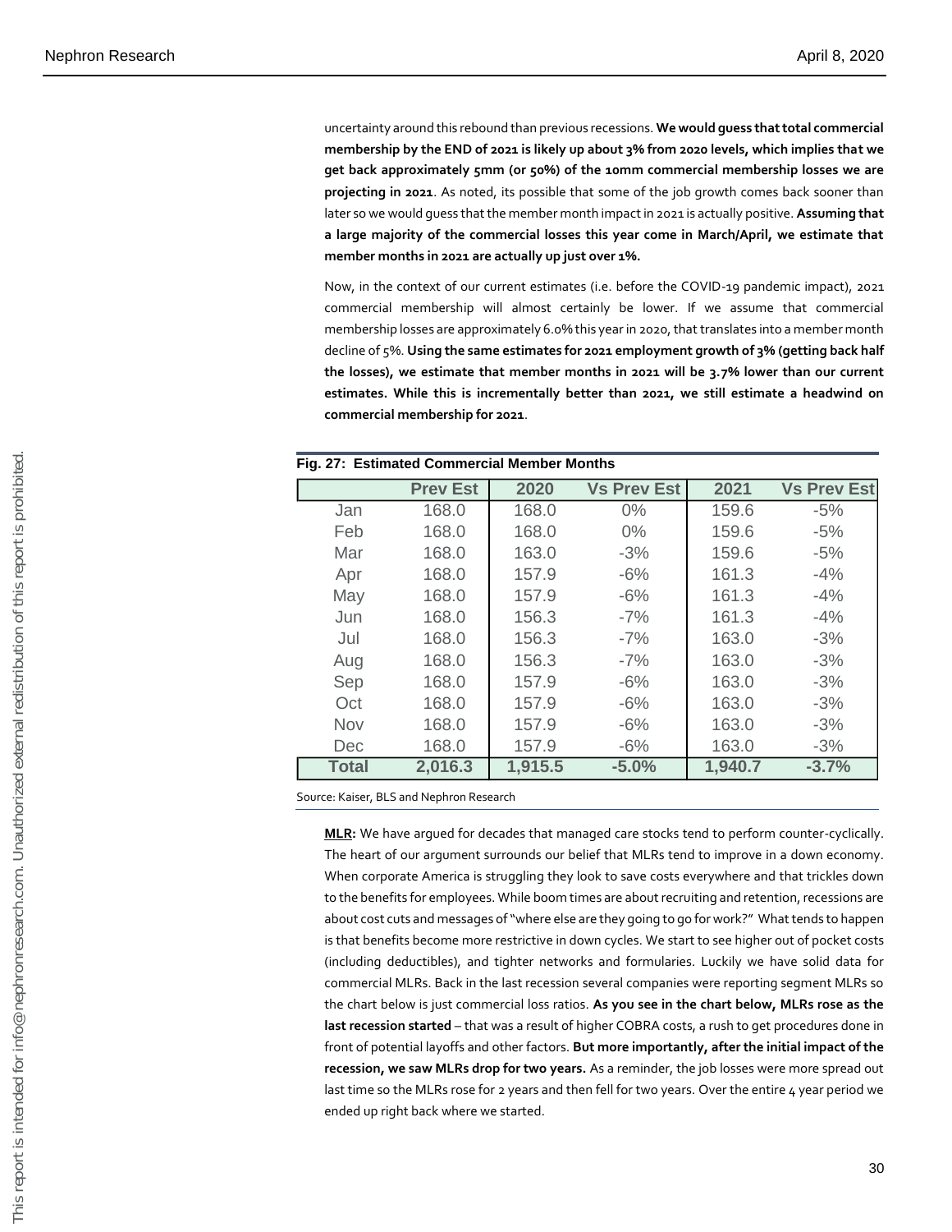uncertainty around this rebound than previous recessions. **We would guess that total commercial membership by the END of 2021 is likely up about 3% from 2020 levels, which implies that we get back approximately 5mm (or 50%) of the 10mm commercial membership losses we are projecting in 2021**. As noted, its possible that some of the job growth comes back sooner than later so we would guess that the member month impact in 2021 is actually positive. **Assuming that a large majority of the commercial losses this year come in March/April, we estimate that member months in 2021 are actually up just over 1%.**

Now, in the context of our current estimates (i.e. before the COVID-19 pandemic impact), 2021 commercial membership will almost certainly be lower. If we assume that commercial membership losses are approximately 6.0% this year in 2020, that translates into a member month decline of 5%. **Using the same estimates for 2021 employment growth of 3% (getting back half the losses), we estimate that member months in 2021 will be 3.7% lower than our current estimates. While this is incrementally better than 2021, we still estimate a headwind on commercial membership for 2021**.

**Fig. 27: Estimated Commercial Member Months**

| | Prev Est | 2020 | Vs Prev Est | 2021 | Vs Prev Est |
|---|---|---|---|---|---|
| Jan | 168.0 | 168.0 | 0% | 159.6 | -5% |
| Feb | 168.0 | 168.0 | 0% | 159.6 | -5% |
| Mar | 168.0 | 163.0 | -3% | 159.6 | -5% |
| Apr | 168.0 | 157.9 | -6% | 161.3 | -4% |
| May | 168.0 | 157.9 | -6% | 161.3 | -4% |
| Jun | 168.0 | 156.3 | -7% | 161.3 | -4% |
| Jul | 168.0 | 156.3 | -7% | 163.0 | -3% |
| Aug | 168.0 | 156.3 | -7% | 163.0 | -3% |
| Sep | 168.0 | 157.9 | -6% | 163.0 | -3% |
| Oct | 168.0 | 157.9 | -6% | 163.0 | -3% |
| Nov | 168.0 | 157.9 | -6% | 163.0 | -3% |
| Dec | 168.0 | 157.9 | -6% | 163.0 | -3% |
| **Total** | **2,016.3** | **1,915.5** | **-5.0%** | **1,940.7** | **-3.7%** |

Source: Kaiser, BLS and Nephron Research

**MLR:** We have argued for decades that managed care stocks tend to perform counter-cyclically. The heart of our argument surrounds our belief that MLRs tend to improve in a down economy. When corporate America is struggling they look to save costs everywhere and that trickles down to the benefits for employees. While boom times are about recruiting and retention, recessions are about cost cuts and messages of "where else are they going to go for work?" What tends to happen is that benefits become more restrictive in down cycles. We start to see higher out of pocket costs (including deductibles), and tighter networks and formularies. Luckily we have solid data for commercial MLRs. Back in the last recession several companies were reporting segment MLRs so the chart below is just commercial loss ratios. **As you see in the chart below, MLRs rose as the last recession started** – that was a result of higher COBRA costs, a rush to get procedures done in front of potential layoffs and other factors. **But more importantly, after the initial impact of the recession, we saw MLRs drop for two years.** As a reminder, the job losses were more spread out last time so the MLRs rose for 2 years and then fell for two years. Over the entire 4 year period we ended up right back where we started.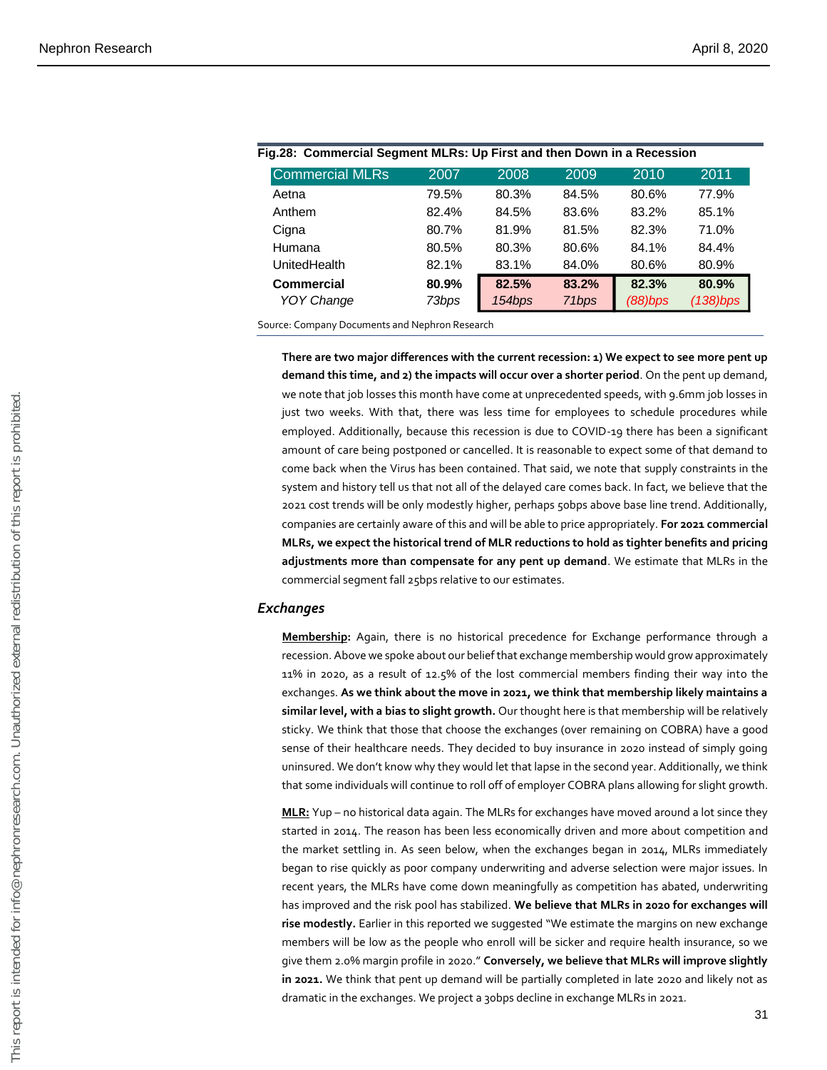**Fig.28: Commercial Segment MLRs: Up First and then Down in a Recession**

| Commercial MLRs | 2007 | 2008 | 2009 | 2010 | 2011 |
|---|---|---|---|---|---|
| Aetna | 79.5% | 80.3% | 84.5% | 80.6% | 77.9% |
| Anthem | 82.4% | 84.5% | 83.6% | 83.2% | 85.1% |
| Cigna | 80.7% | 81.9% | 81.5% | 82.3% | 71.0% |
| Humana | 80.5% | 80.3% | 80.6% | 84.1% | 84.4% |
| UnitedHealth | 82.1% | 83.1% | 84.0% | 80.6% | 80.9% |
| **Commercial** | **80.9%** | **82.5%** | **83.2%** | **82.3%** | **80.9%** |
| *YOY Change* | *73bps* | *154bps* | *71bps* | *(88)bps* | *(138)bps* |

Source: Company Documents and Nephron Research

**There are two major differences with the current recession: 1) We expect to see more pent up demand this time, and 2) the impacts will occur over a shorter period**. On the pent up demand, we note that job losses this month have come at unprecedented speeds, with 9.6mm job losses in just two weeks. With that, there was less time for employees to schedule procedures while employed. Additionally, because this recession is due to COVID-19 there has been a significant amount of care being postponed or cancelled. It is reasonable to expect some of that demand to come back when the Virus has been contained. That said, we note that supply constraints in the system and history tell us that not all of the delayed care comes back. In fact, we believe that the 2021 cost trends will be only modestly higher, perhaps 50bps above base line trend. Additionally, companies are certainly aware of this and will be able to price appropriately. **For 2021 commercial MLRs, we expect the historical trend of MLR reductions to hold as tighter benefits and pricing adjustments more than compensate for any pent up demand**. We estimate that MLRs in the commercial segment fall 25bps relative to our estimates.

### *Exchanges*

**Membership:** Again, there is no historical precedence for Exchange performance through a recession. Above we spoke about our belief that exchange membership would grow approximately 11% in 2020, as a result of 12.5% of the lost commercial members finding their way into the exchanges. **As we think about the move in 2021, we think that membership likely maintains a similar level, with a bias to slight growth.** Our thought here is that membership will be relatively sticky. We think that those that choose the exchanges (over remaining on COBRA) have a good sense of their healthcare needs. They decided to buy insurance in 2020 instead of simply going uninsured. We don't know why they would let that lapse in the second year. Additionally, we think that some individuals will continue to roll off of employer COBRA plans allowing for slight growth.

**MLR:** Yup – no historical data again. The MLRs for exchanges have moved around a lot since they started in 2014. The reason has been less economically driven and more about competition and the market settling in. As seen below, when the exchanges began in 2014, MLRs immediately began to rise quickly as poor company underwriting and adverse selection were major issues. In recent years, the MLRs have come down meaningfully as competition has abated, underwriting has improved and the risk pool has stabilized. **We believe that MLRs in 2020 for exchanges will rise modestly.** Earlier in this reported we suggested "We estimate the margins on new exchange members will be low as the people who enroll will be sicker and require health insurance, so we give them 2.0% margin profile in 2020." **Conversely, we believe that MLRs will improve slightly in 2021.** We think that pent up demand will be partially completed in late 2020 and likely not as dramatic in the exchanges. We project a 30bps decline in exchange MLRs in 2021.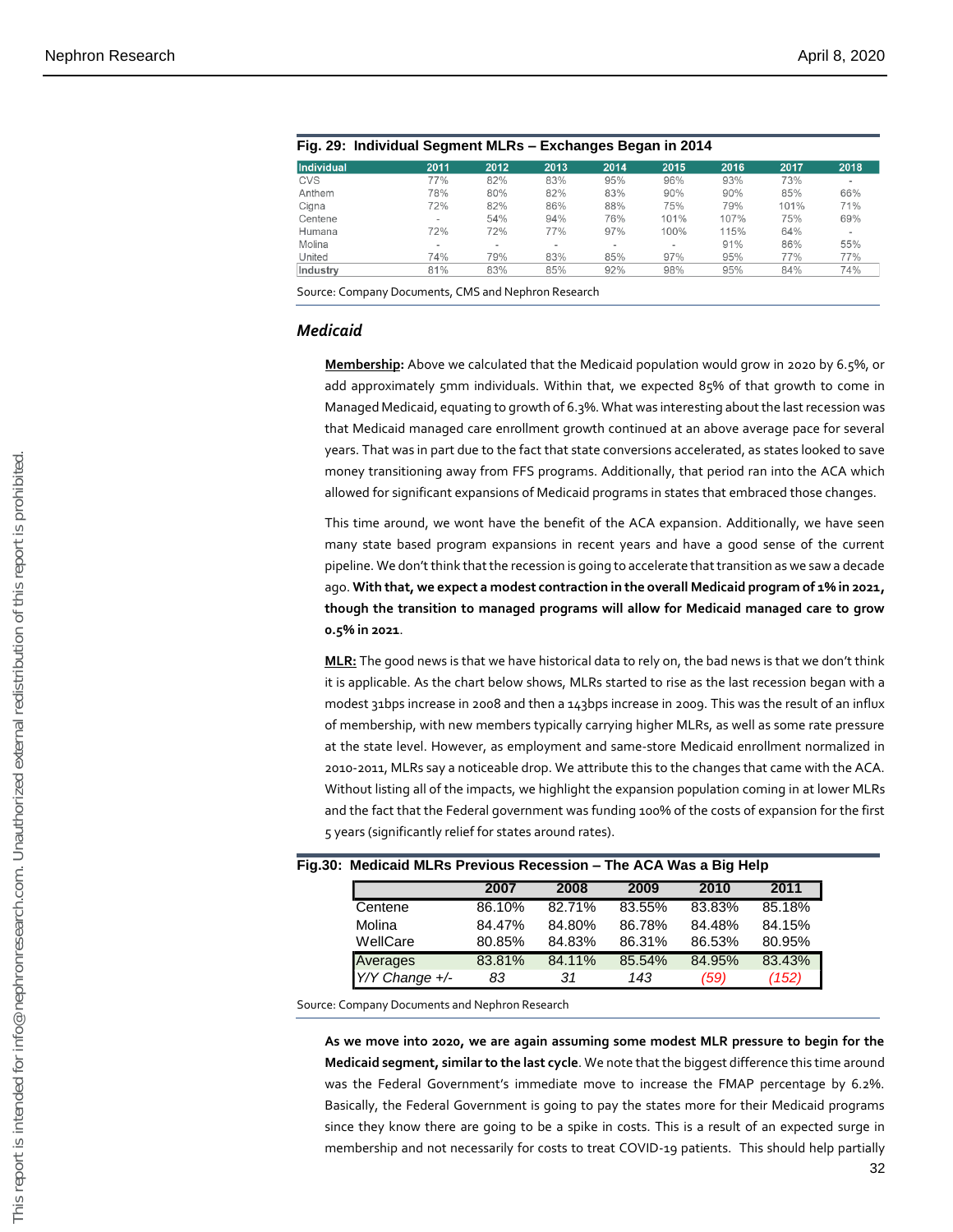**Fig. 29: Individual Segment MLRs – Exchanges Began in 2014**

| Individual | 2011 | 2012 | 2013 | 2014 | 2015 | 2016 | 2017 | 2018 |
|---|---|---|---|---|---|---|---|---|
| CVS | 77% | 82% | 83% | 95% | 96% | 93% | 73% | - |
| Anthem | 78% | 80% | 82% | 83% | 90% | 90% | 85% | 66% |
| Cigna | 72% | 82% | 86% | 88% | 75% | 79% | 101% | 71% |
| Centene | - | 54% | 94% | 76% | 101% | 107% | 75% | 69% |
| Humana | 72% | 72% | 77% | 97% | 100% | 115% | 64% | - |
| Molina | - | - | - | - | - | 91% | 86% | 55% |
| United | 74% | 79% | 83% | 85% | 97% | 95% | 77% | 77% |
| Industry | 81% | 83% | 85% | 92% | 98% | 95% | 84% | 74% |

Source: Company Documents, CMS and Nephron Research

### *Medicaid*

**Membership:** Above we calculated that the Medicaid population would grow in 2020 by 6.5%, or add approximately 5mm individuals. Within that, we expected 85% of that growth to come in Managed Medicaid, equating to growth of 6.3%. What was interesting about the last recession was that Medicaid managed care enrollment growth continued at an above average pace for several years. That was in part due to the fact that state conversions accelerated, as states looked to save money transitioning away from FFS programs. Additionally, that period ran into the ACA which allowed for significant expansions of Medicaid programs in states that embraced those changes.

This time around, we wont have the benefit of the ACA expansion. Additionally, we have seen many state based program expansions in recent years and have a good sense of the current pipeline. We don't think that the recession is going to accelerate that transition as we saw a decade ago. **With that, we expect a modest contraction in the overall Medicaid program of 1% in 2021, though the transition to managed programs will allow for Medicaid managed care to grow 0.5% in 2021**.

**MLR:** The good news is that we have historical data to rely on, the bad news is that we don't think it is applicable. As the chart below shows, MLRs started to rise as the last recession began with a modest 31bps increase in 2008 and then a 143bps increase in 2009. This was the result of an influx of membership, with new members typically carrying higher MLRs, as well as some rate pressure at the state level. However, as employment and same-store Medicaid enrollment normalized in 2010-2011, MLRs say a noticeable drop. We attribute this to the changes that came with the ACA. Without listing all of the impacts, we highlight the expansion population coming in at lower MLRs and the fact that the Federal government was funding 100% of the costs of expansion for the first 5 years (significantly relief for states around rates).

**Fig.30: Medicaid MLRs Previous Recession – The ACA Was a Big Help**

| | 2007 | 2008 | 2009 | 2010 | 2011 |
|---|---|---|---|---|---|
| Centene | 86.10% | 82.71% | 83.55% | 83.83% | 85.18% |
| Molina | 84.47% | 84.80% | 86.78% | 84.48% | 84.15% |
| WellCare | 80.85% | 84.83% | 86.31% | 86.53% | 80.95% |
| Averages | 83.81% | 84.11% | 85.54% | 84.95% | 83.43% |
| *Y/Y Change +/-* | *83* | *31* | *143* | *(59)* | *(152)* |

Source: Company Documents and Nephron Research

**As we move into 2020, we are again assuming some modest MLR pressure to begin for the Medicaid segment, similar to the last cycle**. We note that the biggest difference this time around was the Federal Government's immediate move to increase the FMAP percentage by 6.2%. Basically, the Federal Government is going to pay the states more for their Medicaid programs since they know there are going to be a spike in costs. This is a result of an expected surge in membership and not necessarily for costs to treat COVID-19 patients. This should help partially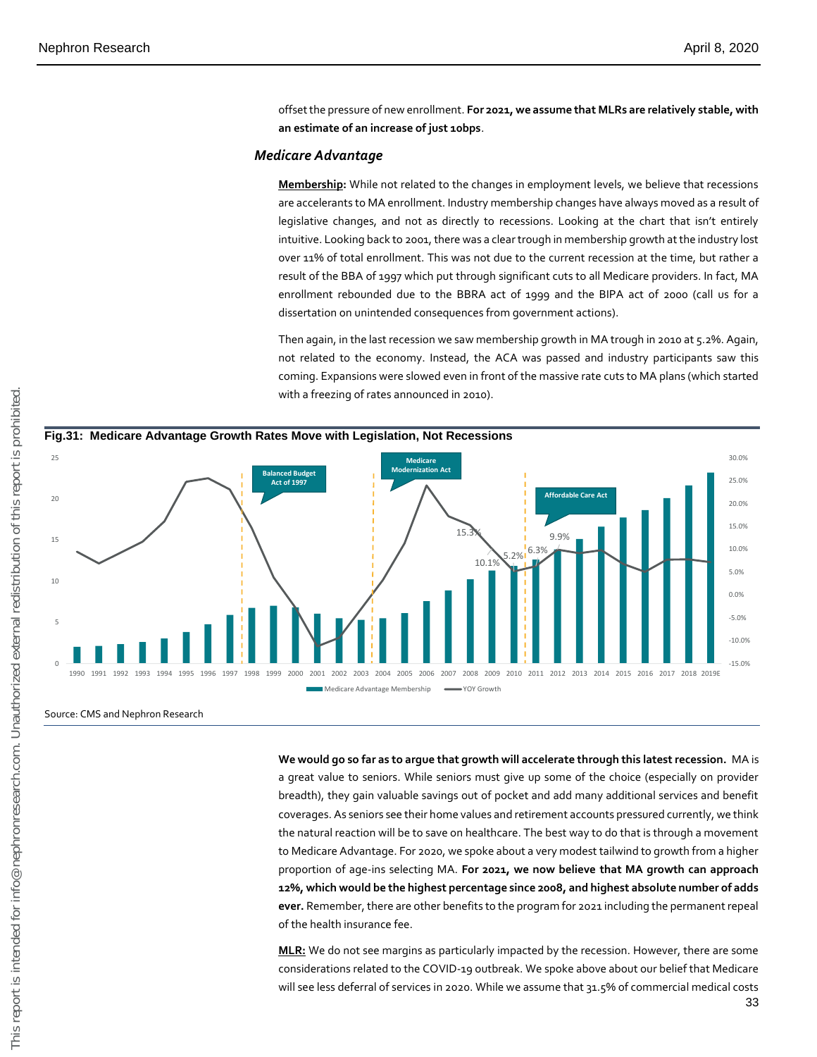offset the pressure of new enrollment. **For 2021, we assume that MLRs are relatively stable, with an estimate of an increase of just 10bps**.

### *Medicare Advantage*

**Membership:** While not related to the changes in employment levels, we believe that recessions are accelerants to MA enrollment. Industry membership changes have always moved as a result of legislative changes, and not as directly to recessions. Looking at the chart that isn't entirely intuitive. Looking back to 2001, there was a clear trough in membership growth at the industry lost over 11% of total enrollment. This was not due to the current recession at the time, but rather a result of the BBA of 1997 which put through significant cuts to all Medicare providers. In fact, MA enrollment rebounded due to the BBRA act of 1999 and the BIPA act of 2000 (call us for a dissertation on unintended consequences from government actions).

Then again, in the last recession we saw membership growth in MA trough in 2010 at 5.2%. Again, not related to the economy. Instead, the ACA was passed and industry participants saw this coming. Expansions were slowed even in front of the massive rate cuts to MA plans (which started with a freezing of rates announced in 2010).

**Fig.31: Medicare Advantage Growth Rates Move with Legislation, Not Recessions**

Source: CMS and Nephron Research

**We would go so far as to argue that growth will accelerate through this latest recession.** MA is a great value to seniors. While seniors must give up some of the choice (especially on provider breadth), they gain valuable savings out of pocket and add many additional services and benefit coverages. As seniors see their home values and retirement accounts pressured currently, we think the natural reaction will be to save on healthcare. The best way to do that is through a movement to Medicare Advantage. For 2020, we spoke about a very modest tailwind to growth from a higher proportion of age-ins selecting MA. **For 2021, we now believe that MA growth can approach 12%, which would be the highest percentage since 2008, and highest absolute number of adds ever.** Remember, there are other benefits to the program for 2021 including the permanent repeal of the health insurance fee.

**MLR:** We do not see margins as particularly impacted by the recession. However, there are some considerations related to the COVID-19 outbreak. We spoke above about our belief that Medicare will see less deferral of services in 2020. While we assume that 31.5% of commercial medical costs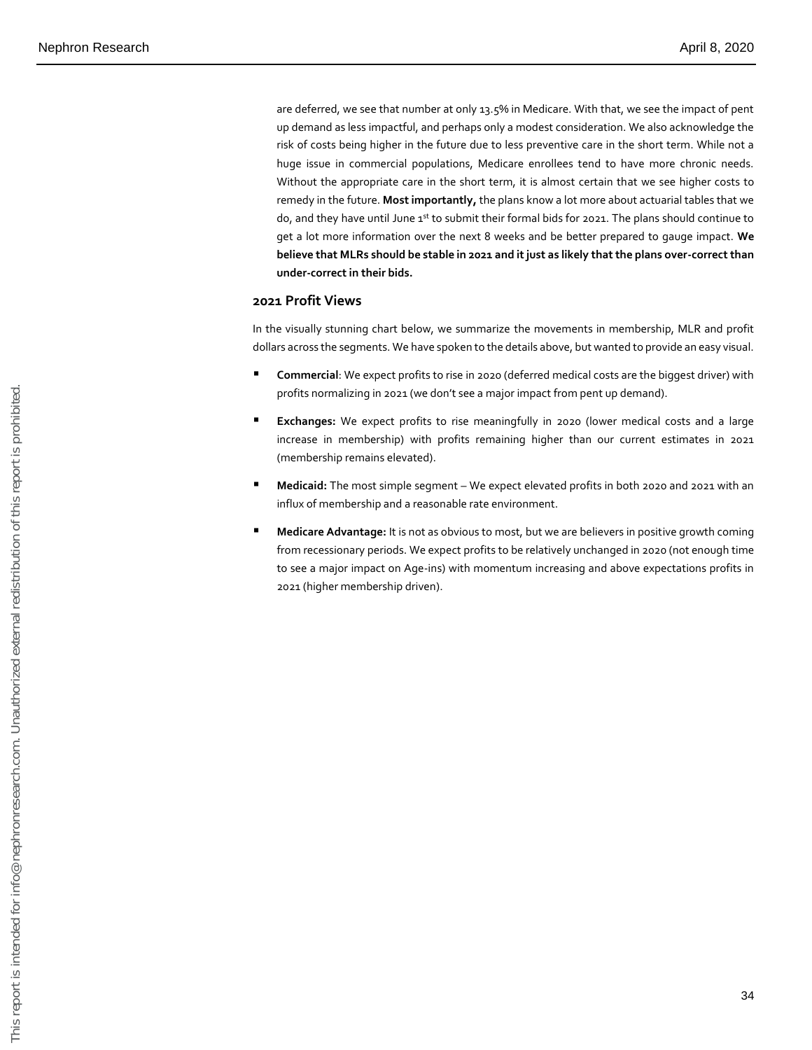are deferred, we see that number at only 13.5% in Medicare. With that, we see the impact of pent up demand as less impactful, and perhaps only a modest consideration. We also acknowledge the risk of costs being higher in the future due to less preventive care in the short term. While not a huge issue in commercial populations, Medicare enrollees tend to have more chronic needs. Without the appropriate care in the short term, it is almost certain that we see higher costs to remedy in the future. **Most importantly,** the plans know a lot more about actuarial tables that we do, and they have until June 1st to submit their formal bids for 2021. The plans should continue to get a lot more information over the next 8 weeks and be better prepared to gauge impact. **We believe that MLRs should be stable in 2021 and it just as likely that the plans over-correct than under-correct in their bids.**

## 2021 Profit Views

In the visually stunning chart below, we summarize the movements in membership, MLR and profit dollars across the segments. We have spoken to the details above, but wanted to provide an easy visual.

- **Commercial**: We expect profits to rise in 2020 (deferred medical costs are the biggest driver) with profits normalizing in 2021 (we don't see a major impact from pent up demand).
- **Exchanges:** We expect profits to rise meaningfully in 2020 (lower medical costs and a large increase in membership) with profits remaining higher than our current estimates in 2021 (membership remains elevated).
- **Medicaid:** The most simple segment – We expect elevated profits in both 2020 and 2021 with an influx of membership and a reasonable rate environment.
- **Medicare Advantage:** It is not as obvious to most, but we are believers in positive growth coming from recessionary periods. We expect profits to be relatively unchanged in 2020 (not enough time to see a major impact on Age-ins) with momentum increasing and above expectations profits in 2021 (higher membership driven).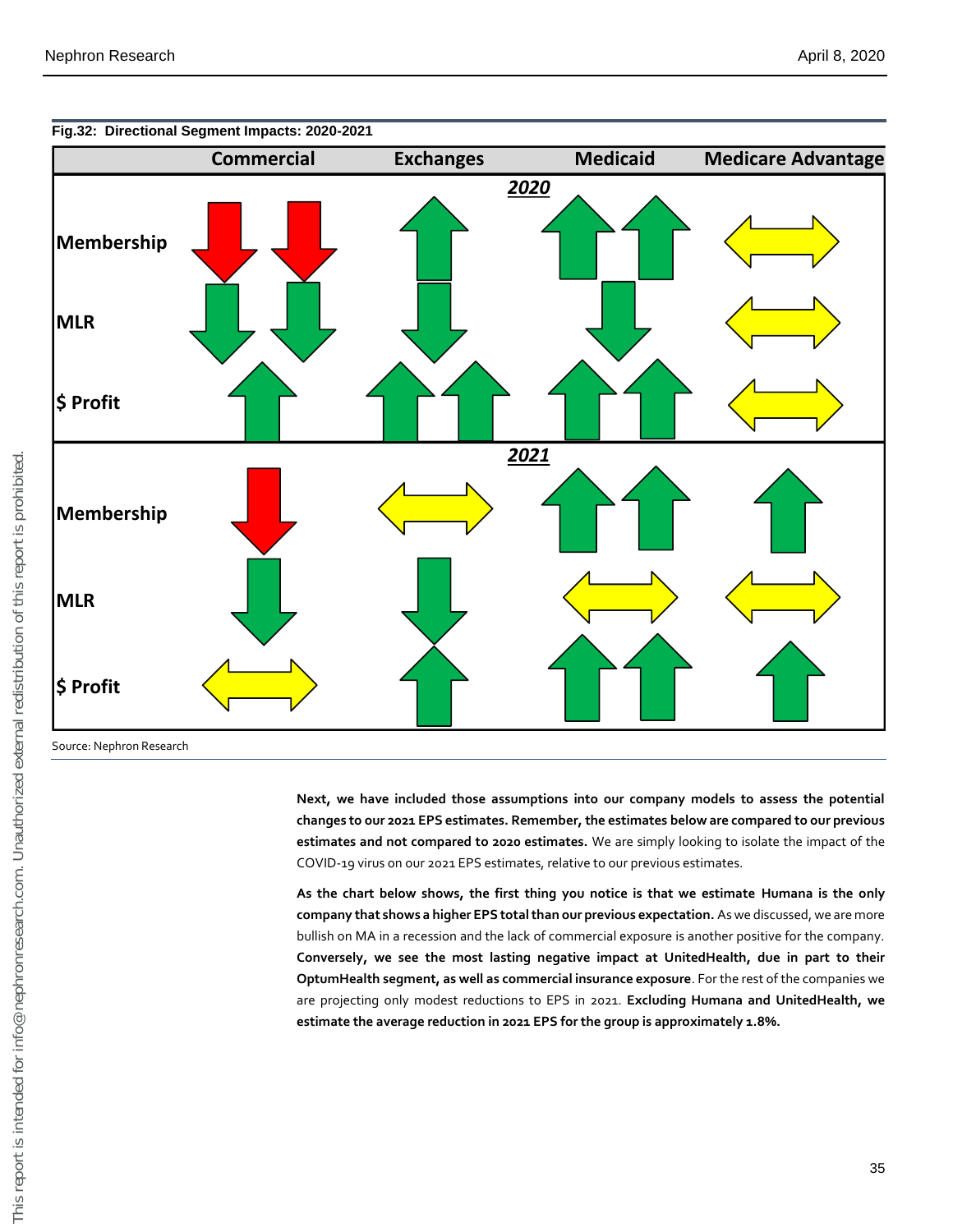**Fig.32: Directional Segment Impacts: 2020-2021**

| | Commercial | Exchanges | Medicaid | Medicare Advantage |
|---|---|---|---|---|
| ***2020*** | | | | |
| Membership | ↓↓ | ↑ | ↑↑ | ↔ |
| MLR | ↓↓ | ↓ | ↓ | ↔ |
| $ Profit | ↑ | ↑↑ | ↑↑ | ↔ |
| ***2021*** | | | | |
| Membership | ↓ | ↔ | ↑↑ | ↑ |
| MLR | ↓ | ↓ | ↔ | ↔ |
| $ Profit | ↔ | ↑ | ↑↑ | ↑ |

Source: Nephron Research

**Next, we have included those assumptions into our company models to assess the potential changes to our 2021 EPS estimates. Remember, the estimates below are compared to our previous estimates and not compared to 2020 estimates.** We are simply looking to isolate the impact of the COVID-19 virus on our 2021 EPS estimates, relative to our previous estimates.

**As the chart below shows, the first thing you notice is that we estimate Humana is the only company that shows a higher EPS total than our previous expectation.** As we discussed, we are more bullish on MA in a recession and the lack of commercial exposure is another positive for the company. **Conversely, we see the most lasting negative impact at UnitedHealth, due in part to their OptumHealth segment, as well as commercial insurance exposure**. For the rest of the companies we are projecting only modest reductions to EPS in 2021. **Excluding Humana and UnitedHealth, we estimate the average reduction in 2021 EPS for the group is approximately 1.8%.**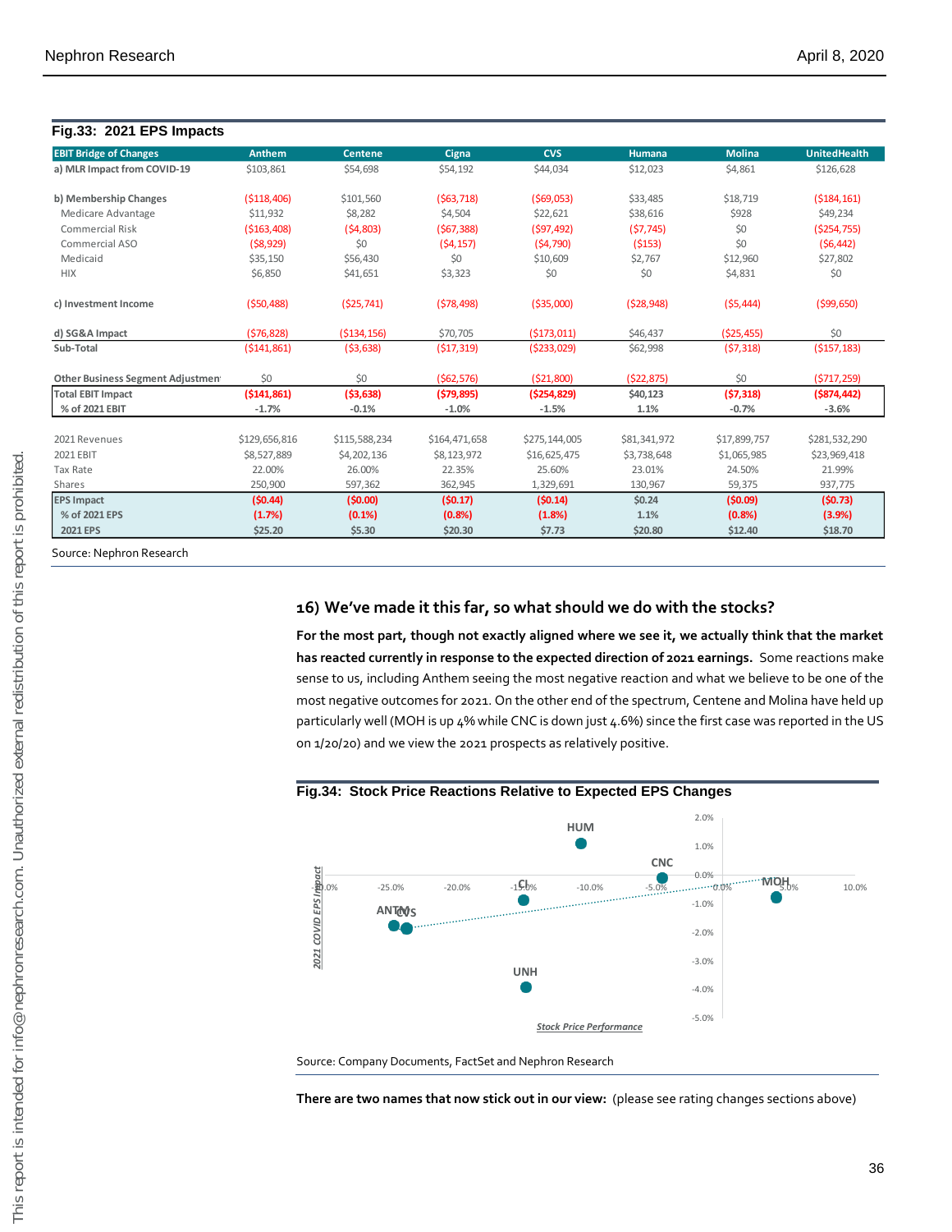**Fig.33: 2021 EPS Impacts**

| EBIT Bridge of Changes | Anthem | Centene | Cigna | CVS | Humana | Molina | UnitedHealth |
|---|---|---|---|---|---|---|---|
| **a) MLR Impact from COVID-19** | $103,861 | $54,698 | $54,192 | $44,034 | $12,023 | $4,861 | $126,628 |
| | | | | | | | |
| **b) Membership Changes** | ($118,406) | $101,560 | ($63,718) | ($69,053) | $33,485 | $18,719 | ($184,161) |
| Medicare Advantage | $11,932 | $8,282 | $4,504 | $22,621 | $38,616 | $928 | $49,234 |
| Commercial Risk | ($163,408) | ($4,803) | ($67,388) | ($97,492) | ($7,745) | $0 | ($254,755) |
| Commercial ASO | ($8,929) | $0 | ($4,157) | ($4,790) | ($153) | $0 | ($6,442) |
| Medicaid | $35,150 | $56,430 | $0 | $10,609 | $2,767 | $12,960 | $27,802 |
| HIX | $6,850 | $41,651 | $3,323 | $0 | $0 | $4,831 | $0 |
| | | | | | | | |
| **c) Investment Income** | ($50,488) | ($25,741) | ($78,498) | ($35,000) | ($28,948) | ($5,444) | ($99,650) |
| | | | | | | | |
| **d) SG&A Impact** | ($76,828) | ($134,156) | $70,705 | ($173,011) | $46,437 | ($25,455) | $0 |
| **Sub-Total** | ($141,861) | ($3,638) | ($17,319) | ($233,029) | $62,998 | ($7,318) | ($157,183) |
| | | | | | | | |
| **Other Business Segment Adjustmen** | $0 | $0 | ($62,576) | ($21,800) | ($22,875) | $0 | ($717,259) |
| **Total EBIT Impact** | **($141,861)** | **($3,638)** | **($79,895)** | **($254,829)** | **$40,123** | **($7,318)** | **($874,442)** |
| **% of 2021 EBIT** | **-1.7%** | **-0.1%** | **-1.0%** | **-1.5%** | **1.1%** | **-0.7%** | **-3.6%** |
| | | | | | | | |
| 2021 Revenues | $129,656,816 | $115,588,234 | $164,471,658 | $275,144,005 | $81,341,972 | $17,899,757 | $281,532,290 |
| 2021 EBIT | $8,527,889 | $4,202,136 | $8,123,972 | $16,625,475 | $3,738,648 | $1,065,985 | $23,969,418 |
| Tax Rate | 22.00% | 26.00% | 22.35% | 25.60% | 23.01% | 24.50% | 21.99% |
| Shares | 250,900 | 597,362 | 362,945 | 1,329,691 | 130,967 | 59,375 | 937,775 |
| **EPS Impact** | **($0.44)** | **($0.00)** | **($0.17)** | **($0.14)** | **$0.24** | **($0.09)** | **($0.73)** |
| **% of 2021 EPS** | **(1.7%)** | **(0.1%)** | **(0.8%)** | **(1.8%)** | **1.1%** | **(0.8%)** | **(3.9%)** |
| **2021 EPS** | **$25.20** | **$5.30** | **$20.30** | **$7.73** | **$20.80** | **$12.40** | **$18.70** |

Source: Nephron Research

## 16) We've made it this far, so what should we do with the stocks?

**For the most part, though not exactly aligned where we see it, we actually think that the market has reacted currently in response to the expected direction of 2021 earnings.** Some reactions make sense to us, including Anthem seeing the most negative reaction and what we believe to be one of the most negative outcomes for 2021. On the other end of the spectrum, Centene and Molina have held up particularly well (MOH is up 4% while CNC is down just 4.6%) since the first case was reported in the US on 1/20/20) and we view the 2021 prospects as relatively positive.

**Fig.34: Stock Price Reactions Relative to Expected EPS Changes**

Source: Company Documents, FactSet and Nephron Research

**There are two names that now stick out in our view:** (please see rating changes sections above)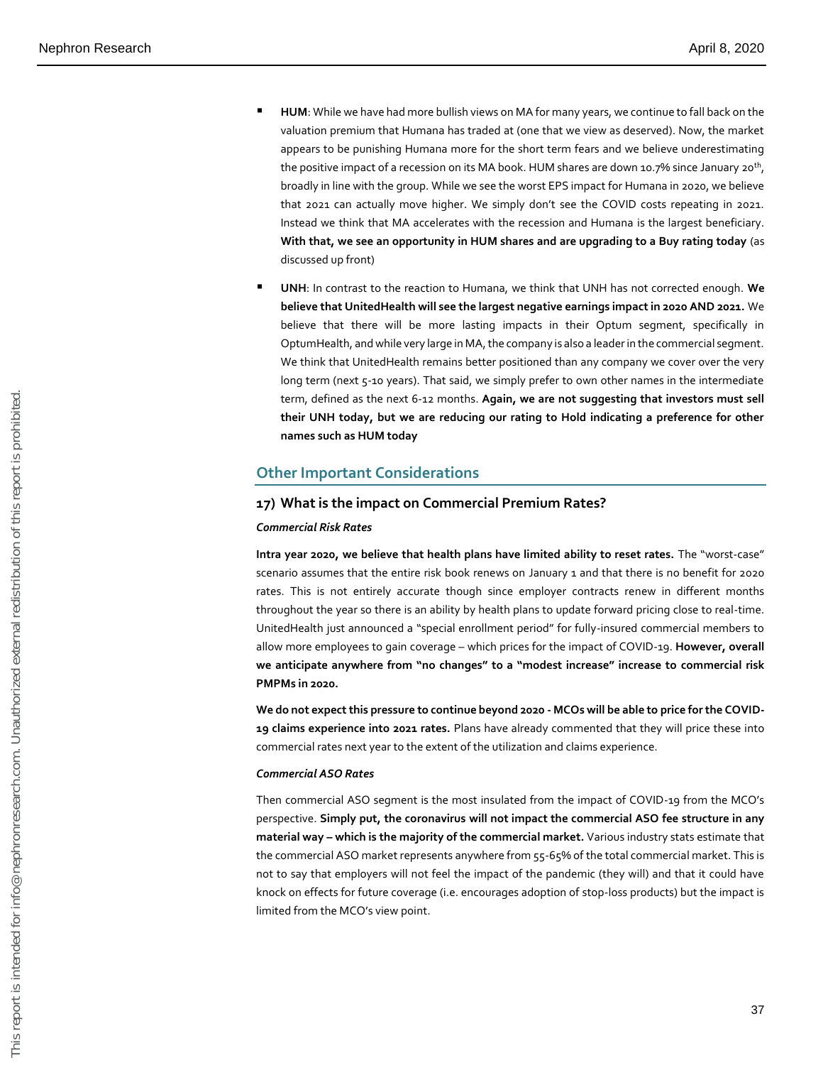- **HUM**: While we have had more bullish views on MA for many years, we continue to fall back on the valuation premium that Humana has traded at (one that we view as deserved). Now, the market appears to be punishing Humana more for the short term fears and we believe underestimating the positive impact of a recession on its MA book. HUM shares are down 10.7% since January 20th, broadly in line with the group. While we see the worst EPS impact for Humana in 2020, we believe that 2021 can actually move higher. We simply don't see the COVID costs repeating in 2021. Instead we think that MA accelerates with the recession and Humana is the largest beneficiary. **With that, we see an opportunity in HUM shares and are upgrading to a Buy rating today** (as discussed up front)

- **UNH**: In contrast to the reaction to Humana, we think that UNH has not corrected enough. **We believe that UnitedHealth will see the largest negative earnings impact in 2020 AND 2021.** We believe that there will be more lasting impacts in their Optum segment, specifically in OptumHealth, and while very large in MA, the company is also a leader in the commercial segment. We think that UnitedHealth remains better positioned than any company we cover over the very long term (next 5-10 years). That said, we simply prefer to own other names in the intermediate term, defined as the next 6-12 months. **Again, we are not suggesting that investors must sell their UNH today, but we are reducing our rating to Hold indicating a preference for other names such as HUM today**

## Other Important Considerations

### 17) What is the impact on Commercial Premium Rates?

***Commercial Risk Rates***

**Intra year 2020, we believe that health plans have limited ability to reset rates.** The "worst-case" scenario assumes that the entire risk book renews on January 1 and that there is no benefit for 2020 rates. This is not entirely accurate though since employer contracts renew in different months throughout the year so there is an ability by health plans to update forward pricing close to real-time. UnitedHealth just announced a "special enrollment period" for fully-insured commercial members to allow more employees to gain coverage – which prices for the impact of COVID-19. **However, overall we anticipate anywhere from "no changes" to a "modest increase" increase to commercial risk PMPMs in 2020.**

**We do not expect this pressure to continue beyond 2020 - MCOs will be able to price for the COVID-19 claims experience into 2021 rates.** Plans have already commented that they will price these into commercial rates next year to the extent of the utilization and claims experience.

***Commercial ASO Rates***

Then commercial ASO segment is the most insulated from the impact of COVID-19 from the MCO's perspective. **Simply put, the coronavirus will not impact the commercial ASO fee structure in any material way – which is the majority of the commercial market.** Various industry stats estimate that the commercial ASO market represents anywhere from 55-65% of the total commercial market. This is not to say that employers will not feel the impact of the pandemic (they will) and that it could have knock on effects for future coverage (i.e. encourages adoption of stop-loss products) but the impact is limited from the MCO's view point.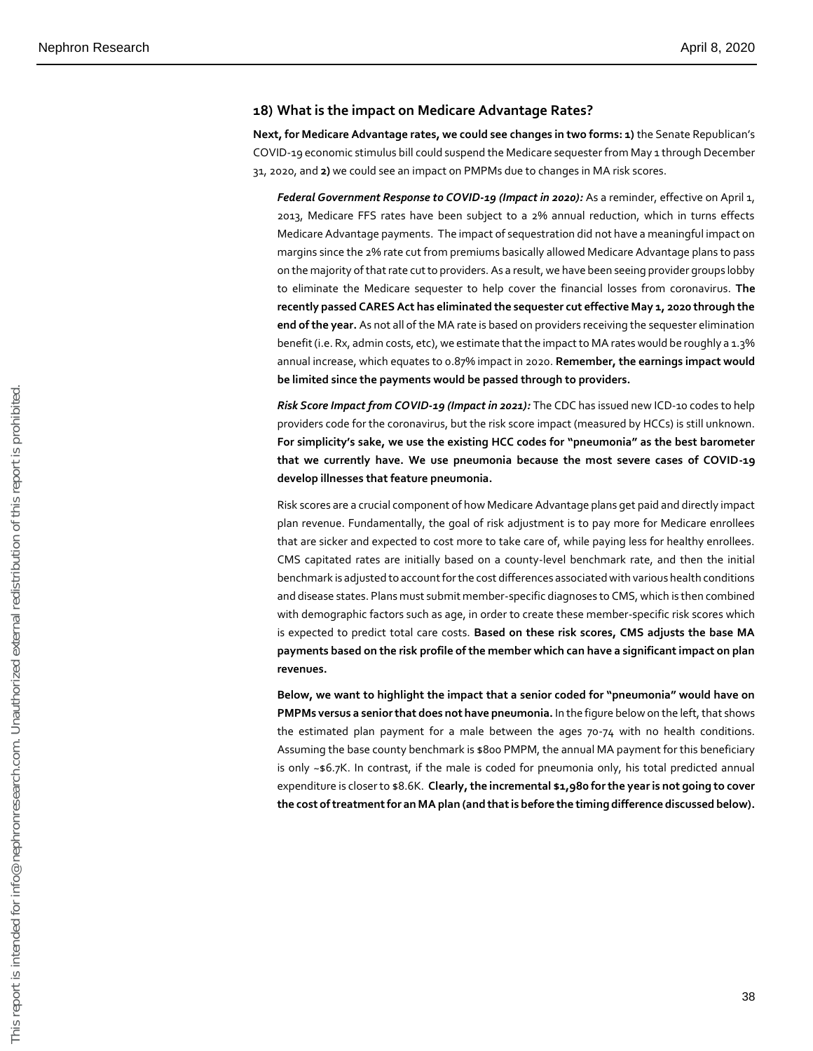### 18) What is the impact on Medicare Advantage Rates?

**Next, for Medicare Advantage rates, we could see changes in two forms: 1)** the Senate Republican's COVID-19 economic stimulus bill could suspend the Medicare sequester from May 1 through December 31, 2020, and **2)** we could see an impact on PMPMs due to changes in MA risk scores.

***Federal Government Response to COVID-19 (Impact in 2020):*** As a reminder, effective on April 1, 2013, Medicare FFS rates have been subject to a 2% annual reduction, which in turns effects Medicare Advantage payments. The impact of sequestration did not have a meaningful impact on margins since the 2% rate cut from premiums basically allowed Medicare Advantage plans to pass on the majority of that rate cut to providers. As a result, we have been seeing provider groups lobby to eliminate the Medicare sequester to help cover the financial losses from coronavirus. **The recently passed CARES Act has eliminated the sequester cut effective May 1, 2020 through the end of the year.** As not all of the MA rate is based on providers receiving the sequester elimination benefit (i.e. Rx, admin costs, etc), we estimate that the impact to MA rates would be roughly a 1.3% annual increase, which equates to 0.87% impact in 2020. **Remember, the earnings impact would be limited since the payments would be passed through to providers.**

***Risk Score Impact from COVID-19 (Impact in 2021):*** The CDC has issued new ICD-10 codes to help providers code for the coronavirus, but the risk score impact (measured by HCCs) is still unknown. **For simplicity's sake, we use the existing HCC codes for "pneumonia" as the best barometer that we currently have. We use pneumonia because the most severe cases of COVID-19 develop illnesses that feature pneumonia.**

Risk scores are a crucial component of how Medicare Advantage plans get paid and directly impact plan revenue. Fundamentally, the goal of risk adjustment is to pay more for Medicare enrollees that are sicker and expected to cost more to take care of, while paying less for healthy enrollees. CMS capitated rates are initially based on a county-level benchmark rate, and then the initial benchmark is adjusted to account for the cost differences associated with various health conditions and disease states. Plans must submit member-specific diagnoses to CMS, which is then combined with demographic factors such as age, in order to create these member-specific risk scores which is expected to predict total care costs. **Based on these risk scores, CMS adjusts the base MA payments based on the risk profile of the member which can have a significant impact on plan revenues.**

**Below, we want to highlight the impact that a senior coded for "pneumonia" would have on PMPMs versus a senior that does not have pneumonia.** In the figure below on the left, that shows the estimated plan payment for a male between the ages 70-74 with no health conditions. Assuming the base county benchmark is $800 PMPM, the annual MA payment for this beneficiary is only ~$6.7K. In contrast, if the male is coded for pneumonia only, his total predicted annual expenditure is closer to $8.6K. **Clearly, the incremental $1,980 for the year is not going to cover the cost of treatment for an MA plan (and that is before the timing difference discussed below).**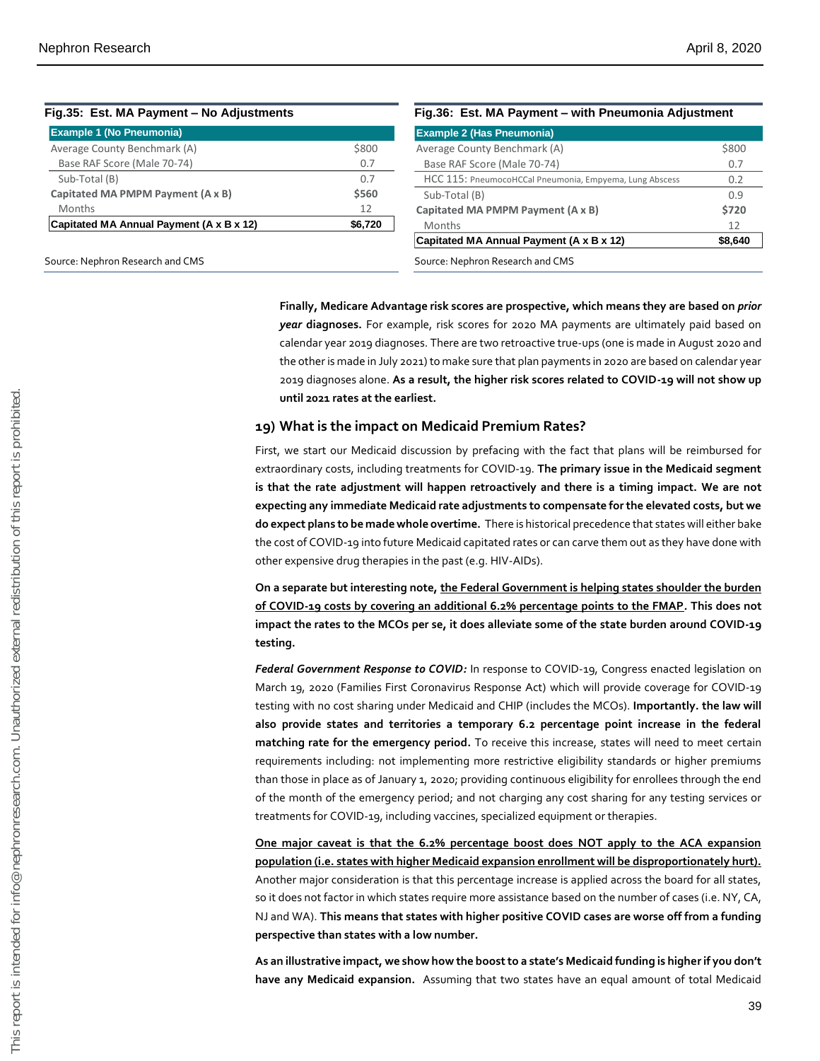**Fig.35: Est. MA Payment – No Adjustments**

| Example 1 (No Pneumonia) | |
|---|---|
| Average County Benchmark (A) | $800 |
| Base RAF Score (Male 70-74) | 0.7 |
| Sub-Total (B) | 0.7 |
| **Capitated MA PMPM Payment (A x B)** | **$560** |
| Months | 12 |
| **Capitated MA Annual Payment (A x B x 12)** | **$6,720** |

Source: Nephron Research and CMS

**Fig.36: Est. MA Payment – with Pneumonia Adjustment**

| Example 2 (Has Pneumonia) | |
|---|---|
| Average County Benchmark (A) | $800 |
| Base RAF Score (Male 70-74) | 0.7 |
| HCC 115: PneumocoHCCal Pneumonia, Empyema, Lung Abscess | 0.2 |
| Sub-Total (B) | 0.9 |
| **Capitated MA PMPM Payment (A x B)** | **$720** |
| Months | 12 |
| **Capitated MA Annual Payment (A x B x 12)** | **$8,640** |

Source: Nephron Research and CMS

**Finally, Medicare Advantage risk scores are prospective, which means they are based on *prior year* diagnoses.** For example, risk scores for 2020 MA payments are ultimately paid based on calendar year 2019 diagnoses. There are two retroactive true-ups (one is made in August 2020 and the other is made in July 2021) to make sure that plan payments in 2020 are based on calendar year 2019 diagnoses alone. **As a result, the higher risk scores related to COVID-19 will not show up until 2021 rates at the earliest.**

## 19) What is the impact on Medicaid Premium Rates?

First, we start our Medicaid discussion by prefacing with the fact that plans will be reimbursed for extraordinary costs, including treatments for COVID-19. **The primary issue in the Medicaid segment is that the rate adjustment will happen retroactively and there is a timing impact. We are not expecting any immediate Medicaid rate adjustments to compensate for the elevated costs, but we do expect plans to be made whole overtime.** There is historical precedence that states will either bake the cost of COVID-19 into future Medicaid capitated rates or can carve them out as they have done with other expensive drug therapies in the past (e.g. HIV-AIDs).

**On a separate but interesting note, <u>the Federal Government is helping states shoulder the burden of COVID-19 costs by covering an additional 6.2% percentage points to the FMAP</u>. This does not impact the rates to the MCOs per se, it does alleviate some of the state burden around COVID-19 testing.**

***Federal Government Response to COVID:*** In response to COVID-19, Congress enacted legislation on March 19, 2020 (Families First Coronavirus Response Act) which will provide coverage for COVID-19 testing with no cost sharing under Medicaid and CHIP (includes the MCOs). **Importantly. the law will also provide states and territories a temporary 6.2 percentage point increase in the federal matching rate for the emergency period.** To receive this increase, states will need to meet certain requirements including: not implementing more restrictive eligibility standards or higher premiums than those in place as of January 1, 2020; providing continuous eligibility for enrollees through the end of the month of the emergency period; and not charging any cost sharing for any testing services or treatments for COVID-19, including vaccines, specialized equipment or therapies.

**<u>One major caveat is that the 6.2% percentage boost does NOT apply to the ACA expansion population (i.e. states with higher Medicaid expansion enrollment will be disproportionately hurt).</u>** Another major consideration is that this percentage increase is applied across the board for all states, so it does not factor in which states require more assistance based on the number of cases (i.e. NY, CA, NJ and WA). **This means that states with higher positive COVID cases are worse off from a funding perspective than states with a low number.**

**As an illustrative impact, we show how the boost to a state's Medicaid funding is higher if you don't have any Medicaid expansion.** Assuming that two states have an equal amount of total Medicaid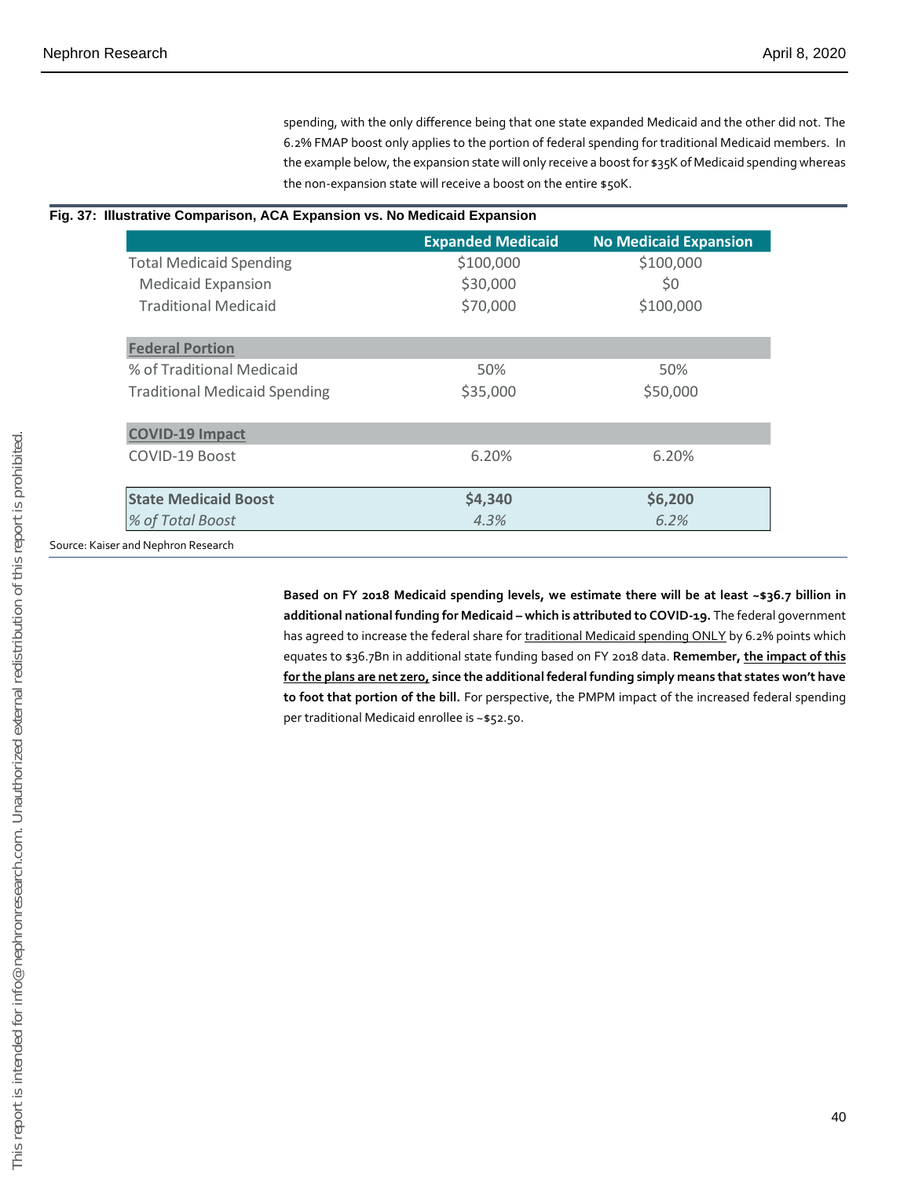spending, with the only difference being that one state expanded Medicaid and the other did not. The 6.2% FMAP boost only applies to the portion of federal spending for traditional Medicaid members. In the example below, the expansion state will only receive a boost for $35K of Medicaid spending whereas the non-expansion state will receive a boost on the entire $50K.

**Fig. 37: Illustrative Comparison, ACA Expansion vs. No Medicaid Expansion**

| | Expanded Medicaid | No Medicaid Expansion |
|---|---|---|
| Total Medicaid Spending | $100,000 | $100,000 |
| Medicaid Expansion | $30,000 | $0 |
| Traditional Medicaid | $70,000 | $100,000 |
| **Federal Portion** | | |
| % of Traditional Medicaid | 50% | 50% |
| Traditional Medicaid Spending | $35,000 | $50,000 |
| **COVID-19 Impact** | | |
| COVID-19 Boost | 6.20% | 6.20% |
| **State Medicaid Boost** | **$4,340** | **$6,200** |
| *% of Total Boost* | *4.3%* | *6.2%* |

Source: Kaiser and Nephron Research

**Based on FY 2018 Medicaid spending levels, we estimate there will be at least ~$36.7 billion in additional national funding for Medicaid – which is attributed to COVID-19.** The federal government has agreed to increase the federal share for traditional Medicaid spending ONLY by 6.2% points which equates to $36.7Bn in additional state funding based on FY 2018 data. **Remember, the impact of this for the plans are net zero, since the additional federal funding simply means that states won't have to foot that portion of the bill.** For perspective, the PMPM impact of the increased federal spending per traditional Medicaid enrollee is ~$52.50.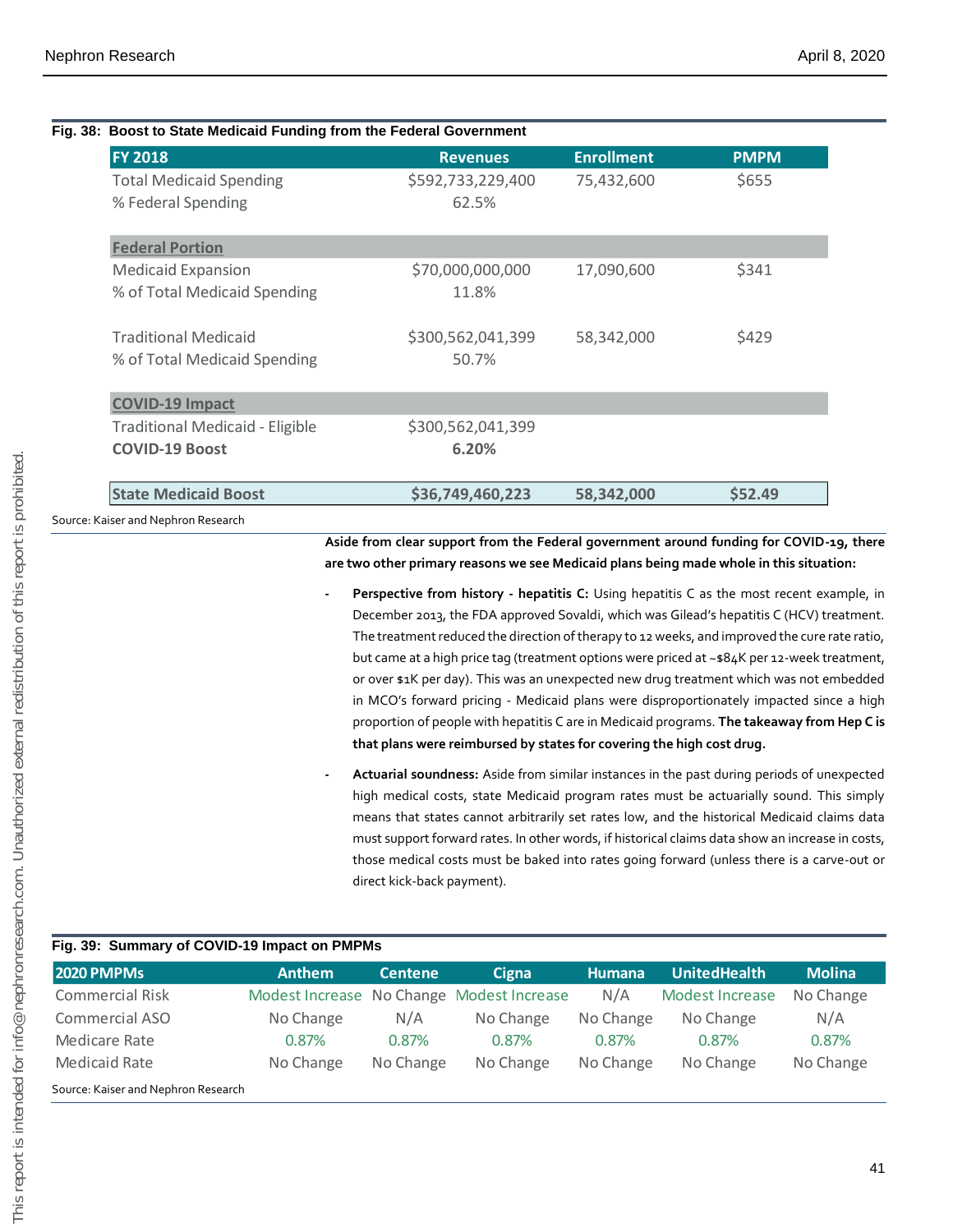**Fig. 38: Boost to State Medicaid Funding from the Federal Government**

| FY 2018 | Revenues | Enrollment | PMPM |
|---|---|---|---|
| Total Medicaid Spending | $592,733,229,400 | 75,432,600 | $655 |
| % Federal Spending | 62.5% | | |
| **Federal Portion** | | | |
| Medicaid Expansion | $70,000,000,000 | 17,090,600 | $341 |
| % of Total Medicaid Spending | 11.8% | | |
| Traditional Medicaid | $300,562,041,399 | 58,342,000 | $429 |
| % of Total Medicaid Spending | 50.7% | | |
| **COVID-19 Impact** | | | |
| Traditional Medicaid - Eligible | $300,562,041,399 | | |
| **COVID-19 Boost** | **6.20%** | | |
| **State Medicaid Boost** | **$36,749,460,223** | **58,342,000** | **$52.49** |

Source: Kaiser and Nephron Research

**Aside from clear support from the Federal government around funding for COVID-19, there are two other primary reasons we see Medicaid plans being made whole in this situation:**

- **Perspective from history - hepatitis C:** Using hepatitis C as the most recent example, in December 2013, the FDA approved Sovaldi, which was Gilead's hepatitis C (HCV) treatment. The treatment reduced the direction of therapy to 12 weeks, and improved the cure rate ratio, but came at a high price tag (treatment options were priced at ~$84K per 12-week treatment, or over $1K per day). This was an unexpected new drug treatment which was not embedded in MCO's forward pricing - Medicaid plans were disproportionately impacted since a high proportion of people with hepatitis C are in Medicaid programs. **The takeaway from Hep C is that plans were reimbursed by states for covering the high cost drug.**
- **Actuarial soundness:** Aside from similar instances in the past during periods of unexpected high medical costs, state Medicaid program rates must be actuarially sound. This simply means that states cannot arbitrarily set rates low, and the historical Medicaid claims data must support forward rates. In other words, if historical claims data show an increase in costs, those medical costs must be baked into rates going forward (unless there is a carve-out or direct kick-back payment).

**Fig. 39: Summary of COVID-19 Impact on PMPMs**

| 2020 PMPMs | Anthem | Centene | Cigna | Humana | UnitedHealth | Molina |
|---|---|---|---|---|---|---|
| Commercial Risk | Modest Increase | No Change | Modest Increase | N/A | Modest Increase | No Change |
| Commercial ASO | No Change | N/A | No Change | No Change | No Change | N/A |
| Medicare Rate | 0.87% | 0.87% | 0.87% | 0.87% | 0.87% | 0.87% |
| Medicaid Rate | No Change | No Change | No Change | No Change | No Change | No Change |

Source: Kaiser and Nephron Research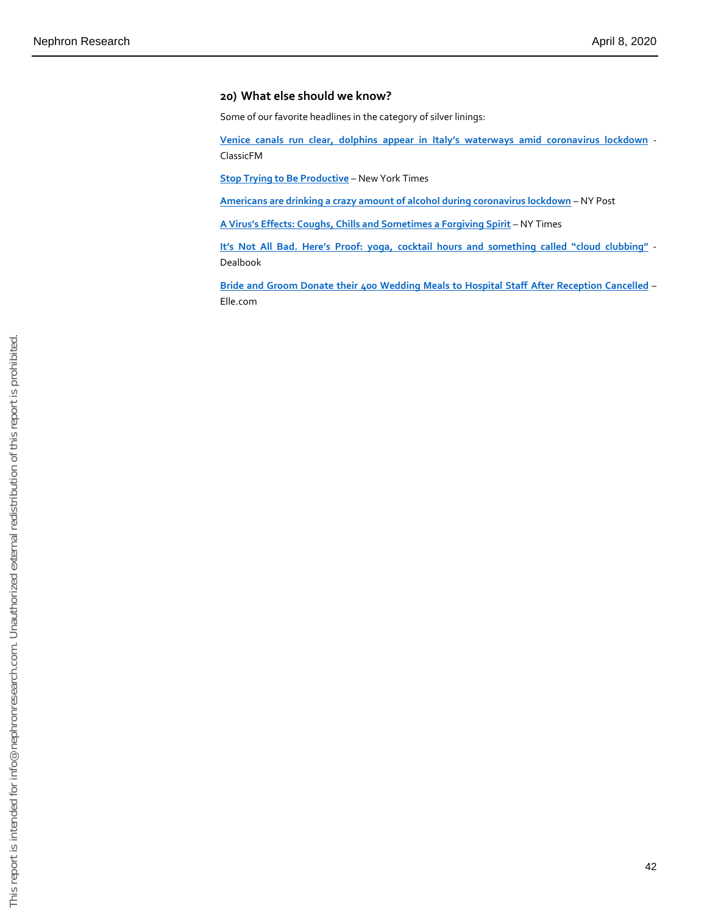## 20) What else should we know?

Some of our favorite headlines in the category of silver linings:

**Venice canals run clear, dolphins appear in Italy's waterways amid coronavirus lockdown** - ClassicFM

**Stop Trying to Be Productive** – New York Times

**Americans are drinking a crazy amount of alcohol during coronavirus lockdown** – NY Post

**A Virus's Effects: Coughs, Chills and Sometimes a Forgiving Spirit** – NY Times

**It's Not All Bad. Here's Proof: yoga, cocktail hours and something called "cloud clubbing"** - Dealbook

**Bride and Groom Donate their 400 Wedding Meals to Hospital Staff After Reception Cancelled** – Elle.com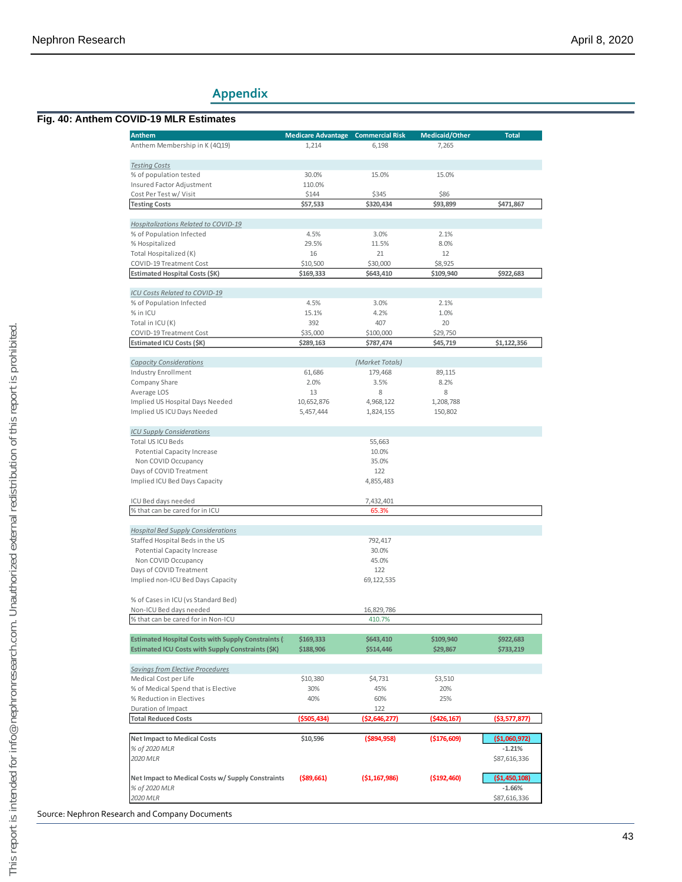## Appendix

### Fig. 40: Anthem COVID-19 MLR Estimates

| Anthem | Medicare Advantage | Commercial Risk | Medicaid/Other | Total |
|---|---|---|---|---|
| Anthem Membership in K (4Q19) | 1,214 | 6,198 | 7,265 | |
| | | | | |
| *Testing Costs* | | | | |
| % of population tested | 30.0% | 15.0% | 15.0% | |
| Insured Factor Adjustment | 110.0% | | | |
| Cost Per Test w/ Visit | $144 | $345 | $86 | |
| **Testing Costs** | **$57,533** | **$320,434** | **$93,899** | **$471,867** |
| | | | | |
| *Hospitalizations Related to COVID-19* | | | | |
| % of Population Infected | 4.5% | 3.0% | 2.1% | |
| % Hospitalized | 29.5% | 11.5% | 8.0% | |
| Total Hospitalized (K) | 16 | 21 | 12 | |
| COVID-19 Treatment Cost | $10,500 | $30,000 | $8,925 | |
| **Estimated Hospital Costs ($K)** | **$169,333** | **$643,410** | **$109,940** | **$922,683** |
| | | | | |
| *ICU Costs Related to COVID-19* | | | | |
| % of Population Infected | 4.5% | 3.0% | 2.1% | |
| % in ICU | 15.1% | 4.2% | 1.0% | |
| Total in ICU (K) | 392 | 407 | 20 | |
| COVID-19 Treatment Cost | $35,000 | $100,000 | $29,750 | |
| **Estimated ICU Costs ($K)** | **$289,163** | **$787,474** | **$45,719** | **$1,122,356** |
| | | | | |
| *Capacity Considerations* | | *(Market Totals)* | | |
| Industry Enrollment | 61,686 | 179,468 | 89,115 | |
| Company Share | 2.0% | 3.5% | 8.2% | |
| Average LOS | 13 | 8 | 8 | |
| Implied US Hospital Days Needed | 10,652,876 | 4,968,122 | 1,208,788 | |
| Implied US ICU Days Needed | 5,457,444 | 1,824,155 | 150,802 | |
| | | | | |
| *ICU Supply Considerations* | | | | |
| Total US ICU Beds | | 55,663 | | |
| Potential Capacity Increase | | 10.0% | | |
| Non COVID Occupancy | | 35.0% | | |
| Days of COVID Treatment | | 122 | | |
| Implied ICU Bed Days Capacity | | 4,855,483 | | |
| | | | | |
| ICU Bed days needed | | 7,432,401 | | |
| % that can be cared for in ICU | | 65.3% | | |
| | | | | |
| *Hospital Bed Supply Considerations* | | | | |
| Staffed Hospital Beds in the US | | 792,417 | | |
| Potential Capacity Increase | | 30.0% | | |
| Non COVID Occupancy | | 45.0% | | |
| Days of COVID Treatment | | 122 | | |
| Implied non-ICU Bed Days Capacity | | 69,122,535 | | |
| | | | | |
| % of Cases in ICU (vs Standard Bed) | | | | |
| Non-ICU Bed days needed | | 16,829,786 | | |
| % that can be cared for in Non-ICU | | 410.7% | | |
| | | | | |
| **Estimated Hospital Costs with Supply Constraints (** | **$169,333** | **$643,410** | **$109,940** | **$922,683** |
| **Estimated ICU Costs with Supply Constraints ($K)** | **$188,906** | **$514,446** | **$29,867** | **$733,219** |
| | | | | |
| *Savings from Elective Procedures* | | | | |
| Medical Cost per Life | $10,380 | $4,731 | $3,510 | |
| % of Medical Spend that is Elective | 30% | 45% | 20% | |
| % Reduction in Electives | 40% | 60% | 25% | |
| Duration of Impact | | 122 | | |
| **Total Reduced Costs** | **($505,434)** | **($2,646,277)** | **($426,167)** | **($3,577,877)** |
| | | | | |
| **Net Impact to Medical Costs** | **$10,596** | **($894,958)** | **($176,609)** | **($1,060,972)** |
| *% of 2020 MLR* | | | | **-1.21%** |
| *2020 MLR* | | | | $87,616,336 |
| | | | | |
| **Net Impact to Medical Costs w/ Supply Constraints** | **($89,661)** | **($1,167,986)** | **($192,460)** | **($1,450,108)** |
| *% of 2020 MLR* | | | | **-1.66%** |
| *2020 MLR* | | | | $87,616,336 |

Source: Nephron Research and Company Documents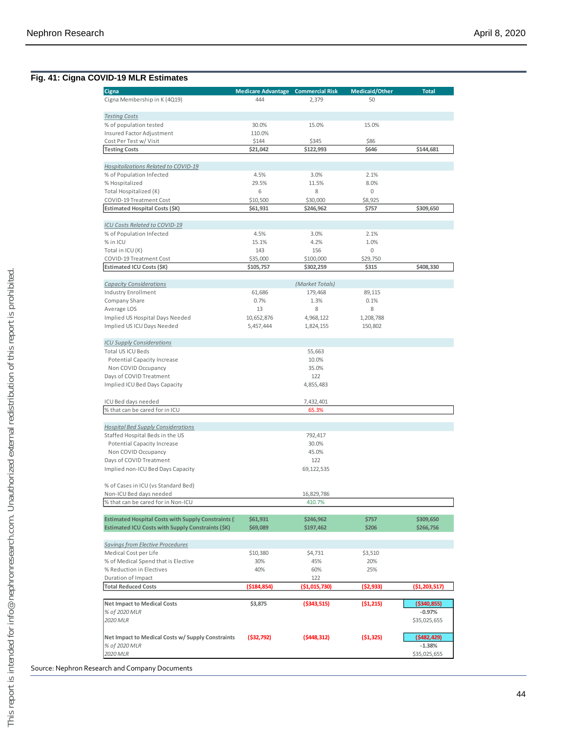## Fig. 41: Cigna COVID-19 MLR Estimates

| Cigna | Medicare Advantage | Commercial Risk | Medicaid/Other | Total |
|---|---|---|---|---|
| Cigna Membership in K (4Q19) | 444 | 2,379 | 50 | |
| | | | | |
| *Testing Costs* | | | | |
| % of population tested | 30.0% | 15.0% | 15.0% | |
| Insured Factor Adjustment | 110.0% | | | |
| Cost Per Test w/ Visit | $144 | $345 | $86 | |
| **Testing Costs** | **$21,042** | **$122,993** | **$646** | **$144,681** |
| | | | | |
| *Hospitalizations Related to COVID-19* | | | | |
| % of Population Infected | 4.5% | 3.0% | 2.1% | |
| % Hospitalized | 29.5% | 11.5% | 8.0% | |
| Total Hospitalized (K) | 6 | 8 | 0 | |
| COVID-19 Treatment Cost | $10,500 | $30,000 | $8,925 | |
| **Estimated Hospital Costs ($K)** | **$61,931** | **$246,962** | **$757** | **$309,650** |
| | | | | |
| *ICU Costs Related to COVID-19* | | | | |
| % of Population Infected | 4.5% | 3.0% | 2.1% | |
| % in ICU | 15.1% | 4.2% | 1.0% | |
| Total in ICU (K) | 143 | 156 | 0 | |
| COVID-19 Treatment Cost | $35,000 | $100,000 | $29,750 | |
| **Estimated ICU Costs ($K)** | **$105,757** | **$302,259** | **$315** | **$408,330** |
| | | | | |
| *Capacity Considerations* | | *(Market Totals)* | | |
| Industry Enrollment | 61,686 | 179,468 | 89,115 | |
| Company Share | 0.7% | 1.3% | 0.1% | |
| Average LOS | 13 | 8 | 8 | |
| Implied US Hospital Days Needed | 10,652,876 | 4,968,122 | 1,208,788 | |
| Implied US ICU Days Needed | 5,457,444 | 1,824,155 | 150,802 | |
| | | | | |
| *ICU Supply Considerations* | | | | |
| Total US ICU Beds | | 55,663 | | |
| Potential Capacity Increase | | 10.0% | | |
| Non COVID Occupancy | | 35.0% | | |
| Days of COVID Treatment | | 122 | | |
| Implied ICU Bed Days Capacity | | 4,855,483 | | |
| | | | | |
| ICU Bed days needed | | 7,432,401 | | |
| % that can be cared for in ICU | | 65.3% | | |
| | | | | |
| *Hospital Bed Supply Considerations* | | | | |
| Staffed Hospital Beds in the US | | 792,417 | | |
| Potential Capacity Increase | | 30.0% | | |
| Non COVID Occupancy | | 45.0% | | |
| Days of COVID Treatment | | 122 | | |
| Implied non-ICU Bed Days Capacity | | 69,122,535 | | |
| | | | | |
| % of Cases in ICU (vs Standard Bed) | | | | |
| Non-ICU Bed days needed | | 16,829,786 | | |
| % that can be cared for in Non-ICU | | 410.7% | | |
| | | | | |
| **Estimated Hospital Costs with Supply Constraints (** | **$61,931** | **$246,962** | **$757** | **$309,650** |
| **Estimated ICU Costs with Supply Constraints ($K)** | **$69,089** | **$197,462** | **$206** | **$266,756** |
| | | | | |
| *Savings from Elective Procedures* | | | | |
| Medical Cost per Life | $10,380 | $4,731 | $3,510 | |
| % of Medical Spend that is Elective | 30% | 45% | 20% | |
| % Reduction in Electives | 40% | 60% | 25% | |
| Duration of Impact | | 122 | | |
| **Total Reduced Costs** | **($184,854)** | **($1,015,730)** | **($2,933)** | **($1,203,517)** |
| | | | | |
| **Net Impact to Medical Costs** | **$3,875** | **($343,515)** | **($1,215)** | **($340,855)** |
| *% of 2020 MLR* | | | | **-0.97%** |
| *2020 MLR* | | | | $35,025,655 |
| | | | | |
| **Net Impact to Medical Costs w/ Supply Constraints** | **($32,792)** | **($448,312)** | **($1,325)** | **($482,429)** |
| *% of 2020 MLR* | | | | **-1.38%** |
| *2020 MLR* | | | | $35,025,655 |

Source: Nephron Research and Company Documents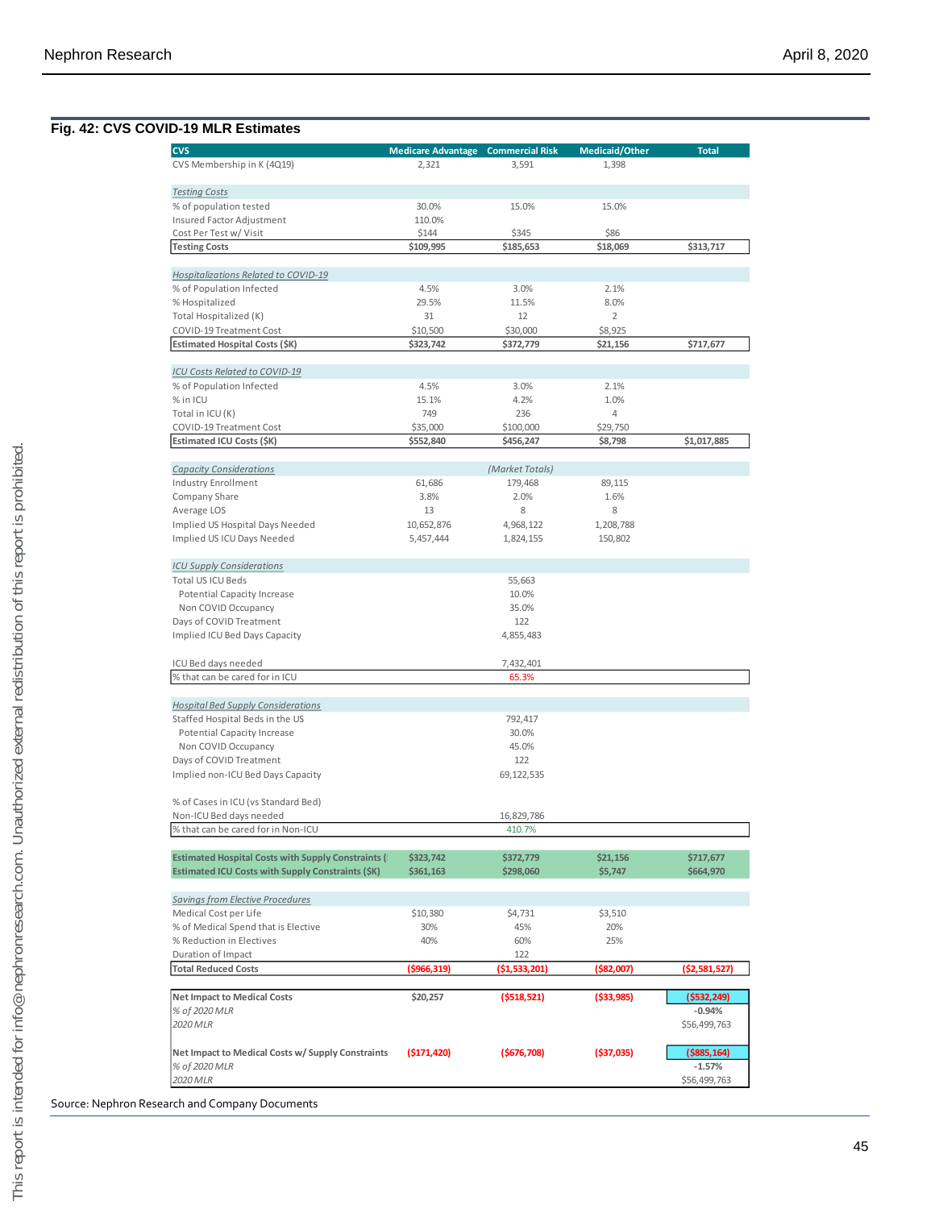## Fig. 42: CVS COVID-19 MLR Estimates

| CVS | Medicare Advantage | Commercial Risk | Medicaid/Other | Total |
|---|---|---|---|---|
| CVS Membership in K (4Q19) | 2,321 | 3,591 | 1,398 | |
| | | | | |
| *Testing Costs* | | | | |
| % of population tested | 30.0% | 15.0% | 15.0% | |
| Insured Factor Adjustment | 110.0% | | | |
| Cost Per Test w/ Visit | $144 | $345 | $86 | |
| **Testing Costs** | **$109,995** | **$185,653** | **$18,069** | **$313,717** |
| | | | | |
| *Hospitalizations Related to COVID-19* | | | | |
| % of Population Infected | 4.5% | 3.0% | 2.1% | |
| % Hospitalized | 29.5% | 11.5% | 8.0% | |
| Total Hospitalized (K) | 31 | 12 | 2 | |
| COVID-19 Treatment Cost | $10,500 | $30,000 | $8,925 | |
| **Estimated Hospital Costs ($K)** | **$323,742** | **$372,779** | **$21,156** | **$717,677** |
| | | | | |
| *ICU Costs Related to COVID-19* | | | | |
| % of Population Infected | 4.5% | 3.0% | 2.1% | |
| % in ICU | 15.1% | 4.2% | 1.0% | |
| Total in ICU (K) | 749 | 236 | 4 | |
| COVID-19 Treatment Cost | $35,000 | $100,000 | $29,750 | |
| **Estimated ICU Costs ($K)** | **$552,840** | **$456,247** | **$8,798** | **$1,017,885** |
| | | | | |
| *Capacity Considerations* | | *(Market Totals)* | | |
| Industry Enrollment | 61,686 | 179,468 | 89,115 | |
| Company Share | 3.8% | 2.0% | 1.6% | |
| Average LOS | 13 | 8 | 8 | |
| Implied US Hospital Days Needed | 10,652,876 | 4,968,122 | 1,208,788 | |
| Implied US ICU Days Needed | 5,457,444 | 1,824,155 | 150,802 | |
| | | | | |
| *ICU Supply Considerations* | | | | |
| Total US ICU Beds | | 55,663 | | |
| Potential Capacity Increase | | 10.0% | | |
| Non COVID Occupancy | | 35.0% | | |
| Days of COVID Treatment | | 122 | | |
| Implied ICU Bed Days Capacity | | 4,855,483 | | |
| | | | | |
| ICU Bed days needed | | 7,432,401 | | |
| % that can be cared for in ICU | | 65.3% | | |
| | | | | |
| *Hospital Bed Supply Considerations* | | | | |
| Staffed Hospital Beds in the US | | 792,417 | | |
| Potential Capacity Increase | | 30.0% | | |
| Non COVID Occupancy | | 45.0% | | |
| Days of COVID Treatment | | 122 | | |
| Implied non-ICU Bed Days Capacity | | 69,122,535 | | |
| | | | | |
| % of Cases in ICU (vs Standard Bed) | | | | |
| Non-ICU Bed days needed | | 16,829,786 | | |
| % that can be cared for in Non-ICU | | 410.7% | | |
| | | | | |
| **Estimated Hospital Costs with Supply Constraints ($K)** | **$323,742** | **$372,779** | **$21,156** | **$717,677** |
| **Estimated ICU Costs with Supply Constraints ($K)** | **$361,163** | **$298,060** | **$5,747** | **$664,970** |
| | | | | |
| *Savings from Elective Procedures* | | | | |
| Medical Cost per Life | $10,380 | $4,731 | $3,510 | |
| % of Medical Spend that is Elective | 30% | 45% | 20% | |
| % Reduction in Electives | 40% | 60% | 25% | |
| Duration of Impact | | 122 | | |
| **Total Reduced Costs** | **($966,319)** | **($1,533,201)** | **($82,007)** | **($2,581,527)** |
| | | | | |
| **Net Impact to Medical Costs** | **$20,257** | **($518,521)** | **($33,985)** | **($532,249)** |
| *% of 2020 MLR* | | | | **-0.94%** |
| *2020 MLR* | | | | $56,499,763 |
| | | | | |
| **Net Impact to Medical Costs w/ Supply Constraints** | **($171,420)** | **($676,708)** | **($37,035)** | **($885,164)** |
| *% of 2020 MLR* | | | | **-1.57%** |
| *2020 MLR* | | | | $56,499,763 |

Source: Nephron Research and Company Documents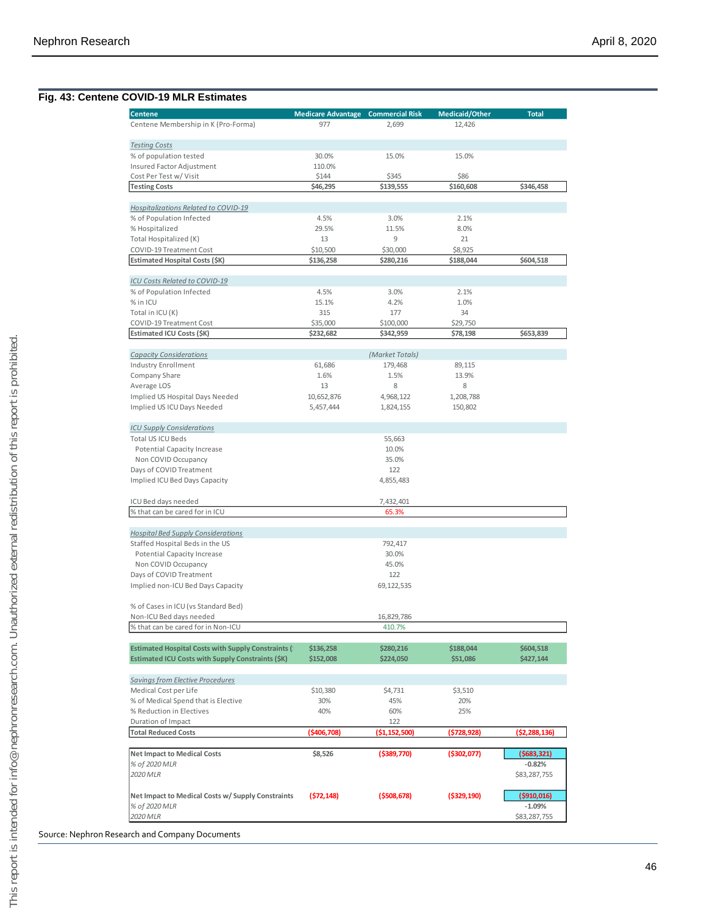### Fig. 43: Centene COVID-19 MLR Estimates

| Centene | Medicare Advantage | Commercial Risk | Medicaid/Other | Total |
|---|---|---|---|---|
| Centene Membership in K (Pro-Forma) | 977 | 2,699 | 12,426 | |
| | | | | |
| *Testing Costs* | | | | |
| % of population tested | 30.0% | 15.0% | 15.0% | |
| Insured Factor Adjustment | 110.0% | | | |
| Cost Per Test w/ Visit | $144 | $345 | $86 | |
| **Testing Costs** | **$46,295** | **$139,555** | **$160,608** | **$346,458** |
| | | | | |
| *Hospitalizations Related to COVID-19* | | | | |
| % of Population Infected | 4.5% | 3.0% | 2.1% | |
| % Hospitalized | 29.5% | 11.5% | 8.0% | |
| Total Hospitalized (K) | 13 | 9 | 21 | |
| COVID-19 Treatment Cost | $10,500 | $30,000 | $8,925 | |
| **Estimated Hospital Costs ($K)** | **$136,258** | **$280,216** | **$188,044** | **$604,518** |
| | | | | |
| *ICU Costs Related to COVID-19* | | | | |
| % of Population Infected | 4.5% | 3.0% | 2.1% | |
| % in ICU | 15.1% | 4.2% | 1.0% | |
| Total in ICU (K) | 315 | 177 | 34 | |
| COVID-19 Treatment Cost | $35,000 | $100,000 | $29,750 | |
| **Estimated ICU Costs ($K)** | **$232,682** | **$342,959** | **$78,198** | **$653,839** |
| | | | | |
| *Capacity Considerations* | | *(Market Totals)* | | |
| Industry Enrollment | 61,686 | 179,468 | 89,115 | |
| Company Share | 1.6% | 1.5% | 13.9% | |
| Average LOS | 13 | 8 | 8 | |
| Implied US Hospital Days Needed | 10,652,876 | 4,968,122 | 1,208,788 | |
| Implied US ICU Days Needed | 5,457,444 | 1,824,155 | 150,802 | |
| | | | | |
| *ICU Supply Considerations* | | | | |
| Total US ICU Beds | | 55,663 | | |
| Potential Capacity Increase | | 10.0% | | |
| Non COVID Occupancy | | 35.0% | | |
| Days of COVID Treatment | | 122 | | |
| Implied ICU Bed Days Capacity | | 4,855,483 | | |
| | | | | |
| ICU Bed days needed | | 7,432,401 | | |
| % that can be cared for in ICU | | 65.3% | | |
| | | | | |
| *Hospital Bed Supply Considerations* | | | | |
| Staffed Hospital Beds in the US | | 792,417 | | |
| Potential Capacity Increase | | 30.0% | | |
| Non COVID Occupancy | | 45.0% | | |
| Days of COVID Treatment | | 122 | | |
| Implied non-ICU Bed Days Capacity | | 69,122,535 | | |
| | | | | |
| % of Cases in ICU (vs Standard Bed) | | | | |
| Non-ICU Bed days needed | | 16,829,786 | | |
| % that can be cared for in Non-ICU | | 410.7% | | |
| | | | | |
| **Estimated Hospital Costs with Supply Constraints (** | **$136,258** | **$280,216** | **$188,044** | **$604,518** |
| **Estimated ICU Costs with Supply Constraints ($K)** | **$152,008** | **$224,050** | **$51,086** | **$427,144** |
| | | | | |
| *Savings from Elective Procedures* | | | | |
| Medical Cost per Life | $10,380 | $4,731 | $3,510 | |
| % of Medical Spend that is Elective | 30% | 45% | 20% | |
| % Reduction in Electives | 40% | 60% | 25% | |
| Duration of Impact | | 122 | | |
| **Total Reduced Costs** | **($406,708)** | **($1,152,500)** | **($728,928)** | **($2,288,136)** |
| | | | | |
| **Net Impact to Medical Costs** | **$8,526** | **($389,770)** | **($302,077)** | **($683,321)** |
| *% of 2020 MLR* | | | | **-0.82%** |
| *2020 MLR* | | | | $83,287,755 |
| | | | | |
| **Net Impact to Medical Costs w/ Supply Constraints** | **($72,148)** | **($508,678)** | **($329,190)** | **($910,016)** |
| *% of 2020 MLR* | | | | **-1.09%** |
| *2020 MLR* | | | | $83,287,755 |

Source: Nephron Research and Company Documents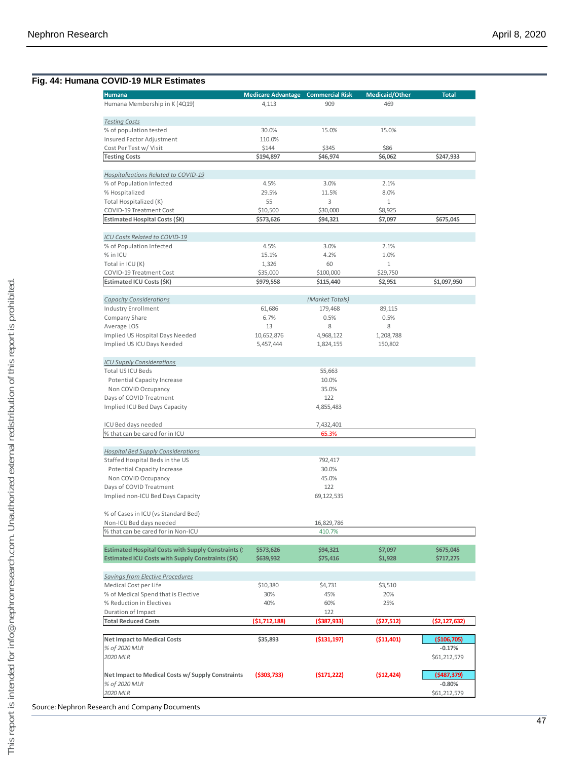## Fig. 44: Humana COVID-19 MLR Estimates

| Humana | Medicare Advantage | Commercial Risk | Medicaid/Other | Total |
|---|---|---|---|---|
| Humana Membership in K (4Q19) | 4,113 | 909 | 469 | |
| *Testing Costs* | | | | |
| % of population tested | 30.0% | 15.0% | 15.0% | |
| Insured Factor Adjustment | 110.0% | | | |
| Cost Per Test w/ Visit | $144 | $345 | $86 | |
| **Testing Costs** | **$194,897** | **$46,974** | **$6,062** | **$247,933** |
| *Hospitalizations Related to COVID-19* | | | | |
| % of Population Infected | 4.5% | 3.0% | 2.1% | |
| % Hospitalized | 29.5% | 11.5% | 8.0% | |
| Total Hospitalized (K) | 55 | 3 | 1 | |
| COVID-19 Treatment Cost | $10,500 | $30,000 | $8,925 | |
| **Estimated Hospital Costs ($K)** | **$573,626** | **$94,321** | **$7,097** | **$675,045** |
| *ICU Costs Related to COVID-19* | | | | |
| % of Population Infected | 4.5% | 3.0% | 2.1% | |
| % in ICU | 15.1% | 4.2% | 1.0% | |
| Total in ICU (K) | 1,326 | 60 | 1 | |
| COVID-19 Treatment Cost | $35,000 | $100,000 | $29,750 | |
| **Estimated ICU Costs ($K)** | **$979,558** | **$115,440** | **$2,951** | **$1,097,950** |
| *Capacity Considerations* | | *(Market Totals)* | | |
| Industry Enrollment | 61,686 | 179,468 | 89,115 | |
| Company Share | 6.7% | 0.5% | 0.5% | |
| Average LOS | 13 | 8 | 8 | |
| Implied US Hospital Days Needed | 10,652,876 | 4,968,122 | 1,208,788 | |
| Implied US ICU Days Needed | 5,457,444 | 1,824,155 | 150,802 | |
| *ICU Supply Considerations* | | | | |
| Total US ICU Beds | | 55,663 | | |
| Potential Capacity Increase | | 10.0% | | |
| Non COVID Occupancy | | 35.0% | | |
| Days of COVID Treatment | | 122 | | |
| Implied ICU Bed Days Capacity | | 4,855,483 | | |
| ICU Bed days needed | | 7,432,401 | | |
| % that can be cared for in ICU | | 65.3% | | |
| *Hospital Bed Supply Considerations* | | | | |
| Staffed Hospital Beds in the US | | 792,417 | | |
| Potential Capacity Increase | | 30.0% | | |
| Non COVID Occupancy | | 45.0% | | |
| Days of COVID Treatment | | 122 | | |
| Implied non-ICU Bed Days Capacity | | 69,122,535 | | |
| % of Cases in ICU (vs Standard Bed) | | | | |
| Non-ICU Bed days needed | | 16,829,786 | | |
| % that can be cared for in Non-ICU | | 410.7% | | |
| **Estimated Hospital Costs with Supply Constraints ($K)** | **$573,626** | **$94,321** | **$7,097** | **$675,045** |
| **Estimated ICU Costs with Supply Constraints ($K)** | **$639,932** | **$75,416** | **$1,928** | **$717,275** |
| *Savings from Elective Procedures* | | | | |
| Medical Cost per Life | $10,380 | $4,731 | $3,510 | |
| % of Medical Spend that is Elective | 30% | 45% | 20% | |
| % Reduction in Electives | 40% | 60% | 25% | |
| Duration of Impact | | 122 | | |
| **Total Reduced Costs** | **($1,712,188)** | **($387,933)** | **($27,512)** | **($2,127,632)** |
| **Net Impact to Medical Costs** | **$35,893** | **($131,197)** | **($11,401)** | **($106,705)** |
| *% of 2020 MLR* | | | | **-0.17%** |
| *2020 MLR* | | | | $61,212,579 |
| **Net Impact to Medical Costs w/ Supply Constraints** | **($303,733)** | **($171,222)** | **($12,424)** | **($487,379)** |
| *% of 2020 MLR* | | | | **-0.80%** |
| *2020 MLR* | | | | $61,212,579 |

Source: Nephron Research and Company Documents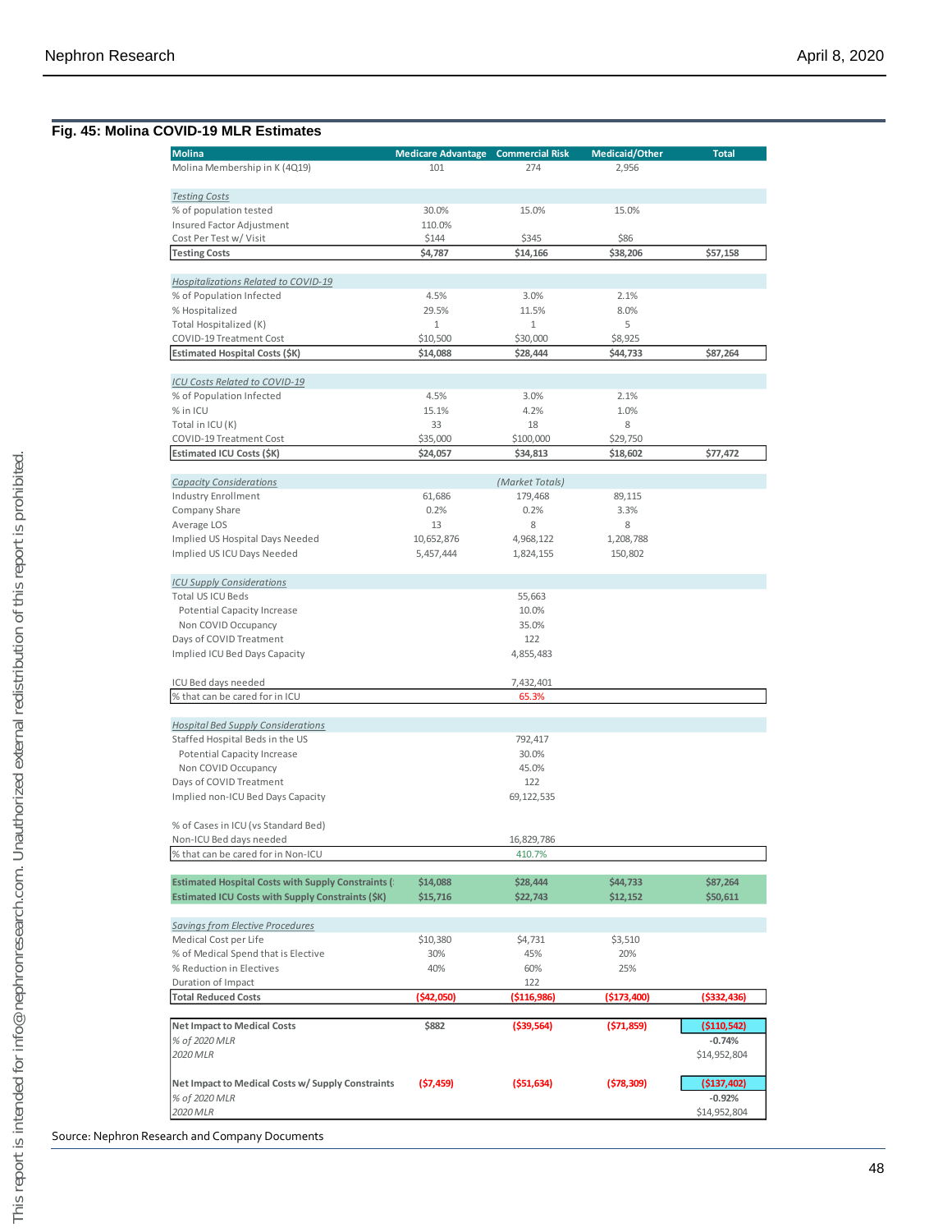### Fig. 45: Molina COVID-19 MLR Estimates

| Molina | Medicare Advantage | Commercial Risk | Medicaid/Other | Total |
|---|---|---|---|---|
| Molina Membership in K (4Q19) | 101 | 274 | 2,956 | |
| *Testing Costs* | | | | |
| % of population tested | 30.0% | 15.0% | 15.0% | |
| Insured Factor Adjustment | 110.0% | | | |
| Cost Per Test w/ Visit | $144 | $345 | $86 | |
| **Testing Costs** | **$4,787** | **$14,166** | **$38,206** | **$57,158** |
| *Hospitalizations Related to COVID-19* | | | | |
| % of Population Infected | 4.5% | 3.0% | 2.1% | |
| % Hospitalized | 29.5% | 11.5% | 8.0% | |
| Total Hospitalized (K) | 1 | 1 | 5 | |
| COVID-19 Treatment Cost | $10,500 | $30,000 | $8,925 | |
| **Estimated Hospital Costs ($K)** | **$14,088** | **$28,444** | **$44,733** | **$87,264** |
| *ICU Costs Related to COVID-19* | | | | |
| % of Population Infected | 4.5% | 3.0% | 2.1% | |
| % in ICU | 15.1% | 4.2% | 1.0% | |
| Total in ICU (K) | 33 | 18 | 8 | |
| COVID-19 Treatment Cost | $35,000 | $100,000 | $29,750 | |
| **Estimated ICU Costs ($K)** | **$24,057** | **$34,813** | **$18,602** | **$77,472** |
| *Capacity Considerations* | | *(Market Totals)* | | |
| Industry Enrollment | 61,686 | 179,468 | 89,115 | |
| Company Share | 0.2% | 0.2% | 3.3% | |
| Average LOS | 13 | 8 | 8 | |
| Implied US Hospital Days Needed | 10,652,876 | 4,968,122 | 1,208,788 | |
| Implied US ICU Days Needed | 5,457,444 | 1,824,155 | 150,802 | |
| *ICU Supply Considerations* | | | | |
| Total US ICU Beds | | 55,663 | | |
| Potential Capacity Increase | | 10.0% | | |
| Non COVID Occupancy | | 35.0% | | |
| Days of COVID Treatment | | 122 | | |
| Implied ICU Bed Days Capacity | | 4,855,483 | | |
| ICU Bed days needed | | 7,432,401 | | |
| % that can be cared for in ICU | | 65.3% | | |
| *Hospital Bed Supply Considerations* | | | | |
| Staffed Hospital Beds in the US | | 792,417 | | |
| Potential Capacity Increase | | 30.0% | | |
| Non COVID Occupancy | | 45.0% | | |
| Days of COVID Treatment | | 122 | | |
| Implied non-ICU Bed Days Capacity | | 69,122,535 | | |
| % of Cases in ICU (vs Standard Bed) | | | | |
| Non-ICU Bed days needed | | 16,829,786 | | |
| % that can be cared for in Non-ICU | | 410.7% | | |
| **Estimated Hospital Costs with Supply Constraints ($K)** | **$14,088** | **$28,444** | **$44,733** | **$87,264** |
| **Estimated ICU Costs with Supply Constraints ($K)** | **$15,716** | **$22,743** | **$12,152** | **$50,611** |
| *Savings from Elective Procedures* | | | | |
| Medical Cost per Life | $10,380 | $4,731 | $3,510 | |
| % of Medical Spend that is Elective | 30% | 45% | 20% | |
| % Reduction in Electives | 40% | 60% | 25% | |
| Duration of Impact | | 122 | | |
| **Total Reduced Costs** | **($42,050)** | **($116,986)** | **($173,400)** | **($332,436)** |
| **Net Impact to Medical Costs** | **$882** | **($39,564)** | **($71,859)** | **($110,542)** |
| *% of 2020 MLR* | | | | **-0.74%** |
| *2020 MLR* | | | | $14,952,804 |
| **Net Impact to Medical Costs w/ Supply Constraints** | **($7,459)** | **($51,634)** | **($78,309)** | **($137,402)** |
| *% of 2020 MLR* | | | | **-0.92%** |
| *2020 MLR* | | | | $14,952,804 |

Source: Nephron Research and Company Documents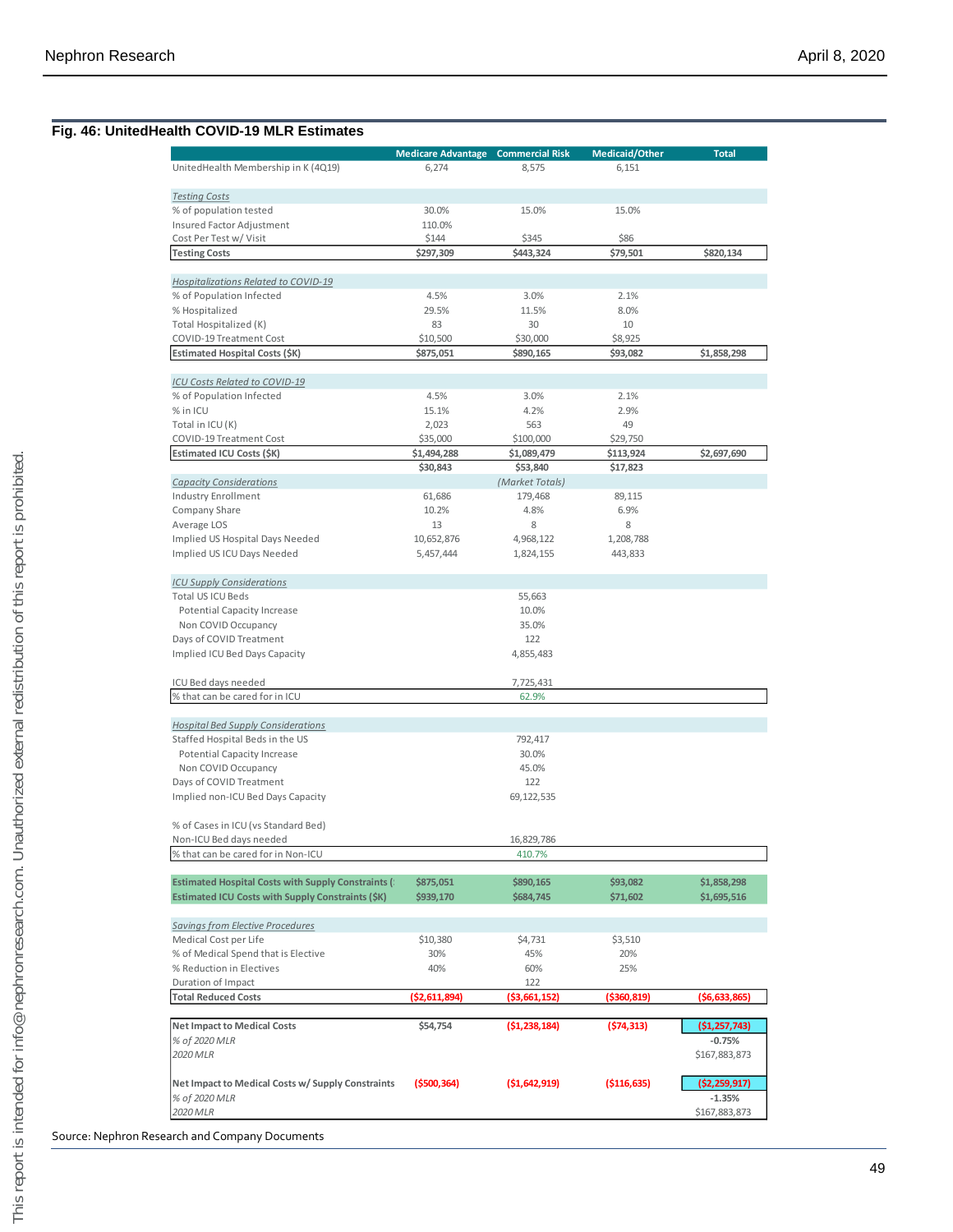## Fig. 46: UnitedHealth COVID-19 MLR Estimates

| | Medicare Advantage | Commercial Risk | Medicaid/Other | Total |
|---|---|---|---|---|
| UnitedHealth Membership in K (4Q19) | 6,274 | 8,575 | 6,151 | |
| | | | | |
| *Testing Costs* | | | | |
| % of population tested | 30.0% | 15.0% | 15.0% | |
| Insured Factor Adjustment | 110.0% | | | |
| Cost Per Test w/ Visit | $144 | $345 | $86 | |
| **Testing Costs** | **$297,309** | **$443,324** | **$79,501** | **$820,134** |
| | | | | |
| *Hospitalizations Related to COVID-19* | | | | |
| % of Population Infected | 4.5% | 3.0% | 2.1% | |
| % Hospitalized | 29.5% | 11.5% | 8.0% | |
| Total Hospitalized (K) | 83 | 30 | 10 | |
| COVID-19 Treatment Cost | $10,500 | $30,000 | $8,925 | |
| **Estimated Hospital Costs ($K)** | **$875,051** | **$890,165** | **$93,082** | **$1,858,298** |
| | | | | |
| *ICU Costs Related to COVID-19* | | | | |
| % of Population Infected | 4.5% | 3.0% | 2.1% | |
| % in ICU | 15.1% | 4.2% | 2.9% | |
| Total in ICU (K) | 2,023 | 563 | 49 | |
| COVID-19 Treatment Cost | $35,000 | $100,000 | $29,750 | |
| **Estimated ICU Costs ($K)** | **$1,494,288** | **$1,089,479** | **$113,924** | **$2,697,690** |
| | **$30,843** | **$53,840** | **$17,823** | |
| *Capacity Considerations* | | *(Market Totals)* | | |
| Industry Enrollment | 61,686 | 179,468 | 89,115 | |
| Company Share | 10.2% | 4.8% | 6.9% | |
| Average LOS | 13 | 8 | 8 | |
| Implied US Hospital Days Needed | 10,652,876 | 4,968,122 | 1,208,788 | |
| Implied US ICU Days Needed | 5,457,444 | 1,824,155 | 443,833 | |
| | | | | |
| *ICU Supply Considerations* | | | | |
| Total US ICU Beds | | 55,663 | | |
| Potential Capacity Increase | | 10.0% | | |
| Non COVID Occupancy | | 35.0% | | |
| Days of COVID Treatment | | 122 | | |
| Implied ICU Bed Days Capacity | | 4,855,483 | | |
| | | | | |
| ICU Bed days needed | | 7,725,431 | | |
| % that can be cared for in ICU | | 62.9% | | |
| | | | | |
| *Hospital Bed Supply Considerations* | | | | |
| Staffed Hospital Beds in the US | | 792,417 | | |
| Potential Capacity Increase | | 30.0% | | |
| Non COVID Occupancy | | 45.0% | | |
| Days of COVID Treatment | | 122 | | |
| Implied non-ICU Bed Days Capacity | | 69,122,535 | | |
| | | | | |
| % of Cases in ICU (vs Standard Bed) | | | | |
| Non-ICU Bed days needed | | 16,829,786 | | |
| % that can be cared for in Non-ICU | | 410.7% | | |
| | | | | |
| **Estimated Hospital Costs with Supply Constraints (** | **$875,051** | **$890,165** | **$93,082** | **$1,858,298** |
| **Estimated ICU Costs with Supply Constraints ($K)** | **$939,170** | **$684,745** | **$71,602** | **$1,695,516** |
| | | | | |
| *Savings from Elective Procedures* | | | | |
| Medical Cost per Life | $10,380 | $4,731 | $3,510 | |
| % of Medical Spend that is Elective | 30% | 45% | 20% | |
| % Reduction in Electives | 40% | 60% | 25% | |
| Duration of Impact | | 122 | | |
| **Total Reduced Costs** | **($2,611,894)** | **($3,661,152)** | **($360,819)** | **($6,633,865)** |
| | | | | |
| **Net Impact to Medical Costs** | **$54,754** | **($1,238,184)** | **($74,313)** | **($1,257,743)** |
| *% of 2020 MLR* | | | | **-0.75%** |
| *2020 MLR* | | | | $167,883,873 |
| | | | | |
| **Net Impact to Medical Costs w/ Supply Constraints** | **($500,364)** | **($1,642,919)** | **($116,635)** | **($2,259,917)** |
| *% of 2020 MLR* | | | | **-1.35%** |
| *2020 MLR* | | | | $167,883,873 |

Source: Nephron Research and Company Documents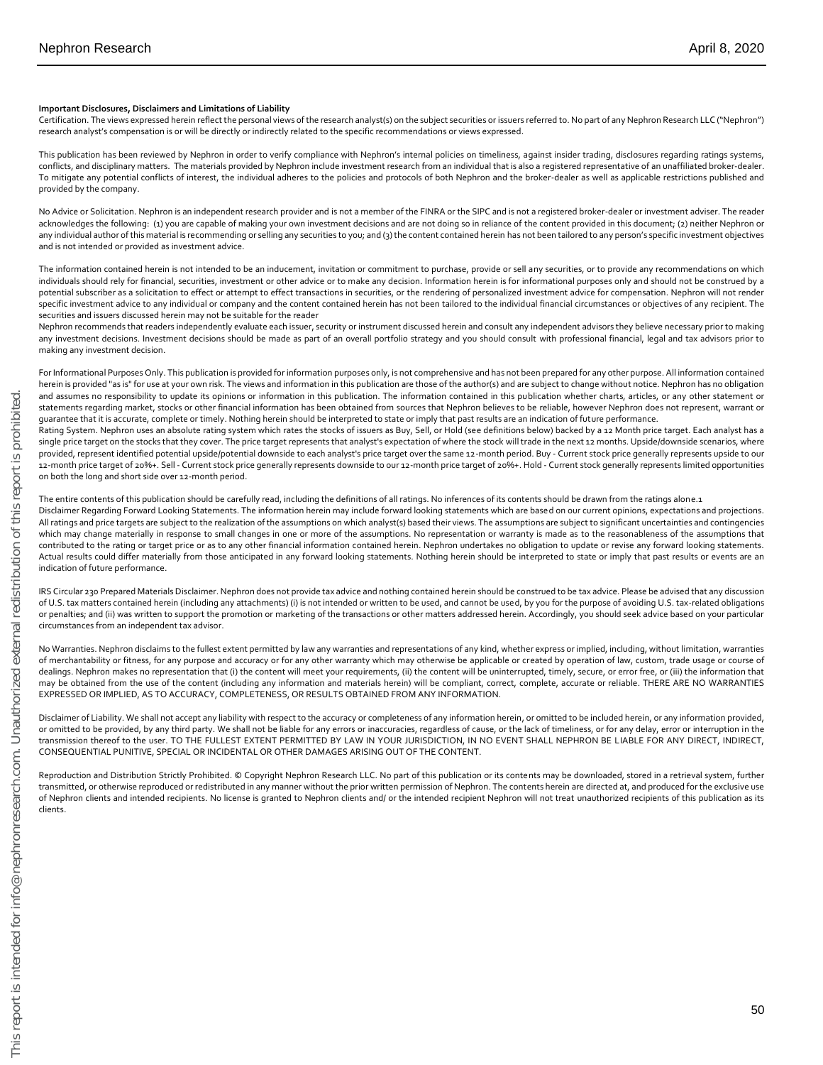**Important Disclosures, Disclaimers and Limitations of Liability**

Certification. The views expressed herein reflect the personal views of the research analyst(s) on the subject securities or issuers referred to. No part of any Nephron Research LLC ("Nephron") research analyst's compensation is or will be directly or indirectly related to the specific recommendations or views expressed.

This publication has been reviewed by Nephron in order to verify compliance with Nephron's internal policies on timeliness, against insider trading, disclosures regarding ratings systems, conflicts, and disciplinary matters. The materials provided by Nephron include investment research from an individual that is also a registered representative of an unaffiliated broker-dealer. To mitigate any potential conflicts of interest, the individual adheres to the policies and protocols of both Nephron and the broker-dealer as well as applicable restrictions published and provided by the company.

No Advice or Solicitation. Nephron is an independent research provider and is not a member of the FINRA or the SIPC and is not a registered broker-dealer or investment adviser. The reader acknowledges the following: (1) you are capable of making your own investment decisions and are not doing so in reliance of the content provided in this document; (2) neither Nephron or any individual author of this material is recommending or selling any securities to you; and (3) the content contained herein has not been tailored to any person's specific investment objectives and is not intended or provided as investment advice.

The information contained herein is not intended to be an inducement, invitation or commitment to purchase, provide or sell any securities, or to provide any recommendations on which individuals should rely for financial, securities, investment or other advice or to make any decision. Information herein is for informational purposes only and should not be construed by a potential subscriber as a solicitation to effect or attempt to effect transactions in securities, or the rendering of personalized investment advice for compensation. Nephron will not render specific investment advice to any individual or company and the content contained herein has not been tailored to the individual financial circumstances or objectives of any recipient. The securities and issuers discussed herein may not be suitable for the reader

Nephron recommends that readers independently evaluate each issuer, security or instrument discussed herein and consult any independent advisors they believe necessary prior to making any investment decisions. Investment decisions should be made as part of an overall portfolio strategy and you should consult with professional financial, legal and tax advisors prior to making any investment decision.

For Informational Purposes Only. This publication is provided for information purposes only, is not comprehensive and has not been prepared for any other purpose. All information contained herein is provided "as is" for use at your own risk. The views and information in this publication are those of the author(s) and are subject to change without notice. Nephron has no obligation and assumes no responsibility to update its opinions or information in this publication. The information contained in this publication whether charts, articles, or any other statement or statements regarding market, stocks or other financial information has been obtained from sources that Nephron believes to be reliable, however Nephron does not represent, warrant or guarantee that it is accurate, complete or timely. Nothing herein should be interpreted to state or imply that past results are an indication of future performance.

Rating System. Nephron uses an absolute rating system which rates the stocks of issuers as Buy, Sell, or Hold (see definitions below) backed by a 12 Month price target. Each analyst has a single price target on the stocks that they cover. The price target represents that analyst's expectation of where the stock will trade in the next 12 months. Upside/downside scenarios, where provided, represent identified potential upside/potential downside to each analyst's price target over the same 12-month period. Buy - Current stock price generally represents upside to our 12-month price target of 20%+. Sell - Current stock price generally represents downside to our 12-month price target of 20%+. Hold - Current stock generally represents limited opportunities on both the long and short side over 12-month period.

The entire contents of this publication should be carefully read, including the definitions of all ratings. No inferences of its contents should be drawn from the ratings alone.1

Disclaimer Regarding Forward Looking Statements. The information herein may include forward looking statements which are based on our current opinions, expectations and projections. All ratings and price targets are subject to the realization of the assumptions on which analyst(s) based their views. The assumptions are subject to significant uncertainties and contingencies which may change materially in response to small changes in one or more of the assumptions. No representation or warranty is made as to the reasonableness of the assumptions that contributed to the rating or target price or as to any other financial information contained herein. Nephron undertakes no obligation to update or revise any forward looking statements. Actual results could differ materially from those anticipated in any forward looking statements. Nothing herein should be interpreted to state or imply that past results or events are an indication of future performance.

IRS Circular 230 Prepared Materials Disclaimer. Nephron does not provide tax advice and nothing contained herein should be construed to be tax advice. Please be advised that any discussion of U.S. tax matters contained herein (including any attachments) (i) is not intended or written to be used, and cannot be used, by you for the purpose of avoiding U.S. tax-related obligations or penalties; and (ii) was written to support the promotion or marketing of the transactions or other matters addressed herein. Accordingly, you should seek advice based on your particular circumstances from an independent tax advisor.

No Warranties. Nephron disclaims to the fullest extent permitted by law any warranties and representations of any kind, whether express or implied, including, without limitation, warranties of merchantability or fitness, for any purpose and accuracy or for any other warranty which may otherwise be applicable or created by operation of law, custom, trade usage or course of dealings. Nephron makes no representation that (i) the content will meet your requirements, (ii) the content will be uninterrupted, timely, secure, or error free, or (iii) the information that may be obtained from the use of the content (including any information and materials herein) will be compliant, correct, complete, accurate or reliable. THERE ARE NO WARRANTIES EXPRESSED OR IMPLIED, AS TO ACCURACY, COMPLETENESS, OR RESULTS OBTAINED FROM ANY INFORMATION.

Disclaimer of Liability. We shall not accept any liability with respect to the accuracy or completeness of any information herein, or omitted to be included herein, or any information provided, or omitted to be provided, by any third party. We shall not be liable for any errors or inaccuracies, regardless of cause, or the lack of timeliness, or for any delay, error or interruption in the transmission thereof to the user. TO THE FULLEST EXTENT PERMITTED BY LAW IN YOUR JURISDICTION, IN NO EVENT SHALL NEPHRON BE LIABLE FOR ANY DIRECT, INDIRECT, CONSEQUENTIAL PUNITIVE, SPECIAL OR INCIDENTAL OR OTHER DAMAGES ARISING OUT OF THE CONTENT.

Reproduction and Distribution Strictly Prohibited. © Copyright Nephron Research LLC. No part of this publication or its contents may be downloaded, stored in a retrieval system, further transmitted, or otherwise reproduced or redistributed in any manner without the prior written permission of Nephron. The contents herein are directed at, and produced for the exclusive use of Nephron clients and intended recipients. No license is granted to Nephron clients and/ or the intended recipient Nephron will not treat unauthorized recipients of this publication as its clients.